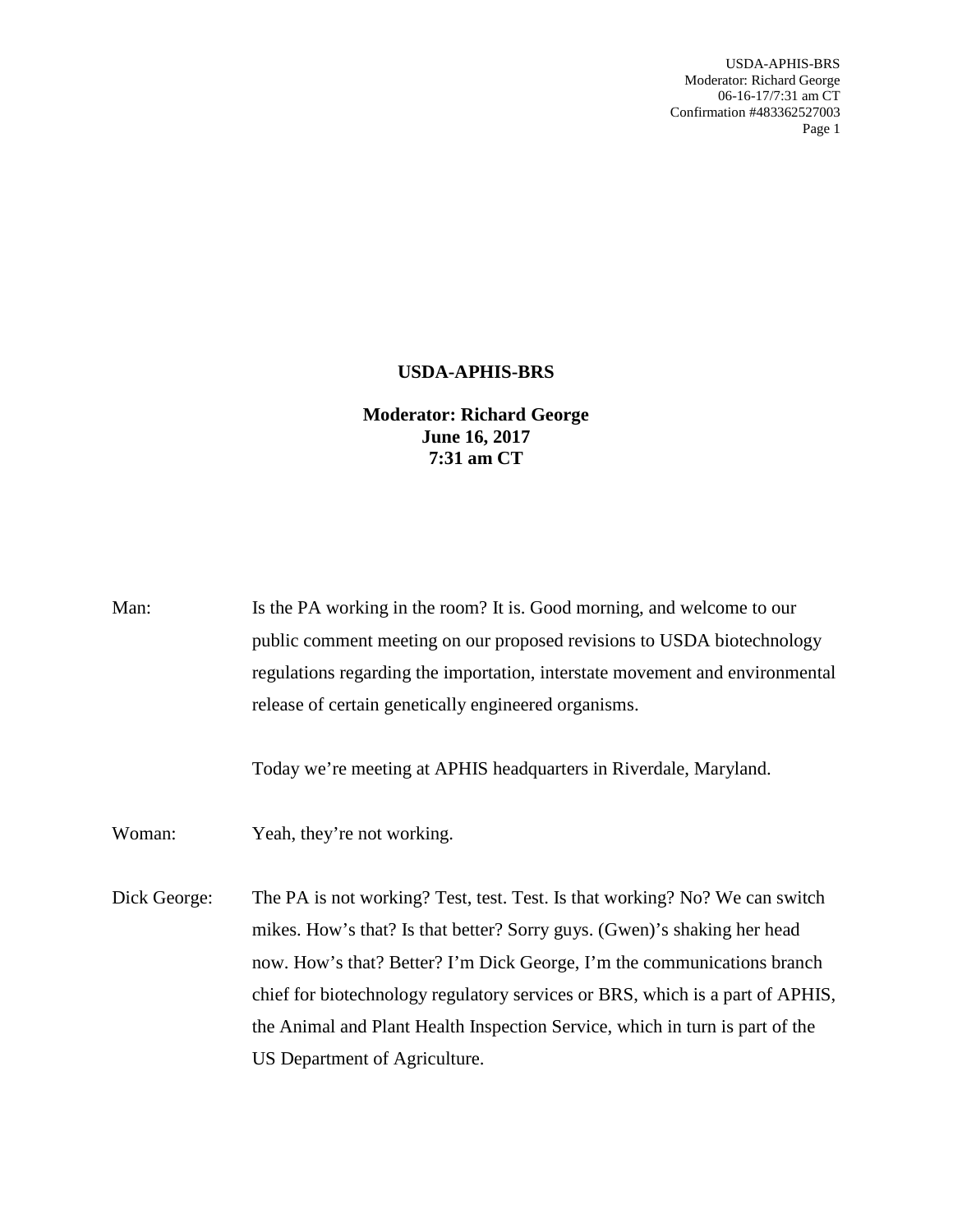# USDA-APHIS-BRS

**Moderator: Richard George**
**June 16, 2017**
**7:31 am CT**

Man: Is the PA working in the room? It is. Good morning, and welcome to our public comment meeting on our proposed revisions to USDA biotechnology regulations regarding the importation, interstate movement and environmental release of certain genetically engineered organisms.

Today we're meeting at APHIS headquarters in Riverdale, Maryland.

Woman: Yeah, they're not working.

Dick George: The PA is not working? Test, test. Test. Is that working? No? We can switch mikes. How's that? Is that better? Sorry guys. (Gwen)'s shaking her head now. How's that? Better? I'm Dick George, I'm the communications branch chief for biotechnology regulatory services or BRS, which is a part of APHIS, the Animal and Plant Health Inspection Service, which in turn is part of the US Department of Agriculture.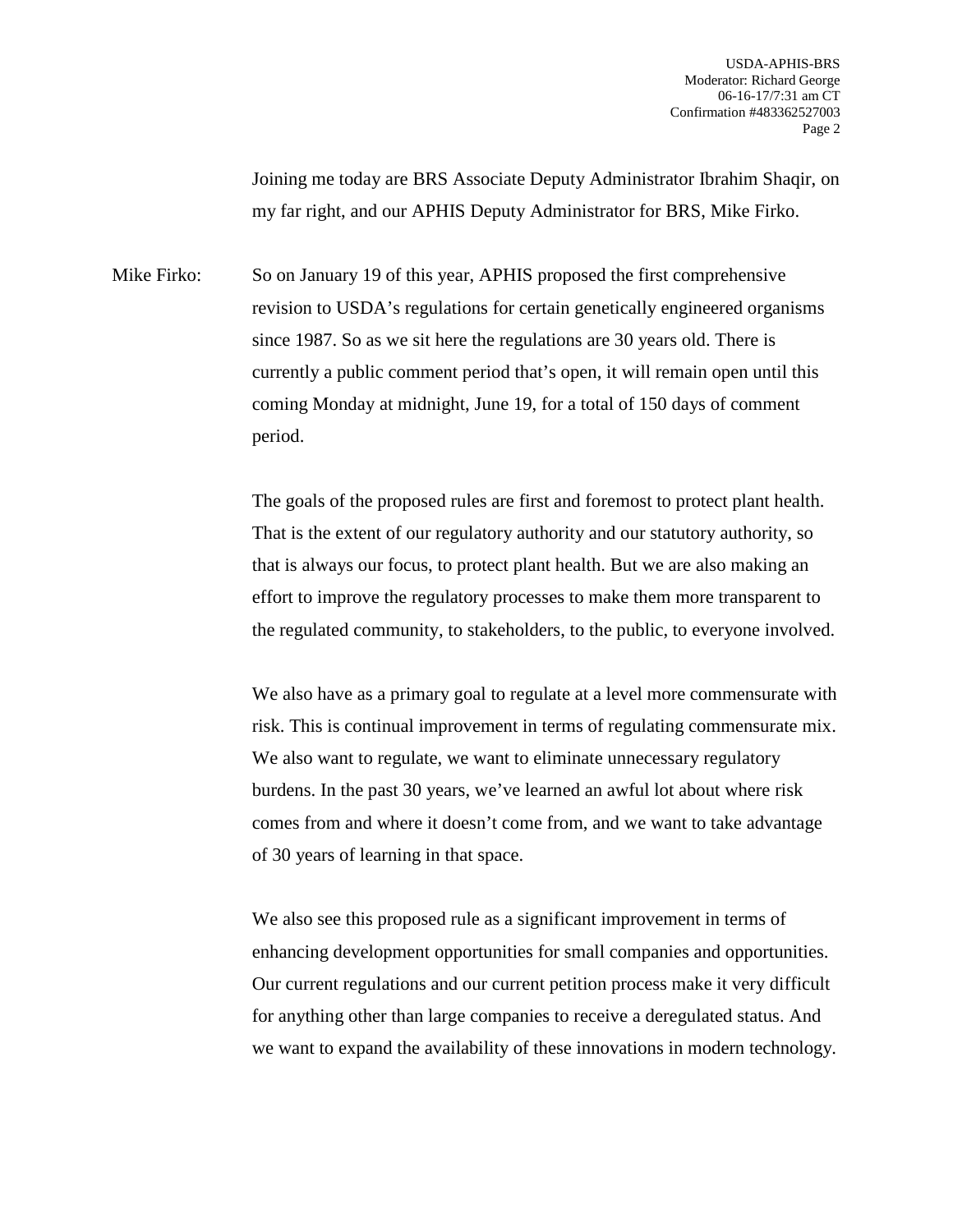Joining me today are BRS Associate Deputy Administrator Ibrahim Shaqir, on my far right, and our APHIS Deputy Administrator for BRS, Mike Firko.

Mike Firko: So on January 19 of this year, APHIS proposed the first comprehensive revision to USDA's regulations for certain genetically engineered organisms since 1987. So as we sit here the regulations are 30 years old. There is currently a public comment period that's open, it will remain open until this coming Monday at midnight, June 19, for a total of 150 days of comment period.

The goals of the proposed rules are first and foremost to protect plant health. That is the extent of our regulatory authority and our statutory authority, so that is always our focus, to protect plant health. But we are also making an effort to improve the regulatory processes to make them more transparent to the regulated community, to stakeholders, to the public, to everyone involved.

We also have as a primary goal to regulate at a level more commensurate with risk. This is continual improvement in terms of regulating commensurate mix. We also want to regulate, we want to eliminate unnecessary regulatory burdens. In the past 30 years, we've learned an awful lot about where risk comes from and where it doesn't come from, and we want to take advantage of 30 years of learning in that space.

We also see this proposed rule as a significant improvement in terms of enhancing development opportunities for small companies and opportunities. Our current regulations and our current petition process make it very difficult for anything other than large companies to receive a deregulated status. And we want to expand the availability of these innovations in modern technology.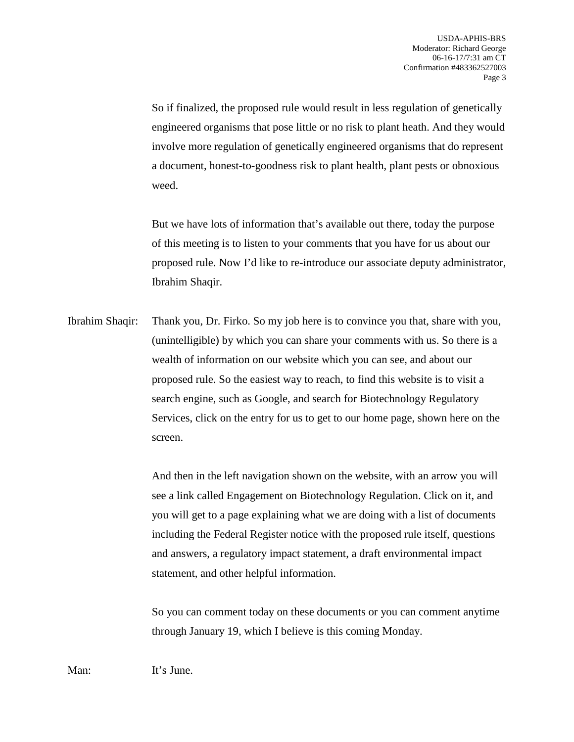So if finalized, the proposed rule would result in less regulation of genetically engineered organisms that pose little or no risk to plant heath. And they would involve more regulation of genetically engineered organisms that do represent a document, honest-to-goodness risk to plant health, plant pests or obnoxious weed.

But we have lots of information that's available out there, today the purpose of this meeting is to listen to your comments that you have for us about our proposed rule. Now I'd like to re-introduce our associate deputy administrator, Ibrahim Shaqir.

Ibrahim Shaqir: Thank you, Dr. Firko. So my job here is to convince you that, share with you, (unintelligible) by which you can share your comments with us. So there is a wealth of information on our website which you can see, and about our proposed rule. So the easiest way to reach, to find this website is to visit a search engine, such as Google, and search for Biotechnology Regulatory Services, click on the entry for us to get to our home page, shown here on the screen.

And then in the left navigation shown on the website, with an arrow you will see a link called Engagement on Biotechnology Regulation. Click on it, and you will get to a page explaining what we are doing with a list of documents including the Federal Register notice with the proposed rule itself, questions and answers, a regulatory impact statement, a draft environmental impact statement, and other helpful information.

So you can comment today on these documents or you can comment anytime through January 19, which I believe is this coming Monday.

Man: It's June.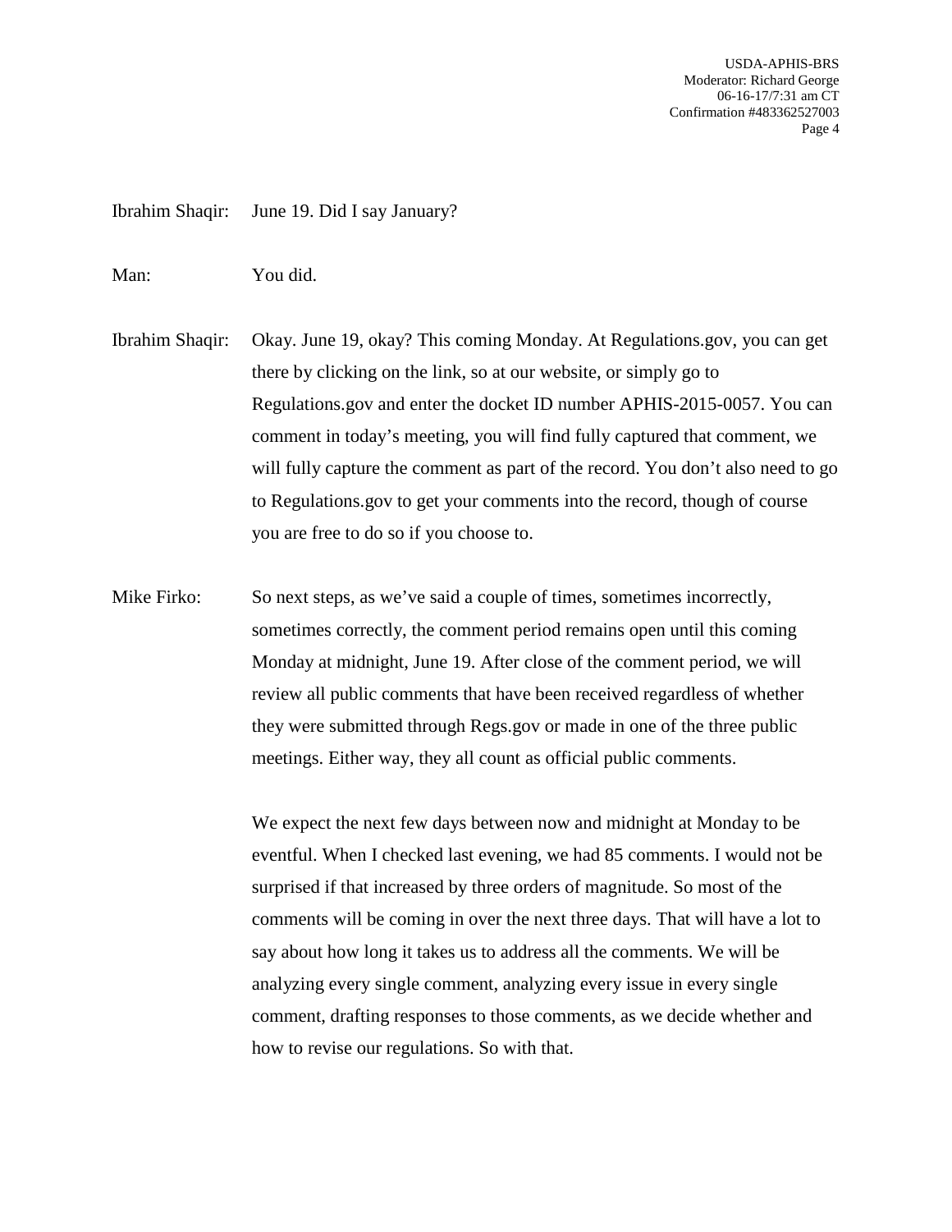Ibrahim Shaqir: June 19. Did I say January?

Man: You did.

Ibrahim Shaqir: Okay. June 19, okay? This coming Monday. At Regulations.gov, you can get there by clicking on the link, so at our website, or simply go to Regulations.gov and enter the docket ID number APHIS-2015-0057. You can comment in today's meeting, you will find fully captured that comment, we will fully capture the comment as part of the record. You don't also need to go to Regulations.gov to get your comments into the record, though of course you are free to do so if you choose to.

Mike Firko: So next steps, as we've said a couple of times, sometimes incorrectly, sometimes correctly, the comment period remains open until this coming Monday at midnight, June 19. After close of the comment period, we will review all public comments that have been received regardless of whether they were submitted through Regs.gov or made in one of the three public meetings. Either way, they all count as official public comments.

We expect the next few days between now and midnight at Monday to be eventful. When I checked last evening, we had 85 comments. I would not be surprised if that increased by three orders of magnitude. So most of the comments will be coming in over the next three days. That will have a lot to say about how long it takes us to address all the comments. We will be analyzing every single comment, analyzing every issue in every single comment, drafting responses to those comments, as we decide whether and how to revise our regulations. So with that.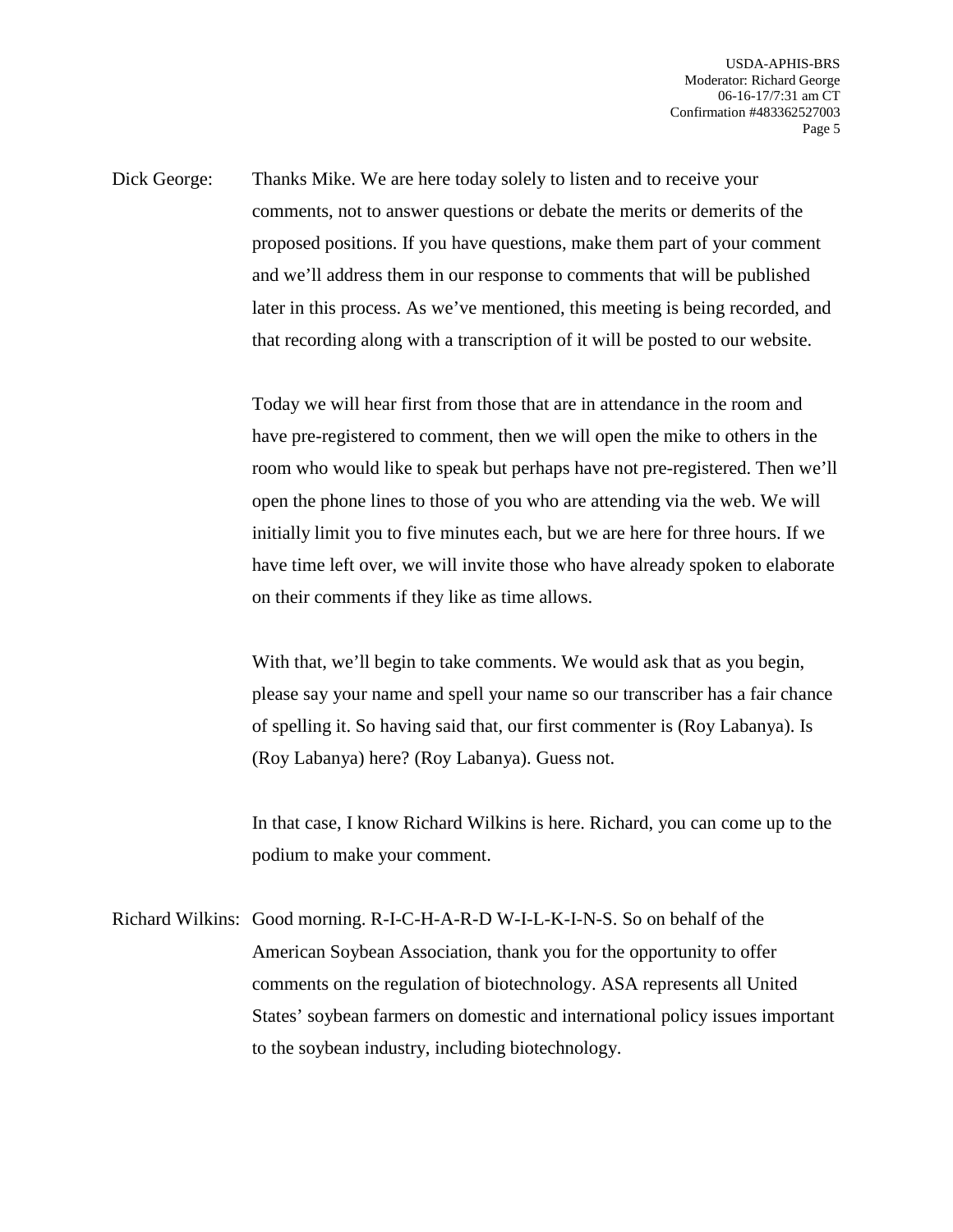Dick George: Thanks Mike. We are here today solely to listen and to receive your comments, not to answer questions or debate the merits or demerits of the proposed positions. If you have questions, make them part of your comment and we'll address them in our response to comments that will be published later in this process. As we've mentioned, this meeting is being recorded, and that recording along with a transcription of it will be posted to our website.

Today we will hear first from those that are in attendance in the room and have pre-registered to comment, then we will open the mike to others in the room who would like to speak but perhaps have not pre-registered. Then we'll open the phone lines to those of you who are attending via the web. We will initially limit you to five minutes each, but we are here for three hours. If we have time left over, we will invite those who have already spoken to elaborate on their comments if they like as time allows.

With that, we'll begin to take comments. We would ask that as you begin, please say your name and spell your name so our transcriber has a fair chance of spelling it. So having said that, our first commenter is (Roy Labanya). Is (Roy Labanya) here? (Roy Labanya). Guess not.

In that case, I know Richard Wilkins is here. Richard, you can come up to the podium to make your comment.

Richard Wilkins: Good morning. R-I-C-H-A-R-D W-I-L-K-I-N-S. So on behalf of the American Soybean Association, thank you for the opportunity to offer comments on the regulation of biotechnology. ASA represents all United States' soybean farmers on domestic and international policy issues important to the soybean industry, including biotechnology.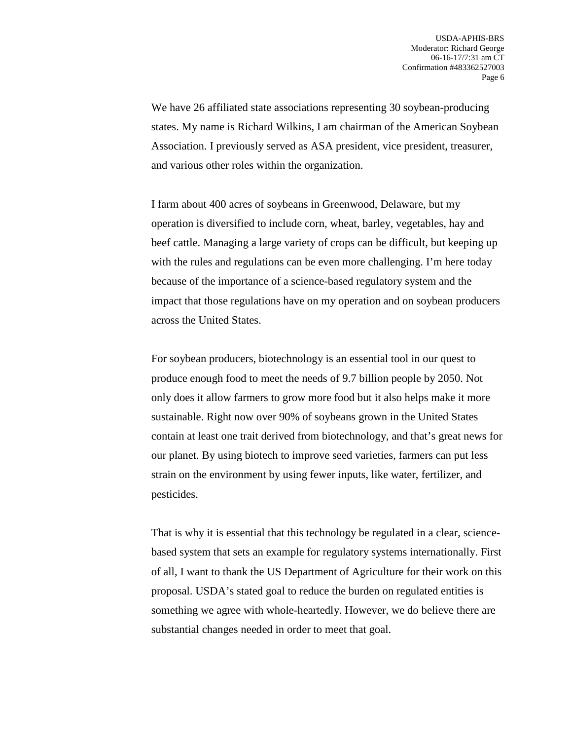We have 26 affiliated state associations representing 30 soybean-producing states. My name is Richard Wilkins, I am chairman of the American Soybean Association. I previously served as ASA president, vice president, treasurer, and various other roles within the organization.

I farm about 400 acres of soybeans in Greenwood, Delaware, but my operation is diversified to include corn, wheat, barley, vegetables, hay and beef cattle. Managing a large variety of crops can be difficult, but keeping up with the rules and regulations can be even more challenging. I'm here today because of the importance of a science-based regulatory system and the impact that those regulations have on my operation and on soybean producers across the United States.

For soybean producers, biotechnology is an essential tool in our quest to produce enough food to meet the needs of 9.7 billion people by 2050. Not only does it allow farmers to grow more food but it also helps make it more sustainable. Right now over 90% of soybeans grown in the United States contain at least one trait derived from biotechnology, and that's great news for our planet. By using biotech to improve seed varieties, farmers can put less strain on the environment by using fewer inputs, like water, fertilizer, and pesticides.

That is why it is essential that this technology be regulated in a clear, science-based system that sets an example for regulatory systems internationally. First of all, I want to thank the US Department of Agriculture for their work on this proposal. USDA's stated goal to reduce the burden on regulated entities is something we agree with whole-heartedly. However, we do believe there are substantial changes needed in order to meet that goal.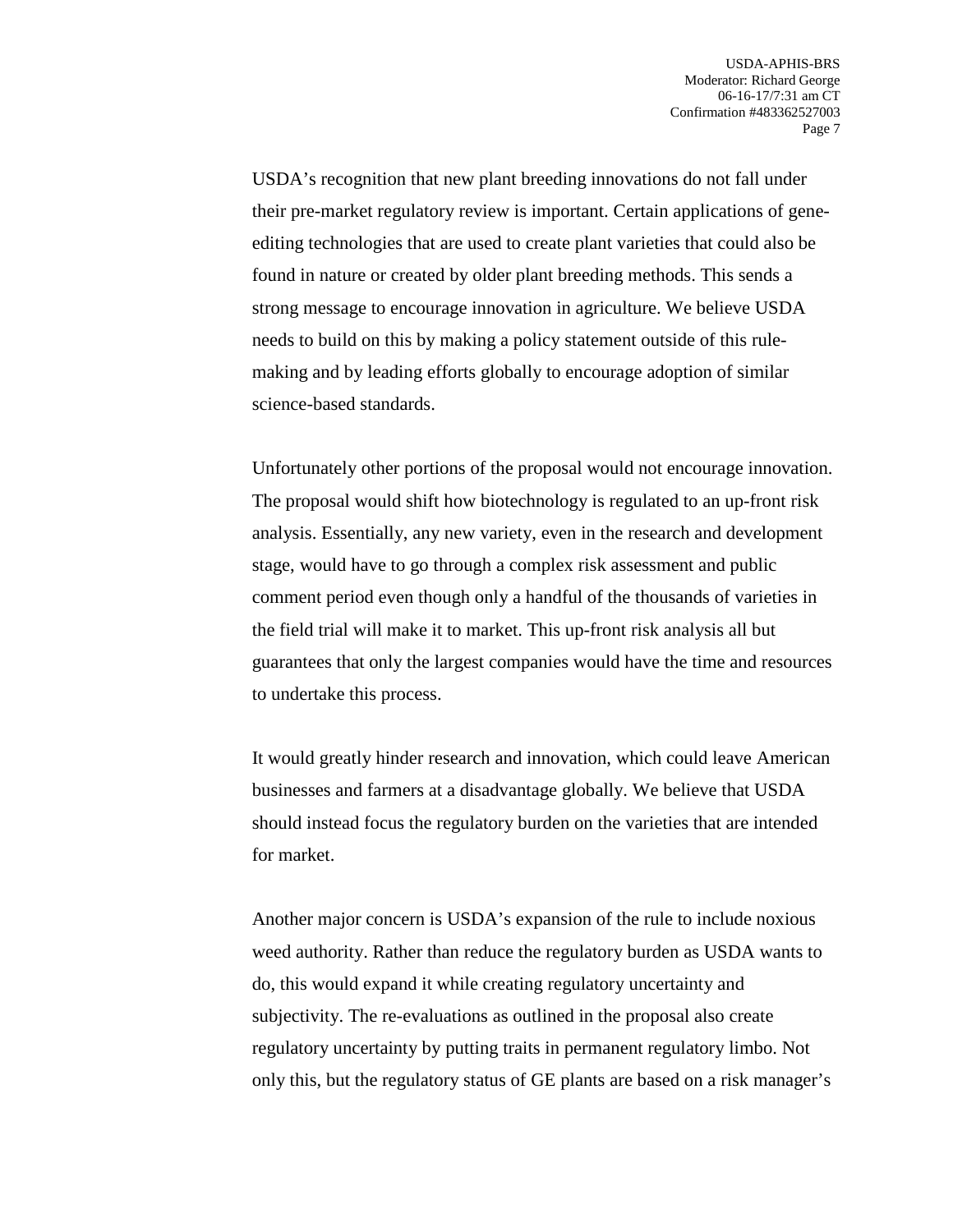USDA's recognition that new plant breeding innovations do not fall under their pre-market regulatory review is important. Certain applications of gene-editing technologies that are used to create plant varieties that could also be found in nature or created by older plant breeding methods. This sends a strong message to encourage innovation in agriculture. We believe USDA needs to build on this by making a policy statement outside of this rule-making and by leading efforts globally to encourage adoption of similar science-based standards.

Unfortunately other portions of the proposal would not encourage innovation. The proposal would shift how biotechnology is regulated to an up-front risk analysis. Essentially, any new variety, even in the research and development stage, would have to go through a complex risk assessment and public comment period even though only a handful of the thousands of varieties in the field trial will make it to market. This up-front risk analysis all but guarantees that only the largest companies would have the time and resources to undertake this process.

It would greatly hinder research and innovation, which could leave American businesses and farmers at a disadvantage globally. We believe that USDA should instead focus the regulatory burden on the varieties that are intended for market.

Another major concern is USDA's expansion of the rule to include noxious weed authority. Rather than reduce the regulatory burden as USDA wants to do, this would expand it while creating regulatory uncertainty and subjectivity. The re-evaluations as outlined in the proposal also create regulatory uncertainty by putting traits in permanent regulatory limbo. Not only this, but the regulatory status of GE plants are based on a risk manager's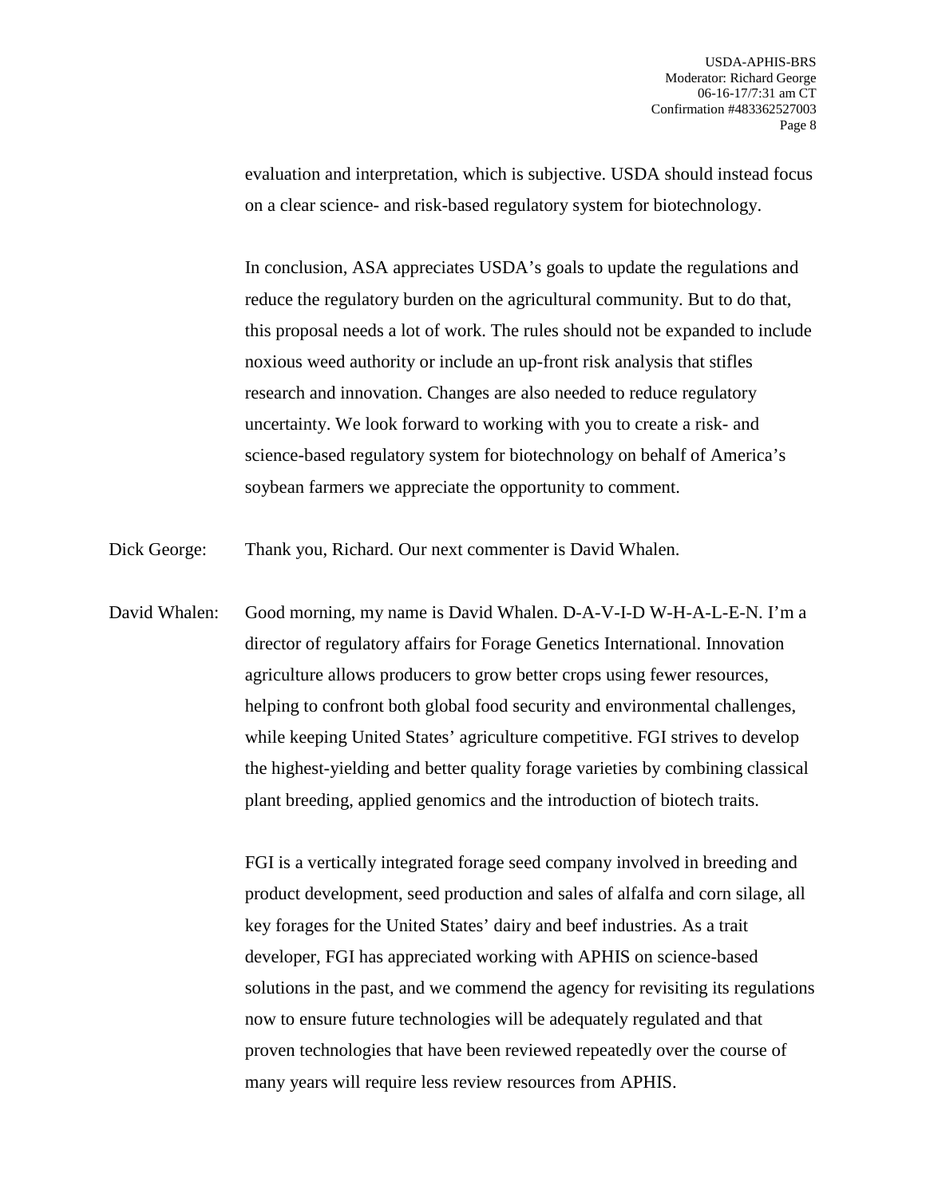evaluation and interpretation, which is subjective. USDA should instead focus on a clear science- and risk-based regulatory system for biotechnology.

In conclusion, ASA appreciates USDA's goals to update the regulations and reduce the regulatory burden on the agricultural community. But to do that, this proposal needs a lot of work. The rules should not be expanded to include noxious weed authority or include an up-front risk analysis that stifles research and innovation. Changes are also needed to reduce regulatory uncertainty. We look forward to working with you to create a risk- and science-based regulatory system for biotechnology on behalf of America's soybean farmers we appreciate the opportunity to comment.

Dick George: Thank you, Richard. Our next commenter is David Whalen.

David Whalen: Good morning, my name is David Whalen. D-A-V-I-D W-H-A-L-E-N. I'm a director of regulatory affairs for Forage Genetics International. Innovation agriculture allows producers to grow better crops using fewer resources, helping to confront both global food security and environmental challenges, while keeping United States' agriculture competitive. FGI strives to develop the highest-yielding and better quality forage varieties by combining classical plant breeding, applied genomics and the introduction of biotech traits.

FGI is a vertically integrated forage seed company involved in breeding and product development, seed production and sales of alfalfa and corn silage, all key forages for the United States' dairy and beef industries. As a trait developer, FGI has appreciated working with APHIS on science-based solutions in the past, and we commend the agency for revisiting its regulations now to ensure future technologies will be adequately regulated and that proven technologies that have been reviewed repeatedly over the course of many years will require less review resources from APHIS.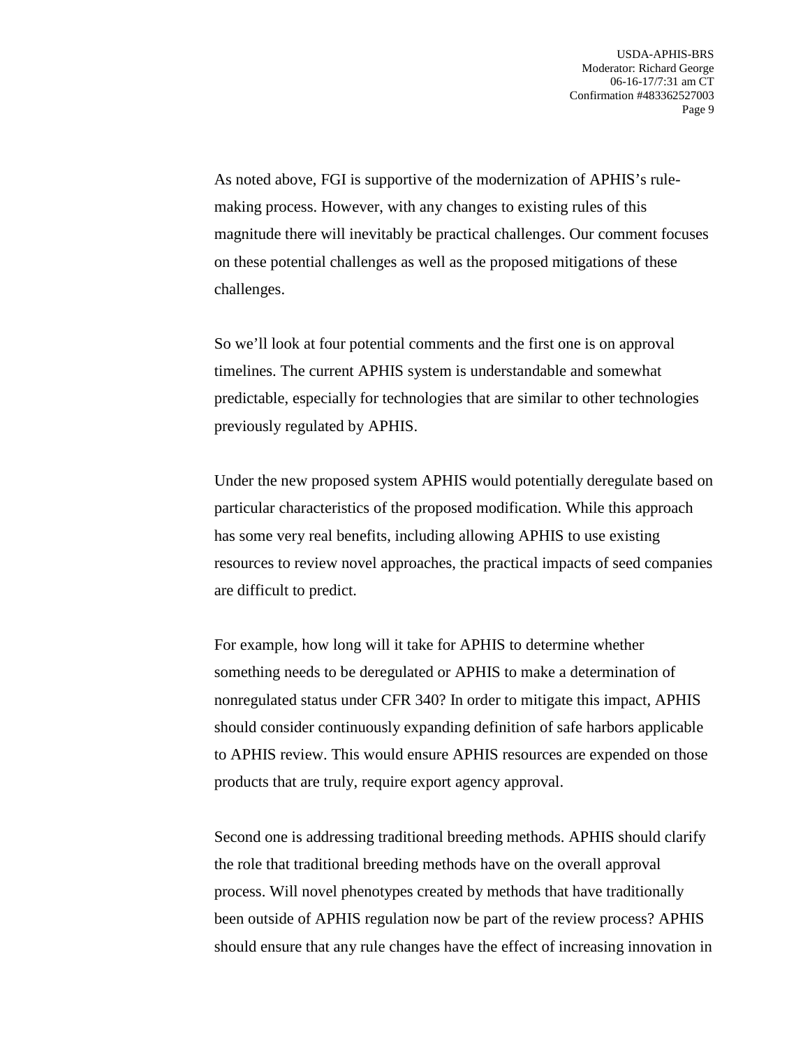As noted above, FGI is supportive of the modernization of APHIS's rule-making process. However, with any changes to existing rules of this magnitude there will inevitably be practical challenges. Our comment focuses on these potential challenges as well as the proposed mitigations of these challenges.

So we'll look at four potential comments and the first one is on approval timelines. The current APHIS system is understandable and somewhat predictable, especially for technologies that are similar to other technologies previously regulated by APHIS.

Under the new proposed system APHIS would potentially deregulate based on particular characteristics of the proposed modification. While this approach has some very real benefits, including allowing APHIS to use existing resources to review novel approaches, the practical impacts of seed companies are difficult to predict.

For example, how long will it take for APHIS to determine whether something needs to be deregulated or APHIS to make a determination of nonregulated status under CFR 340? In order to mitigate this impact, APHIS should consider continuously expanding definition of safe harbors applicable to APHIS review. This would ensure APHIS resources are expended on those products that are truly, require export agency approval.

Second one is addressing traditional breeding methods. APHIS should clarify the role that traditional breeding methods have on the overall approval process. Will novel phenotypes created by methods that have traditionally been outside of APHIS regulation now be part of the review process? APHIS should ensure that any rule changes have the effect of increasing innovation in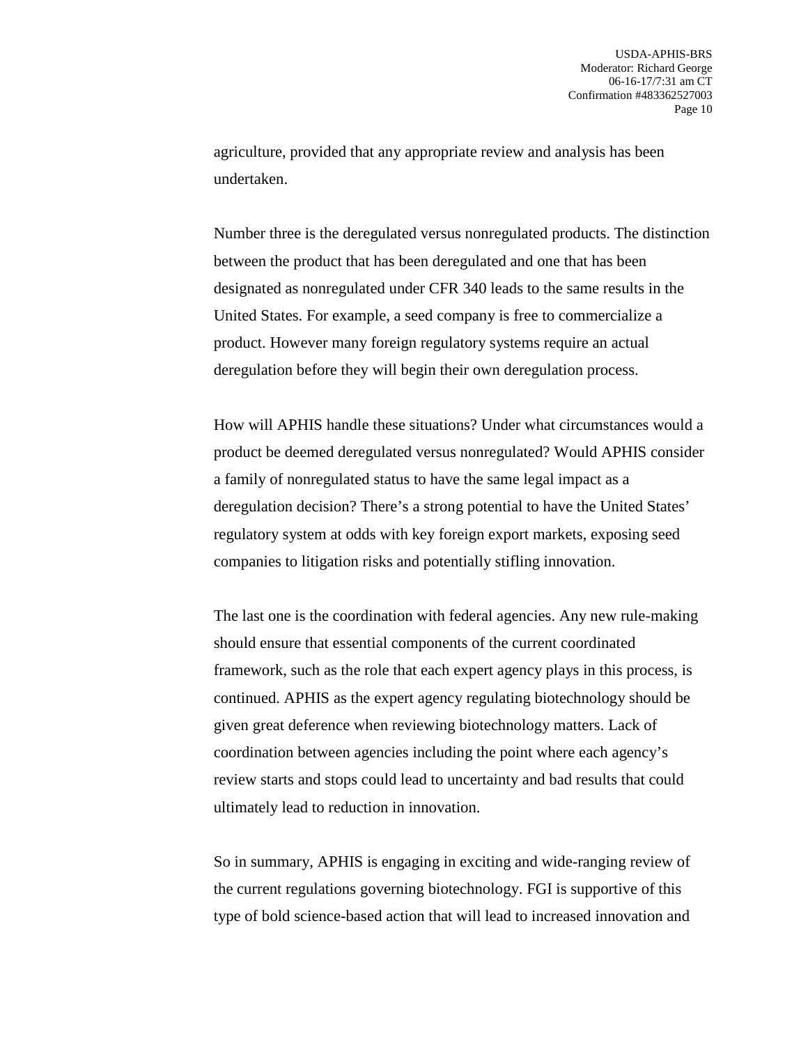agriculture, provided that any appropriate review and analysis has been undertaken.

Number three is the deregulated versus nonregulated products. The distinction between the product that has been deregulated and one that has been designated as nonregulated under CFR 340 leads to the same results in the United States. For example, a seed company is free to commercialize a product. However many foreign regulatory systems require an actual deregulation before they will begin their own deregulation process.

How will APHIS handle these situations? Under what circumstances would a product be deemed deregulated versus nonregulated? Would APHIS consider a family of nonregulated status to have the same legal impact as a deregulation decision? There's a strong potential to have the United States' regulatory system at odds with key foreign export markets, exposing seed companies to litigation risks and potentially stifling innovation.

The last one is the coordination with federal agencies. Any new rule-making should ensure that essential components of the current coordinated framework, such as the role that each expert agency plays in this process, is continued. APHIS as the expert agency regulating biotechnology should be given great deference when reviewing biotechnology matters. Lack of coordination between agencies including the point where each agency's review starts and stops could lead to uncertainty and bad results that could ultimately lead to reduction in innovation.

So in summary, APHIS is engaging in exciting and wide-ranging review of the current regulations governing biotechnology. FGI is supportive of this type of bold science-based action that will lead to increased innovation and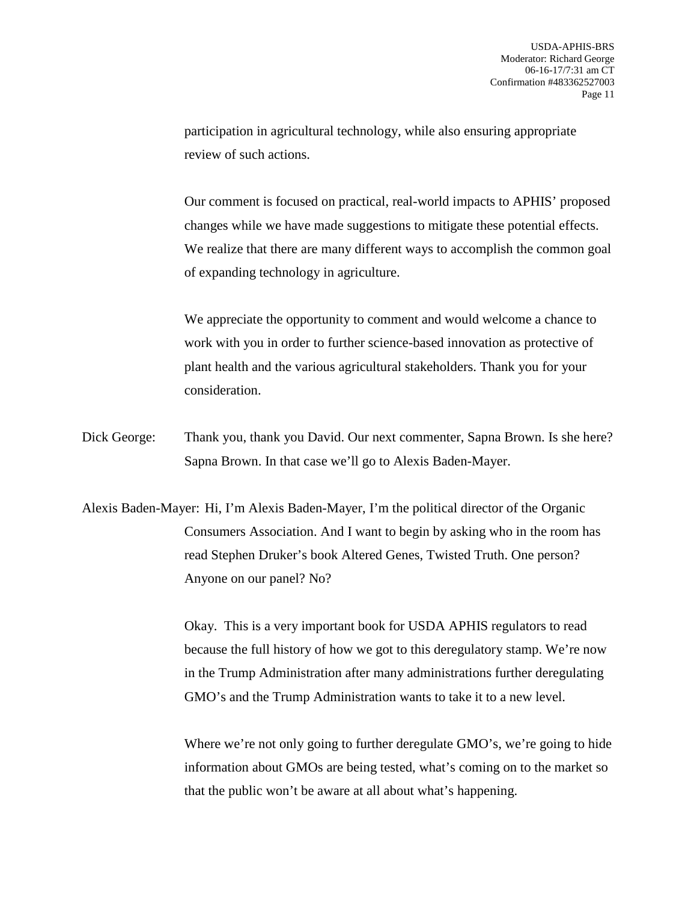participation in agricultural technology, while also ensuring appropriate review of such actions.

Our comment is focused on practical, real-world impacts to APHIS' proposed changes while we have made suggestions to mitigate these potential effects. We realize that there are many different ways to accomplish the common goal of expanding technology in agriculture.

We appreciate the opportunity to comment and would welcome a chance to work with you in order to further science-based innovation as protective of plant health and the various agricultural stakeholders. Thank you for your consideration.

Dick George: Thank you, thank you David. Our next commenter, Sapna Brown. Is she here? Sapna Brown. In that case we'll go to Alexis Baden-Mayer.

Alexis Baden-Mayer: Hi, I'm Alexis Baden-Mayer, I'm the political director of the Organic Consumers Association. And I want to begin by asking who in the room has read Stephen Druker's book Altered Genes, Twisted Truth. One person? Anyone on our panel? No?

Okay. This is a very important book for USDA APHIS regulators to read because the full history of how we got to this deregulatory stamp. We're now in the Trump Administration after many administrations further deregulating GMO's and the Trump Administration wants to take it to a new level.

Where we're not only going to further deregulate GMO's, we're going to hide information about GMOs are being tested, what's coming on to the market so that the public won't be aware at all about what's happening.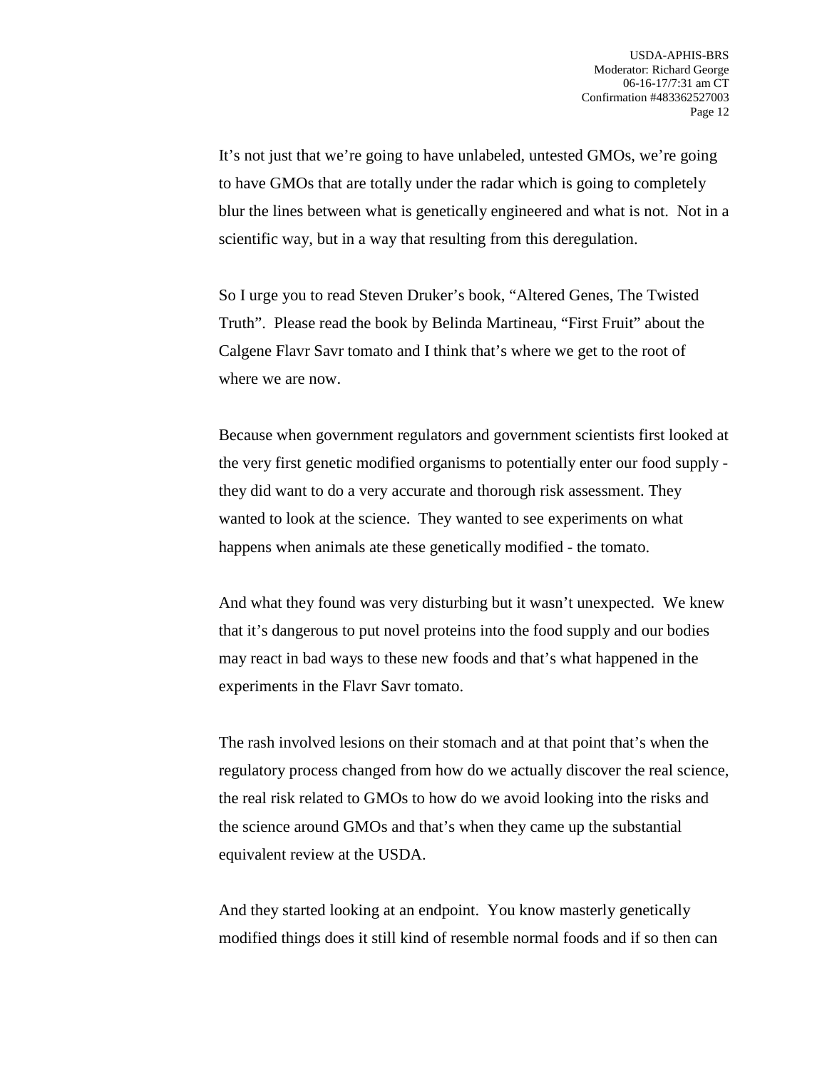It's not just that we're going to have unlabeled, untested GMOs, we're going to have GMOs that are totally under the radar which is going to completely blur the lines between what is genetically engineered and what is not. Not in a scientific way, but in a way that resulting from this deregulation.

So I urge you to read Steven Druker's book, "Altered Genes, The Twisted Truth". Please read the book by Belinda Martineau, "First Fruit" about the Calgene Flavr Savr tomato and I think that's where we get to the root of where we are now.

Because when government regulators and government scientists first looked at the very first genetic modified organisms to potentially enter our food supply - they did want to do a very accurate and thorough risk assessment. They wanted to look at the science. They wanted to see experiments on what happens when animals ate these genetically modified - the tomato.

And what they found was very disturbing but it wasn't unexpected. We knew that it's dangerous to put novel proteins into the food supply and our bodies may react in bad ways to these new foods and that's what happened in the experiments in the Flavr Savr tomato.

The rash involved lesions on their stomach and at that point that's when the regulatory process changed from how do we actually discover the real science, the real risk related to GMOs to how do we avoid looking into the risks and the science around GMOs and that's when they came up the substantial equivalent review at the USDA.

And they started looking at an endpoint. You know masterly genetically modified things does it still kind of resemble normal foods and if so then can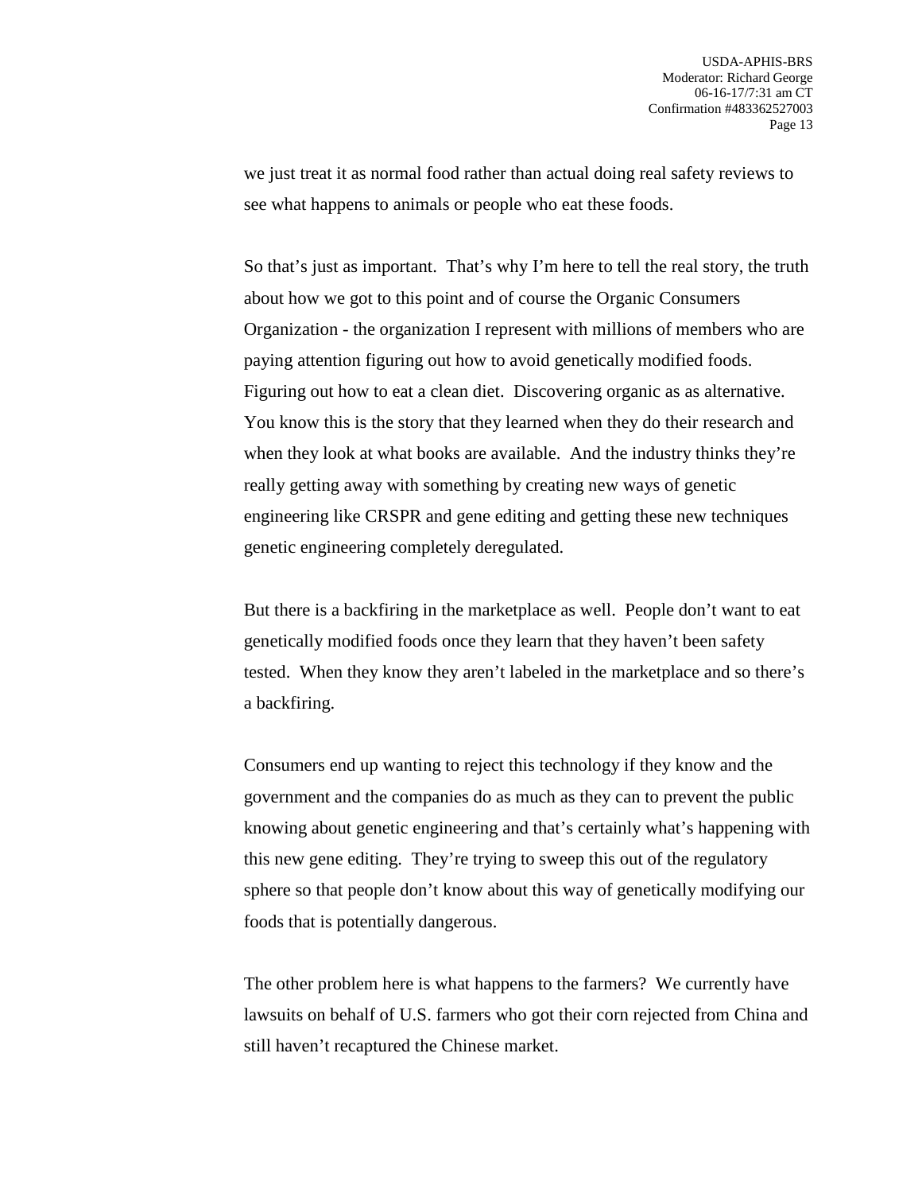we just treat it as normal food rather than actual doing real safety reviews to see what happens to animals or people who eat these foods.

So that's just as important. That's why I'm here to tell the real story, the truth about how we got to this point and of course the Organic Consumers Organization - the organization I represent with millions of members who are paying attention figuring out how to avoid genetically modified foods. Figuring out how to eat a clean diet. Discovering organic as as alternative. You know this is the story that they learned when they do their research and when they look at what books are available. And the industry thinks they're really getting away with something by creating new ways of genetic engineering like CRSPR and gene editing and getting these new techniques genetic engineering completely deregulated.

But there is a backfiring in the marketplace as well. People don't want to eat genetically modified foods once they learn that they haven't been safety tested. When they know they aren't labeled in the marketplace and so there's a backfiring.

Consumers end up wanting to reject this technology if they know and the government and the companies do as much as they can to prevent the public knowing about genetic engineering and that's certainly what's happening with this new gene editing. They're trying to sweep this out of the regulatory sphere so that people don't know about this way of genetically modifying our foods that is potentially dangerous.

The other problem here is what happens to the farmers? We currently have lawsuits on behalf of U.S. farmers who got their corn rejected from China and still haven't recaptured the Chinese market.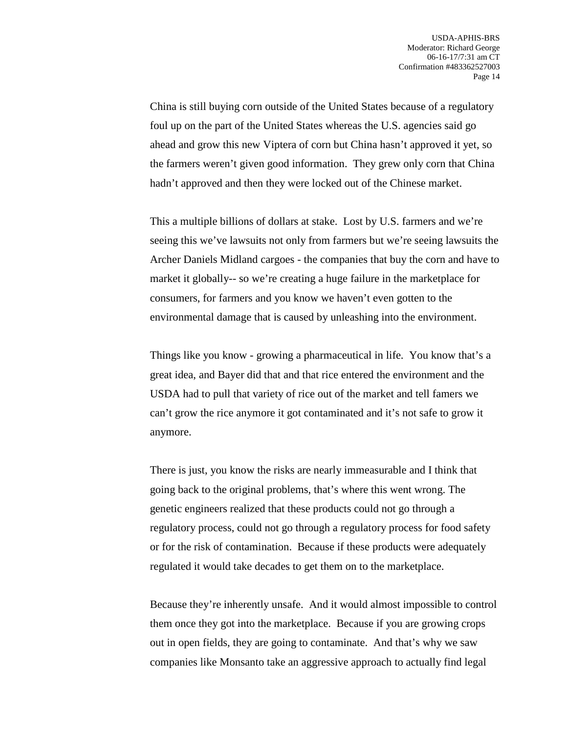China is still buying corn outside of the United States because of a regulatory foul up on the part of the United States whereas the U.S. agencies said go ahead and grow this new Viptera of corn but China hasn't approved it yet, so the farmers weren't given good information. They grew only corn that China hadn't approved and then they were locked out of the Chinese market.

This a multiple billions of dollars at stake. Lost by U.S. farmers and we're seeing this we've lawsuits not only from farmers but we're seeing lawsuits the Archer Daniels Midland cargoes - the companies that buy the corn and have to market it globally-- so we're creating a huge failure in the marketplace for consumers, for farmers and you know we haven't even gotten to the environmental damage that is caused by unleashing into the environment.

Things like you know - growing a pharmaceutical in life. You know that's a great idea, and Bayer did that and that rice entered the environment and the USDA had to pull that variety of rice out of the market and tell famers we can't grow the rice anymore it got contaminated and it's not safe to grow it anymore.

There is just, you know the risks are nearly immeasurable and I think that going back to the original problems, that's where this went wrong. The genetic engineers realized that these products could not go through a regulatory process, could not go through a regulatory process for food safety or for the risk of contamination. Because if these products were adequately regulated it would take decades to get them on to the marketplace.

Because they're inherently unsafe. And it would almost impossible to control them once they got into the marketplace. Because if you are growing crops out in open fields, they are going to contaminate. And that's why we saw companies like Monsanto take an aggressive approach to actually find legal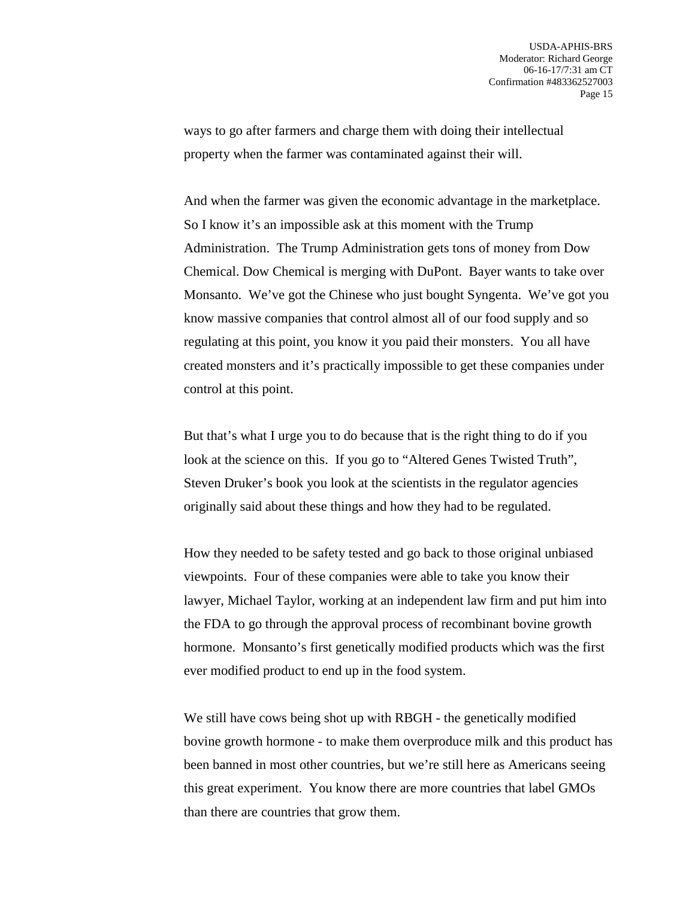ways to go after farmers and charge them with doing their intellectual property when the farmer was contaminated against their will.

And when the farmer was given the economic advantage in the marketplace. So I know it's an impossible ask at this moment with the Trump Administration. The Trump Administration gets tons of money from Dow Chemical. Dow Chemical is merging with DuPont. Bayer wants to take over Monsanto. We've got the Chinese who just bought Syngenta. We've got you know massive companies that control almost all of our food supply and so regulating at this point, you know it you paid their monsters. You all have created monsters and it's practically impossible to get these companies under control at this point.

But that's what I urge you to do because that is the right thing to do if you look at the science on this. If you go to "Altered Genes Twisted Truth", Steven Druker's book you look at the scientists in the regulator agencies originally said about these things and how they had to be regulated.

How they needed to be safety tested and go back to those original unbiased viewpoints. Four of these companies were able to take you know their lawyer, Michael Taylor, working at an independent law firm and put him into the FDA to go through the approval process of recombinant bovine growth hormone. Monsanto's first genetically modified products which was the first ever modified product to end up in the food system.

We still have cows being shot up with RBGH - the genetically modified bovine growth hormone - to make them overproduce milk and this product has been banned in most other countries, but we're still here as Americans seeing this great experiment. You know there are more countries that label GMOs than there are countries that grow them.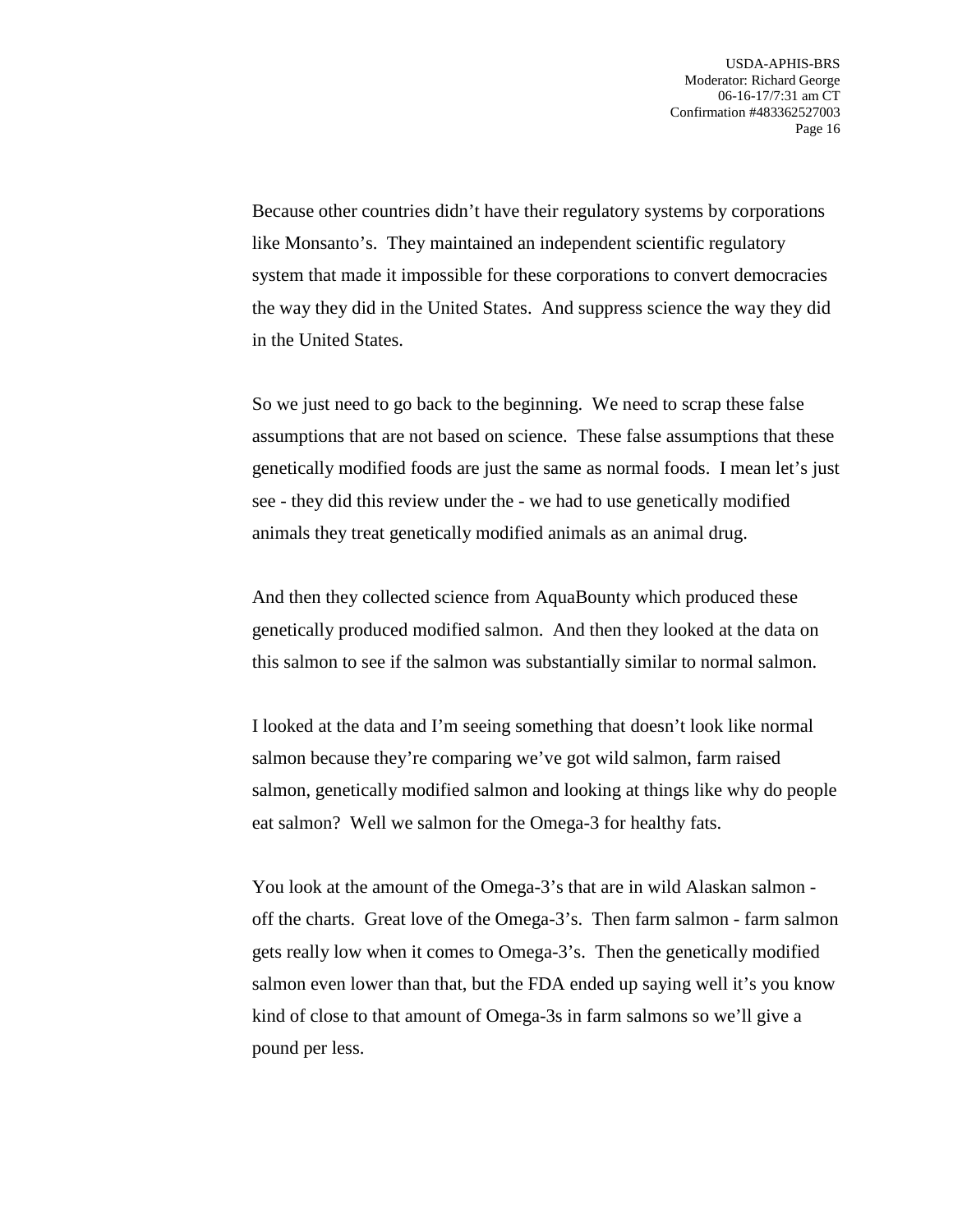Because other countries didn't have their regulatory systems by corporations like Monsanto's. They maintained an independent scientific regulatory system that made it impossible for these corporations to convert democracies the way they did in the United States. And suppress science the way they did in the United States.

So we just need to go back to the beginning. We need to scrap these false assumptions that are not based on science. These false assumptions that these genetically modified foods are just the same as normal foods. I mean let's just see - they did this review under the - we had to use genetically modified animals they treat genetically modified animals as an animal drug.

And then they collected science from AquaBounty which produced these genetically produced modified salmon. And then they looked at the data on this salmon to see if the salmon was substantially similar to normal salmon.

I looked at the data and I'm seeing something that doesn't look like normal salmon because they're comparing we've got wild salmon, farm raised salmon, genetically modified salmon and looking at things like why do people eat salmon? Well we salmon for the Omega-3 for healthy fats.

You look at the amount of the Omega-3's that are in wild Alaskan salmon - off the charts. Great love of the Omega-3's. Then farm salmon - farm salmon gets really low when it comes to Omega-3's. Then the genetically modified salmon even lower than that, but the FDA ended up saying well it's you know kind of close to that amount of Omega-3s in farm salmons so we'll give a pound per less.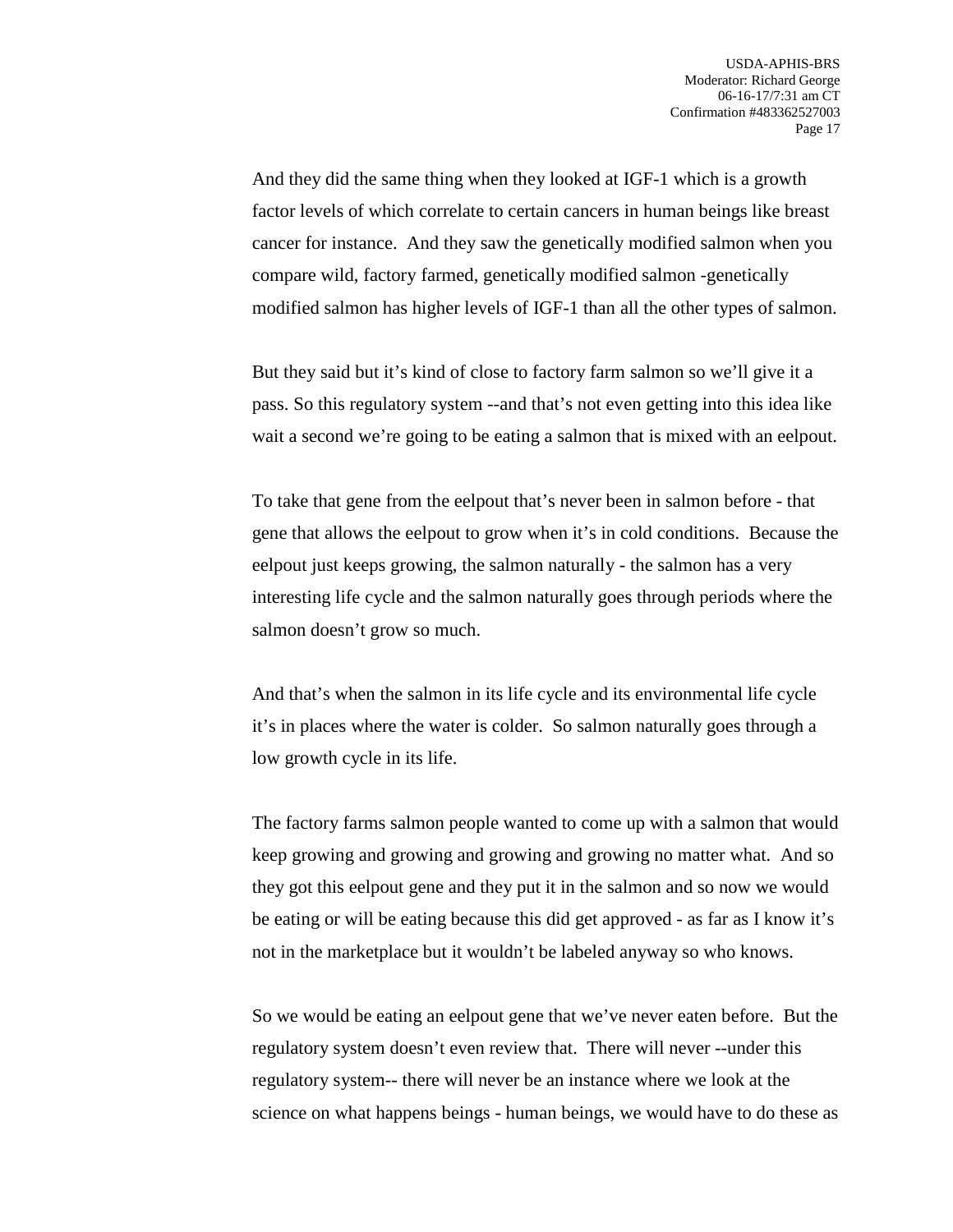And they did the same thing when they looked at IGF-1 which is a growth factor levels of which correlate to certain cancers in human beings like breast cancer for instance. And they saw the genetically modified salmon when you compare wild, factory farmed, genetically modified salmon -genetically modified salmon has higher levels of IGF-1 than all the other types of salmon.

But they said but it's kind of close to factory farm salmon so we'll give it a pass. So this regulatory system --and that's not even getting into this idea like wait a second we're going to be eating a salmon that is mixed with an eelpout.

To take that gene from the eelpout that's never been in salmon before - that gene that allows the eelpout to grow when it's in cold conditions. Because the eelpout just keeps growing, the salmon naturally - the salmon has a very interesting life cycle and the salmon naturally goes through periods where the salmon doesn't grow so much.

And that's when the salmon in its life cycle and its environmental life cycle it's in places where the water is colder. So salmon naturally goes through a low growth cycle in its life.

The factory farms salmon people wanted to come up with a salmon that would keep growing and growing and growing and growing no matter what. And so they got this eelpout gene and they put it in the salmon and so now we would be eating or will be eating because this did get approved - as far as I know it's not in the marketplace but it wouldn't be labeled anyway so who knows.

So we would be eating an eelpout gene that we've never eaten before. But the regulatory system doesn't even review that. There will never --under this regulatory system-- there will never be an instance where we look at the science on what happens beings - human beings, we would have to do these as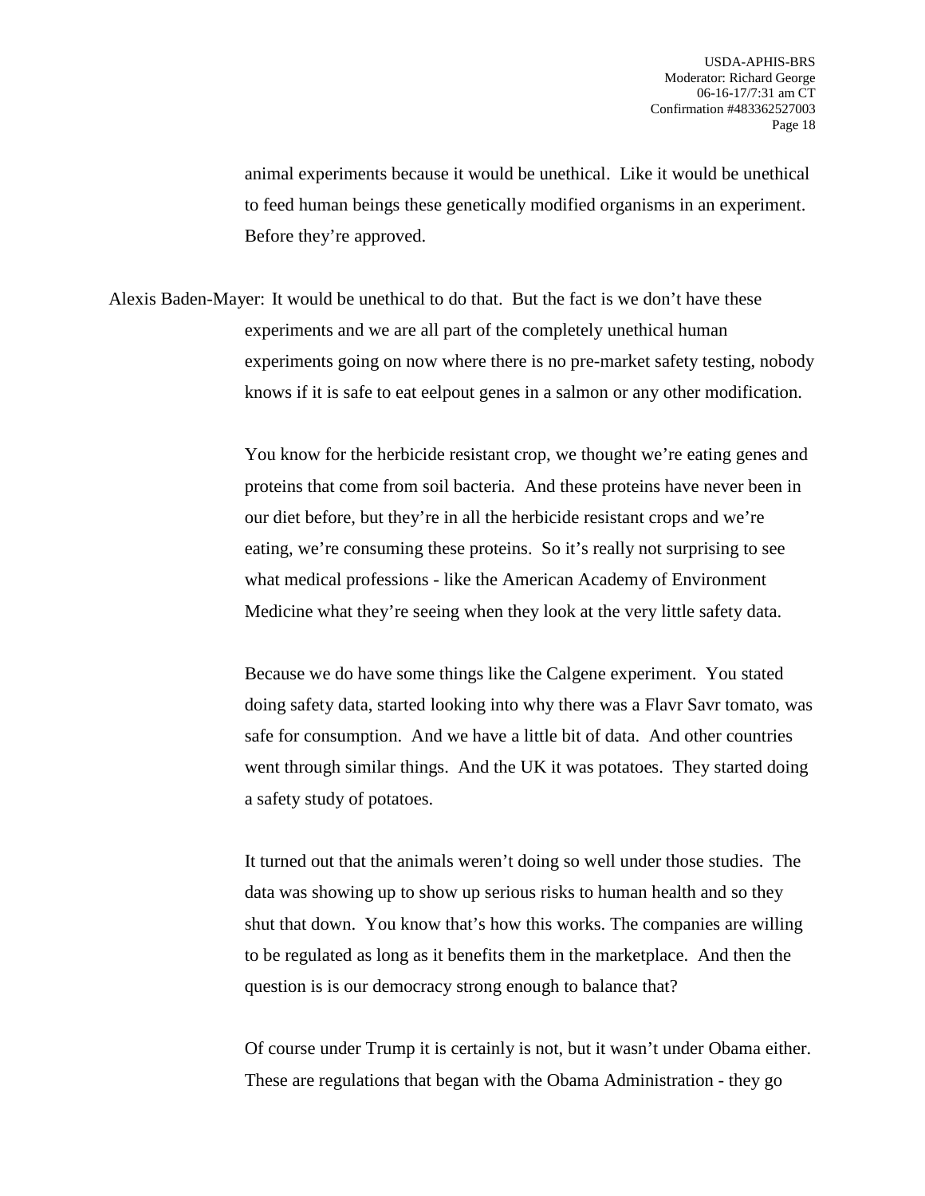animal experiments because it would be unethical. Like it would be unethical to feed human beings these genetically modified organisms in an experiment. Before they're approved.

Alexis Baden-Mayer: It would be unethical to do that. But the fact is we don't have these experiments and we are all part of the completely unethical human experiments going on now where there is no pre-market safety testing, nobody knows if it is safe to eat eelpout genes in a salmon or any other modification.

You know for the herbicide resistant crop, we thought we're eating genes and proteins that come from soil bacteria. And these proteins have never been in our diet before, but they're in all the herbicide resistant crops and we're eating, we're consuming these proteins. So it's really not surprising to see what medical professions - like the American Academy of Environment Medicine what they're seeing when they look at the very little safety data.

Because we do have some things like the Calgene experiment. You stated doing safety data, started looking into why there was a Flavr Savr tomato, was safe for consumption. And we have a little bit of data. And other countries went through similar things. And the UK it was potatoes. They started doing a safety study of potatoes.

It turned out that the animals weren't doing so well under those studies. The data was showing up to show up serious risks to human health and so they shut that down. You know that's how this works. The companies are willing to be regulated as long as it benefits them in the marketplace. And then the question is is our democracy strong enough to balance that?

Of course under Trump it is certainly is not, but it wasn't under Obama either. These are regulations that began with the Obama Administration - they go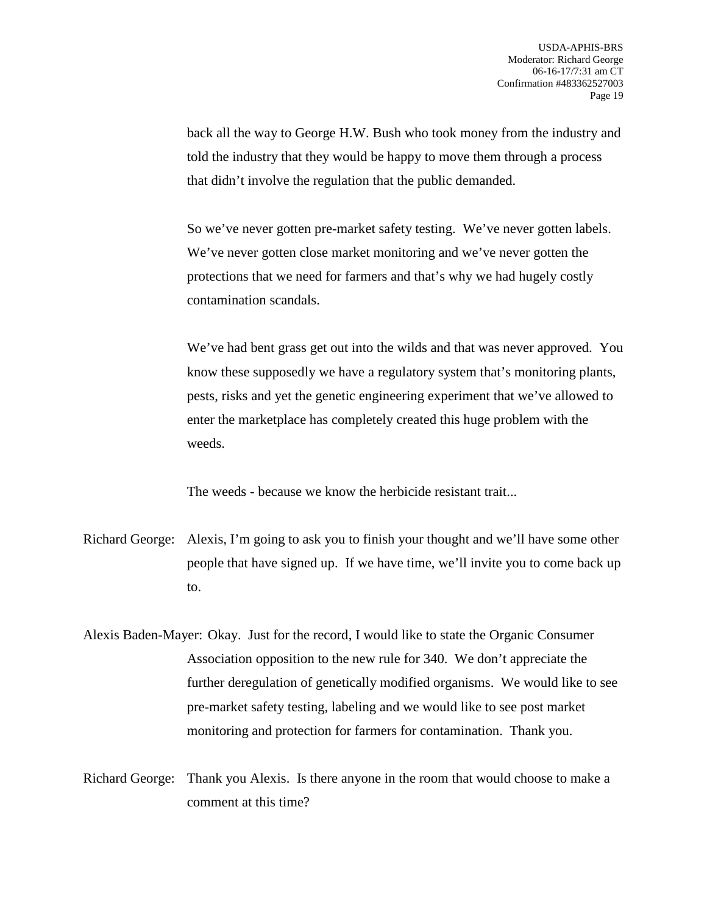back all the way to George H.W. Bush who took money from the industry and told the industry that they would be happy to move them through a process that didn't involve the regulation that the public demanded.

So we've never gotten pre-market safety testing. We've never gotten labels. We've never gotten close market monitoring and we've never gotten the protections that we need for farmers and that's why we had hugely costly contamination scandals.

We've had bent grass get out into the wilds and that was never approved. You know these supposedly we have a regulatory system that's monitoring plants, pests, risks and yet the genetic engineering experiment that we've allowed to enter the marketplace has completely created this huge problem with the weeds.

The weeds - because we know the herbicide resistant trait...

Richard George: Alexis, I'm going to ask you to finish your thought and we'll have some other people that have signed up. If we have time, we'll invite you to come back up to.

Alexis Baden-Mayer: Okay. Just for the record, I would like to state the Organic Consumer Association opposition to the new rule for 340. We don't appreciate the further deregulation of genetically modified organisms. We would like to see pre-market safety testing, labeling and we would like to see post market monitoring and protection for farmers for contamination. Thank you.

Richard George: Thank you Alexis. Is there anyone in the room that would choose to make a comment at this time?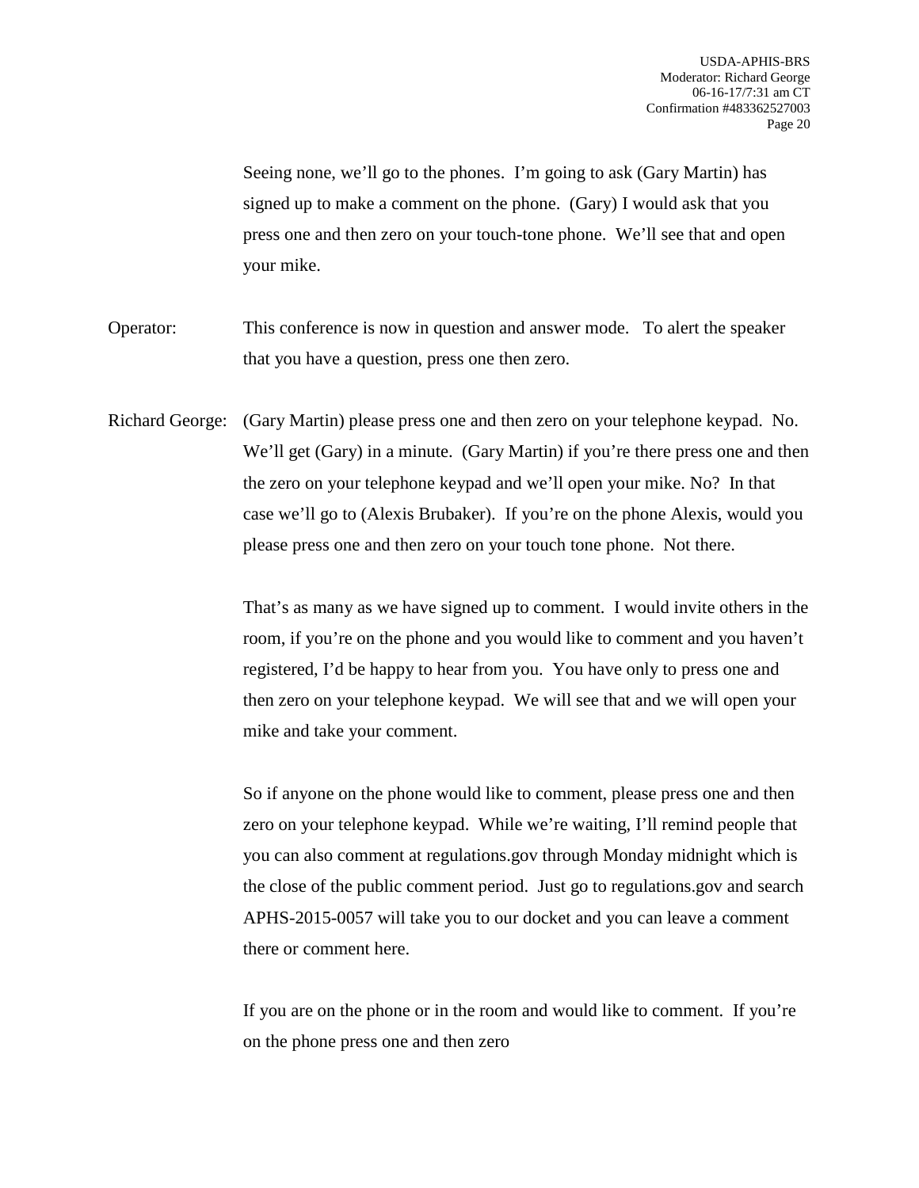Seeing none, we'll go to the phones. I'm going to ask (Gary Martin) has signed up to make a comment on the phone. (Gary) I would ask that you press one and then zero on your touch-tone phone. We'll see that and open your mike.

Operator: This conference is now in question and answer mode. To alert the speaker that you have a question, press one then zero.

Richard George: (Gary Martin) please press one and then zero on your telephone keypad. No. We'll get (Gary) in a minute. (Gary Martin) if you're there press one and then the zero on your telephone keypad and we'll open your mike. No? In that case we'll go to (Alexis Brubaker). If you're on the phone Alexis, would you please press one and then zero on your touch tone phone. Not there.

That's as many as we have signed up to comment. I would invite others in the room, if you're on the phone and you would like to comment and you haven't registered, I'd be happy to hear from you. You have only to press one and then zero on your telephone keypad. We will see that and we will open your mike and take your comment.

So if anyone on the phone would like to comment, please press one and then zero on your telephone keypad. While we're waiting, I'll remind people that you can also comment at regulations.gov through Monday midnight which is the close of the public comment period. Just go to regulations.gov and search APHS-2015-0057 will take you to our docket and you can leave a comment there or comment here.

If you are on the phone or in the room and would like to comment. If you're on the phone press one and then zero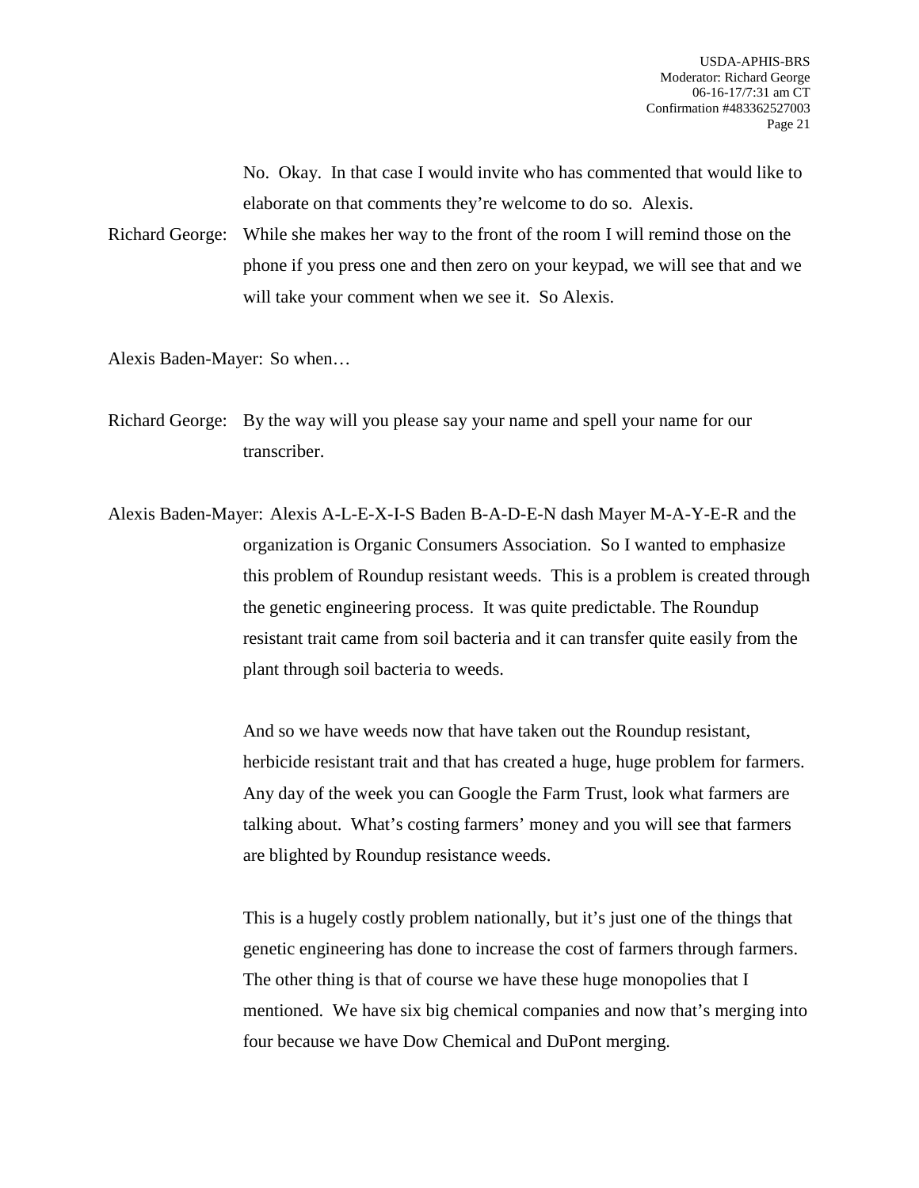No. Okay. In that case I would invite who has commented that would like to elaborate on that comments they're welcome to do so. Alexis.

Richard George: While she makes her way to the front of the room I will remind those on the phone if you press one and then zero on your keypad, we will see that and we will take your comment when we see it. So Alexis.

Alexis Baden-Mayer: So when…

Richard George: By the way will you please say your name and spell your name for our transcriber.

Alexis Baden-Mayer: Alexis A-L-E-X-I-S Baden B-A-D-E-N dash Mayer M-A-Y-E-R and the organization is Organic Consumers Association. So I wanted to emphasize this problem of Roundup resistant weeds. This is a problem is created through the genetic engineering process. It was quite predictable. The Roundup resistant trait came from soil bacteria and it can transfer quite easily from the plant through soil bacteria to weeds.

And so we have weeds now that have taken out the Roundup resistant, herbicide resistant trait and that has created a huge, huge problem for farmers. Any day of the week you can Google the Farm Trust, look what farmers are talking about. What's costing farmers' money and you will see that farmers are blighted by Roundup resistance weeds.

This is a hugely costly problem nationally, but it's just one of the things that genetic engineering has done to increase the cost of farmers through farmers. The other thing is that of course we have these huge monopolies that I mentioned. We have six big chemical companies and now that's merging into four because we have Dow Chemical and DuPont merging.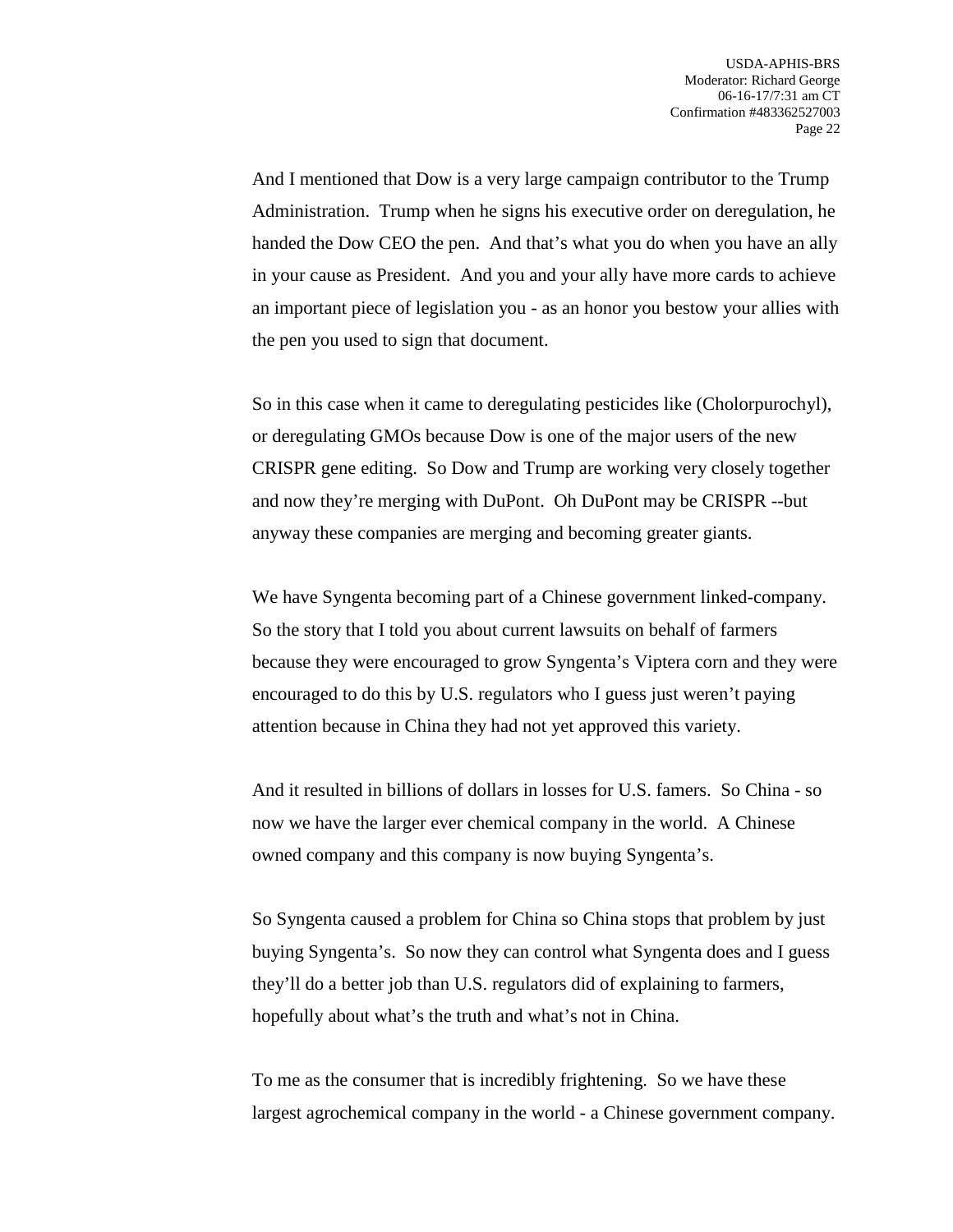And I mentioned that Dow is a very large campaign contributor to the Trump Administration. Trump when he signs his executive order on deregulation, he handed the Dow CEO the pen. And that's what you do when you have an ally in your cause as President. And you and your ally have more cards to achieve an important piece of legislation you - as an honor you bestow your allies with the pen you used to sign that document.

So in this case when it came to deregulating pesticides like (Cholorpurochyl), or deregulating GMOs because Dow is one of the major users of the new CRISPR gene editing. So Dow and Trump are working very closely together and now they're merging with DuPont. Oh DuPont may be CRISPR --but anyway these companies are merging and becoming greater giants.

We have Syngenta becoming part of a Chinese government linked-company. So the story that I told you about current lawsuits on behalf of farmers because they were encouraged to grow Syngenta's Viptera corn and they were encouraged to do this by U.S. regulators who I guess just weren't paying attention because in China they had not yet approved this variety.

And it resulted in billions of dollars in losses for U.S. famers. So China - so now we have the larger ever chemical company in the world. A Chinese owned company and this company is now buying Syngenta's.

So Syngenta caused a problem for China so China stops that problem by just buying Syngenta's. So now they can control what Syngenta does and I guess they'll do a better job than U.S. regulators did of explaining to farmers, hopefully about what's the truth and what's not in China.

To me as the consumer that is incredibly frightening. So we have these largest agrochemical company in the world - a Chinese government company.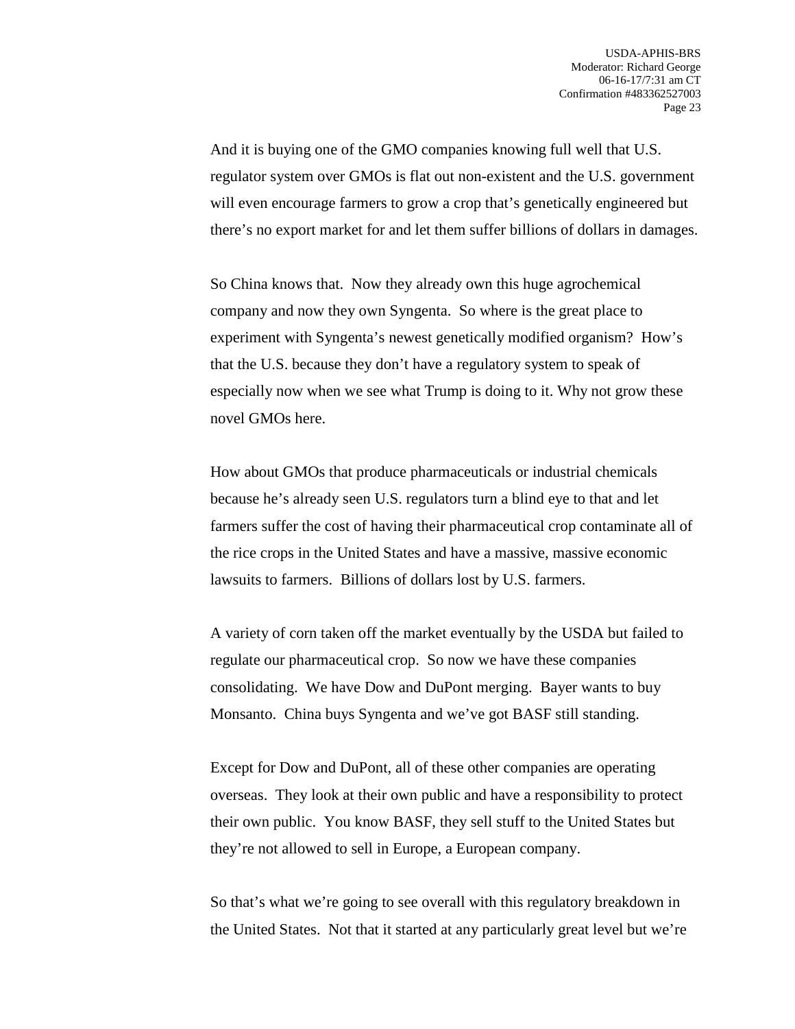And it is buying one of the GMO companies knowing full well that U.S. regulator system over GMOs is flat out non-existent and the U.S. government will even encourage farmers to grow a crop that's genetically engineered but there's no export market for and let them suffer billions of dollars in damages.

So China knows that. Now they already own this huge agrochemical company and now they own Syngenta. So where is the great place to experiment with Syngenta's newest genetically modified organism? How's that the U.S. because they don't have a regulatory system to speak of especially now when we see what Trump is doing to it. Why not grow these novel GMOs here.

How about GMOs that produce pharmaceuticals or industrial chemicals because he's already seen U.S. regulators turn a blind eye to that and let farmers suffer the cost of having their pharmaceutical crop contaminate all of the rice crops in the United States and have a massive, massive economic lawsuits to farmers. Billions of dollars lost by U.S. farmers.

A variety of corn taken off the market eventually by the USDA but failed to regulate our pharmaceutical crop. So now we have these companies consolidating. We have Dow and DuPont merging. Bayer wants to buy Monsanto. China buys Syngenta and we've got BASF still standing.

Except for Dow and DuPont, all of these other companies are operating overseas. They look at their own public and have a responsibility to protect their own public. You know BASF, they sell stuff to the United States but they're not allowed to sell in Europe, a European company.

So that's what we're going to see overall with this regulatory breakdown in the United States. Not that it started at any particularly great level but we're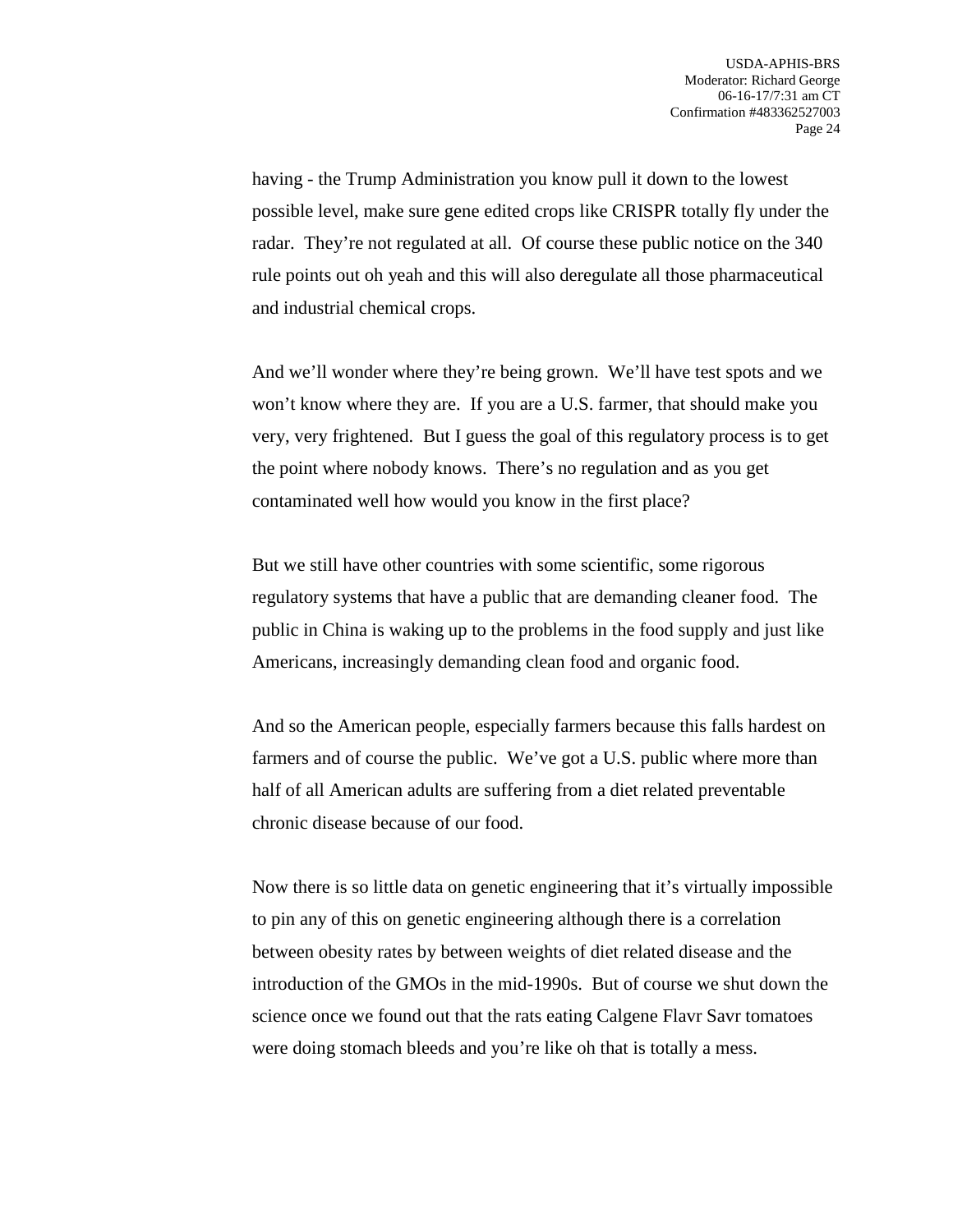having - the Trump Administration you know pull it down to the lowest possible level, make sure gene edited crops like CRISPR totally fly under the radar. They're not regulated at all. Of course these public notice on the 340 rule points out oh yeah and this will also deregulate all those pharmaceutical and industrial chemical crops.

And we'll wonder where they're being grown. We'll have test spots and we won't know where they are. If you are a U.S. farmer, that should make you very, very frightened. But I guess the goal of this regulatory process is to get the point where nobody knows. There's no regulation and as you get contaminated well how would you know in the first place?

But we still have other countries with some scientific, some rigorous regulatory systems that have a public that are demanding cleaner food. The public in China is waking up to the problems in the food supply and just like Americans, increasingly demanding clean food and organic food.

And so the American people, especially farmers because this falls hardest on farmers and of course the public. We've got a U.S. public where more than half of all American adults are suffering from a diet related preventable chronic disease because of our food.

Now there is so little data on genetic engineering that it's virtually impossible to pin any of this on genetic engineering although there is a correlation between obesity rates by between weights of diet related disease and the introduction of the GMOs in the mid-1990s. But of course we shut down the science once we found out that the rats eating Calgene Flavr Savr tomatoes were doing stomach bleeds and you're like oh that is totally a mess.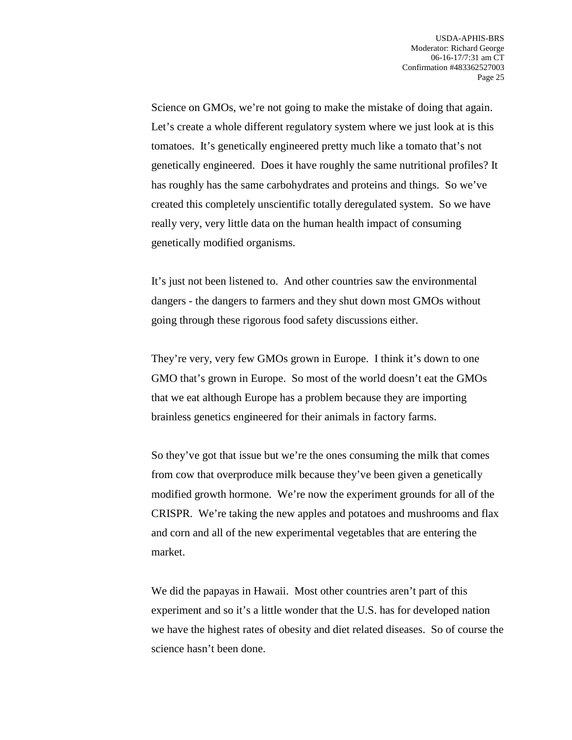Science on GMOs, we're not going to make the mistake of doing that again. Let's create a whole different regulatory system where we just look at is this tomatoes. It's genetically engineered pretty much like a tomato that's not genetically engineered. Does it have roughly the same nutritional profiles? It has roughly has the same carbohydrates and proteins and things. So we've created this completely unscientific totally deregulated system. So we have really very, very little data on the human health impact of consuming genetically modified organisms.

It's just not been listened to. And other countries saw the environmental dangers - the dangers to farmers and they shut down most GMOs without going through these rigorous food safety discussions either.

They're very, very few GMOs grown in Europe. I think it's down to one GMO that's grown in Europe. So most of the world doesn't eat the GMOs that we eat although Europe has a problem because they are importing brainless genetics engineered for their animals in factory farms.

So they've got that issue but we're the ones consuming the milk that comes from cow that overproduce milk because they've been given a genetically modified growth hormone. We're now the experiment grounds for all of the CRISPR. We're taking the new apples and potatoes and mushrooms and flax and corn and all of the new experimental vegetables that are entering the market.

We did the papayas in Hawaii. Most other countries aren't part of this experiment and so it's a little wonder that the U.S. has for developed nation we have the highest rates of obesity and diet related diseases. So of course the science hasn't been done.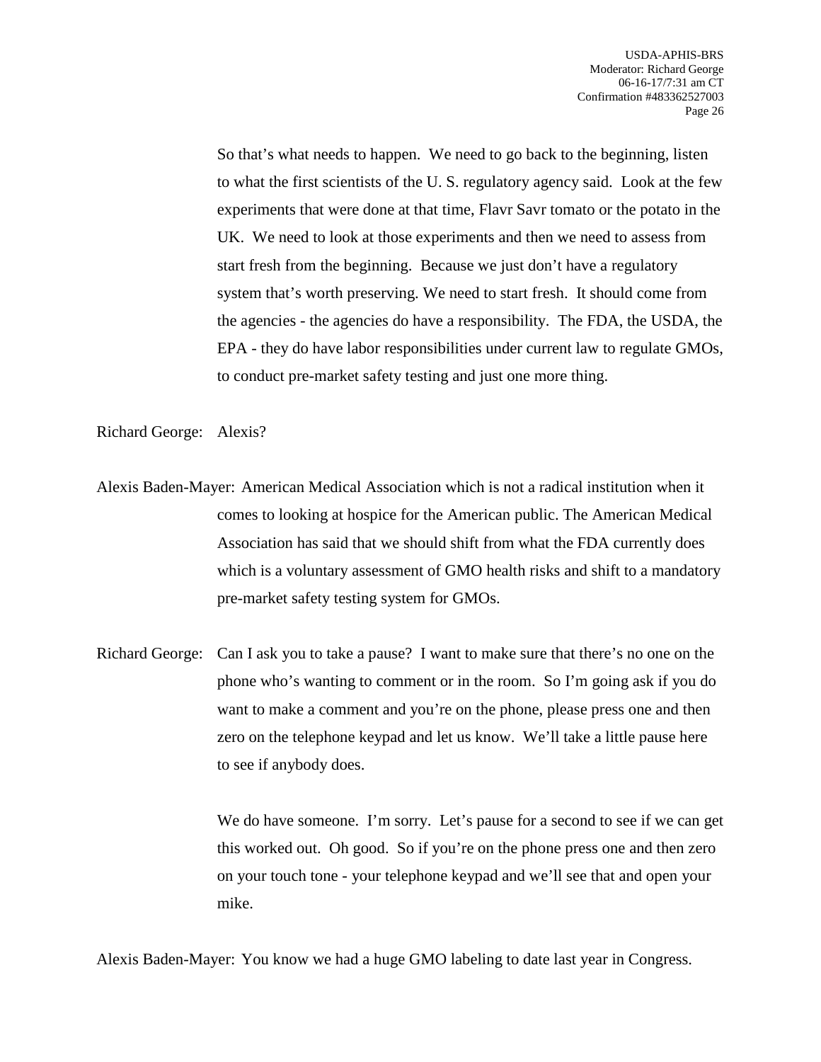So that's what needs to happen. We need to go back to the beginning, listen to what the first scientists of the U. S. regulatory agency said. Look at the few experiments that were done at that time, Flavr Savr tomato or the potato in the UK. We need to look at those experiments and then we need to assess from start fresh from the beginning. Because we just don't have a regulatory system that's worth preserving. We need to start fresh. It should come from the agencies - the agencies do have a responsibility. The FDA, the USDA, the EPA - they do have labor responsibilities under current law to regulate GMOs, to conduct pre-market safety testing and just one more thing.

Richard George: Alexis?

Alexis Baden-Mayer: American Medical Association which is not a radical institution when it comes to looking at hospice for the American public. The American Medical Association has said that we should shift from what the FDA currently does which is a voluntary assessment of GMO health risks and shift to a mandatory pre-market safety testing system for GMOs.

Richard George: Can I ask you to take a pause? I want to make sure that there's no one on the phone who's wanting to comment or in the room. So I'm going ask if you do want to make a comment and you're on the phone, please press one and then zero on the telephone keypad and let us know. We'll take a little pause here to see if anybody does.

We do have someone. I'm sorry. Let's pause for a second to see if we can get this worked out. Oh good. So if you're on the phone press one and then zero on your touch tone - your telephone keypad and we'll see that and open your mike.

Alexis Baden-Mayer: You know we had a huge GMO labeling to date last year in Congress.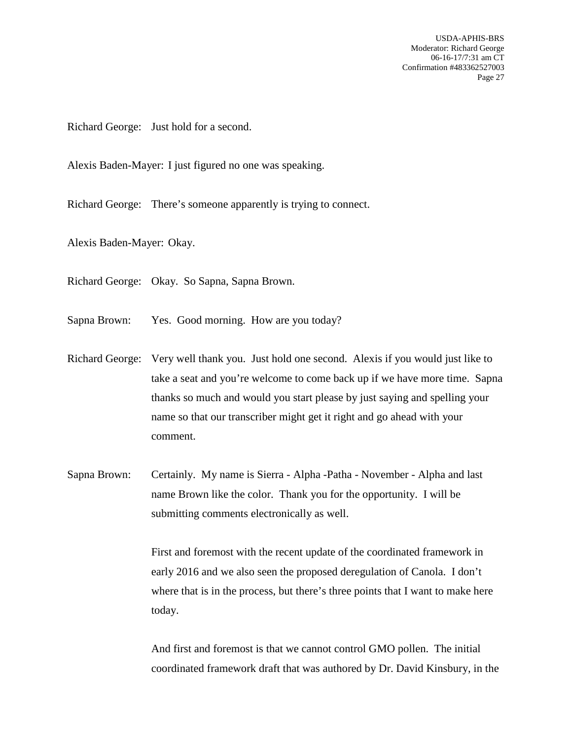Richard George: Just hold for a second.

Alexis Baden-Mayer: I just figured no one was speaking.

Richard George: There's someone apparently is trying to connect.

Alexis Baden-Mayer: Okay.

Richard George: Okay. So Sapna, Sapna Brown.

Sapna Brown: Yes. Good morning. How are you today?

Richard George: Very well thank you. Just hold one second. Alexis if you would just like to take a seat and you're welcome to come back up if we have more time. Sapna thanks so much and would you start please by just saying and spelling your name so that our transcriber might get it right and go ahead with your comment.

Sapna Brown: Certainly. My name is Sierra - Alpha -Patha - November - Alpha and last name Brown like the color. Thank you for the opportunity. I will be submitting comments electronically as well.

First and foremost with the recent update of the coordinated framework in early 2016 and we also seen the proposed deregulation of Canola. I don't where that is in the process, but there's three points that I want to make here today.

And first and foremost is that we cannot control GMO pollen. The initial coordinated framework draft that was authored by Dr. David Kinsbury, in the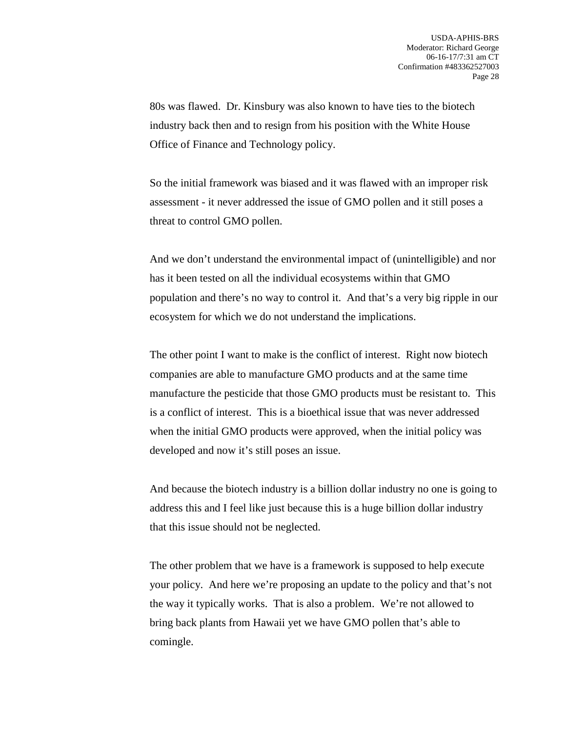80s was flawed. Dr. Kinsbury was also known to have ties to the biotech industry back then and to resign from his position with the White House Office of Finance and Technology policy.

So the initial framework was biased and it was flawed with an improper risk assessment - it never addressed the issue of GMO pollen and it still poses a threat to control GMO pollen.

And we don't understand the environmental impact of (unintelligible) and nor has it been tested on all the individual ecosystems within that GMO population and there's no way to control it. And that's a very big ripple in our ecosystem for which we do not understand the implications.

The other point I want to make is the conflict of interest. Right now biotech companies are able to manufacture GMO products and at the same time manufacture the pesticide that those GMO products must be resistant to. This is a conflict of interest. This is a bioethical issue that was never addressed when the initial GMO products were approved, when the initial policy was developed and now it's still poses an issue.

And because the biotech industry is a billion dollar industry no one is going to address this and I feel like just because this is a huge billion dollar industry that this issue should not be neglected.

The other problem that we have is a framework is supposed to help execute your policy. And here we're proposing an update to the policy and that's not the way it typically works. That is also a problem. We're not allowed to bring back plants from Hawaii yet we have GMO pollen that's able to comingle.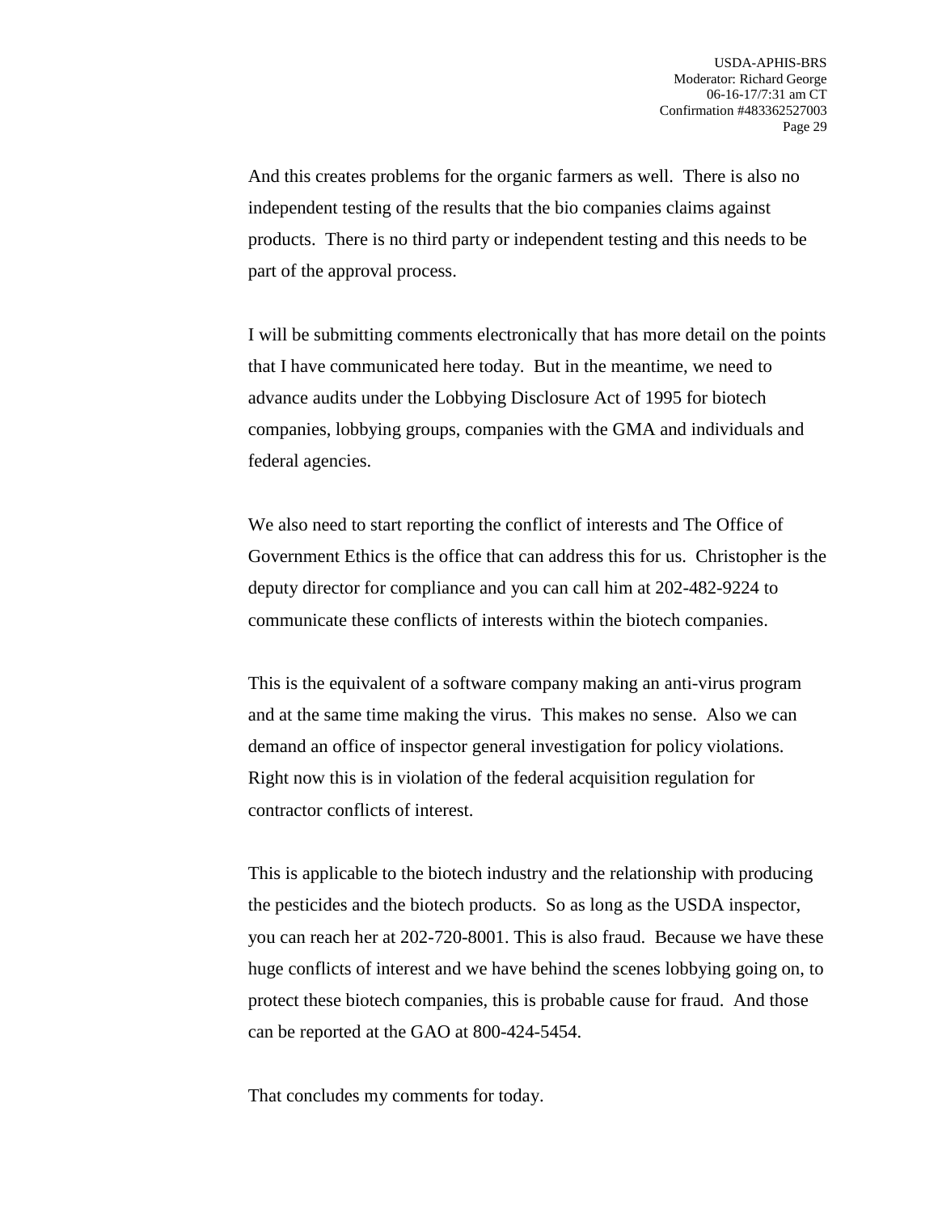And this creates problems for the organic farmers as well. There is also no independent testing of the results that the bio companies claims against products. There is no third party or independent testing and this needs to be part of the approval process.

I will be submitting comments electronically that has more detail on the points that I have communicated here today. But in the meantime, we need to advance audits under the Lobbying Disclosure Act of 1995 for biotech companies, lobbying groups, companies with the GMA and individuals and federal agencies.

We also need to start reporting the conflict of interests and The Office of Government Ethics is the office that can address this for us. Christopher is the deputy director for compliance and you can call him at 202-482-9224 to communicate these conflicts of interests within the biotech companies.

This is the equivalent of a software company making an anti-virus program and at the same time making the virus. This makes no sense. Also we can demand an office of inspector general investigation for policy violations. Right now this is in violation of the federal acquisition regulation for contractor conflicts of interest.

This is applicable to the biotech industry and the relationship with producing the pesticides and the biotech products. So as long as the USDA inspector, you can reach her at 202-720-8001. This is also fraud. Because we have these huge conflicts of interest and we have behind the scenes lobbying going on, to protect these biotech companies, this is probable cause for fraud. And those can be reported at the GAO at 800-424-5454.

That concludes my comments for today.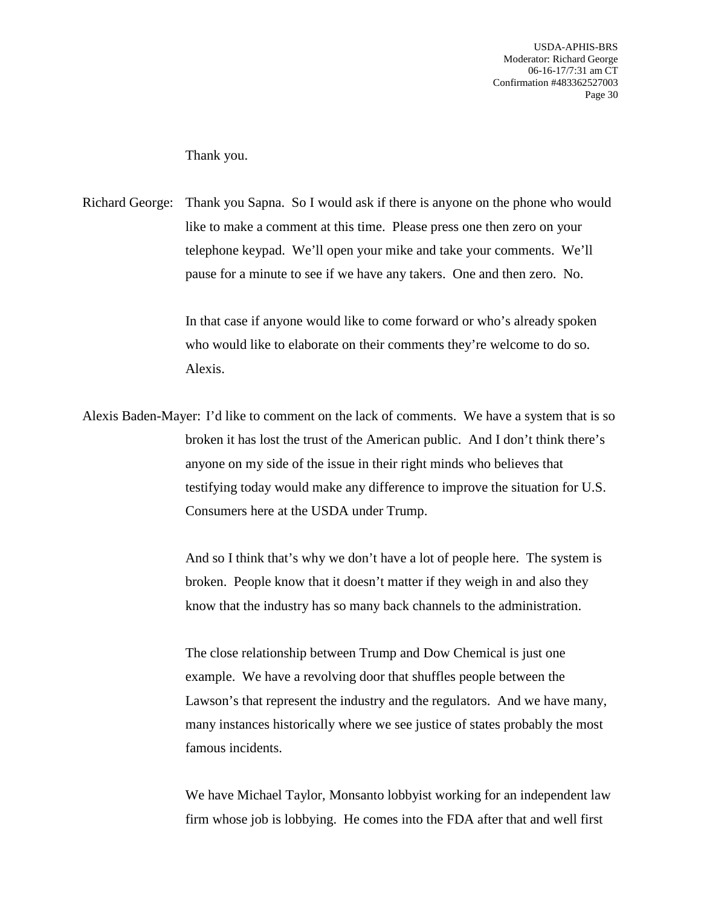Thank you.

Richard George: Thank you Sapna. So I would ask if there is anyone on the phone who would like to make a comment at this time. Please press one then zero on your telephone keypad. We'll open your mike and take your comments. We'll pause for a minute to see if we have any takers. One and then zero. No.

In that case if anyone would like to come forward or who's already spoken who would like to elaborate on their comments they're welcome to do so. Alexis.

Alexis Baden-Mayer: I'd like to comment on the lack of comments. We have a system that is so broken it has lost the trust of the American public. And I don't think there's anyone on my side of the issue in their right minds who believes that testifying today would make any difference to improve the situation for U.S. Consumers here at the USDA under Trump.

And so I think that's why we don't have a lot of people here. The system is broken. People know that it doesn't matter if they weigh in and also they know that the industry has so many back channels to the administration.

The close relationship between Trump and Dow Chemical is just one example. We have a revolving door that shuffles people between the Lawson's that represent the industry and the regulators. And we have many, many instances historically where we see justice of states probably the most famous incidents.

We have Michael Taylor, Monsanto lobbyist working for an independent law firm whose job is lobbying. He comes into the FDA after that and well first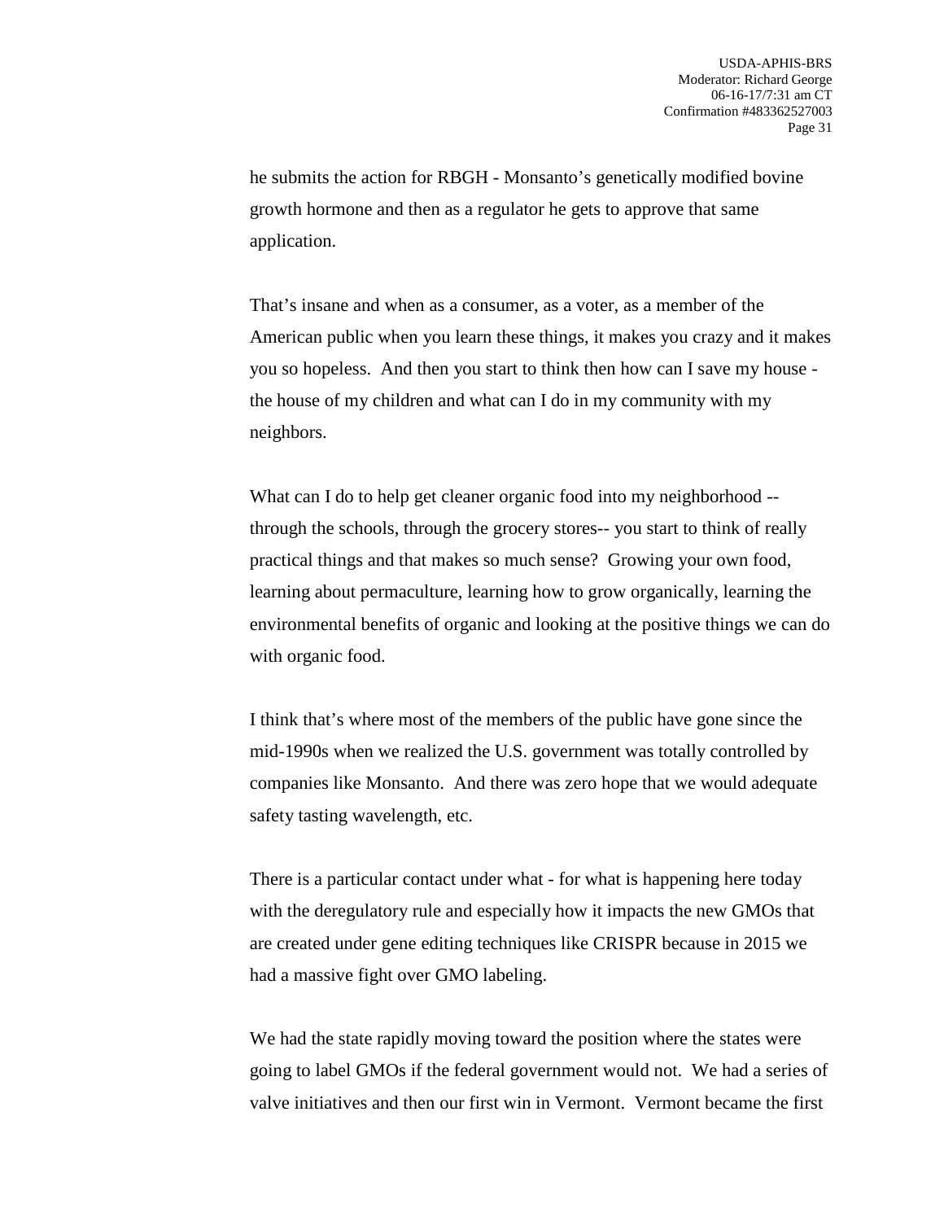he submits the action for RBGH - Monsanto's genetically modified bovine growth hormone and then as a regulator he gets to approve that same application.

That's insane and when as a consumer, as a voter, as a member of the American public when you learn these things, it makes you crazy and it makes you so hopeless. And then you start to think then how can I save my house - the house of my children and what can I do in my community with my neighbors.

What can I do to help get cleaner organic food into my neighborhood -- through the schools, through the grocery stores-- you start to think of really practical things and that makes so much sense? Growing your own food, learning about permaculture, learning how to grow organically, learning the environmental benefits of organic and looking at the positive things we can do with organic food.

I think that's where most of the members of the public have gone since the mid-1990s when we realized the U.S. government was totally controlled by companies like Monsanto. And there was zero hope that we would adequate safety tasting wavelength, etc.

There is a particular contact under what - for what is happening here today with the deregulatory rule and especially how it impacts the new GMOs that are created under gene editing techniques like CRISPR because in 2015 we had a massive fight over GMO labeling.

We had the state rapidly moving toward the position where the states were going to label GMOs if the federal government would not. We had a series of valve initiatives and then our first win in Vermont. Vermont became the first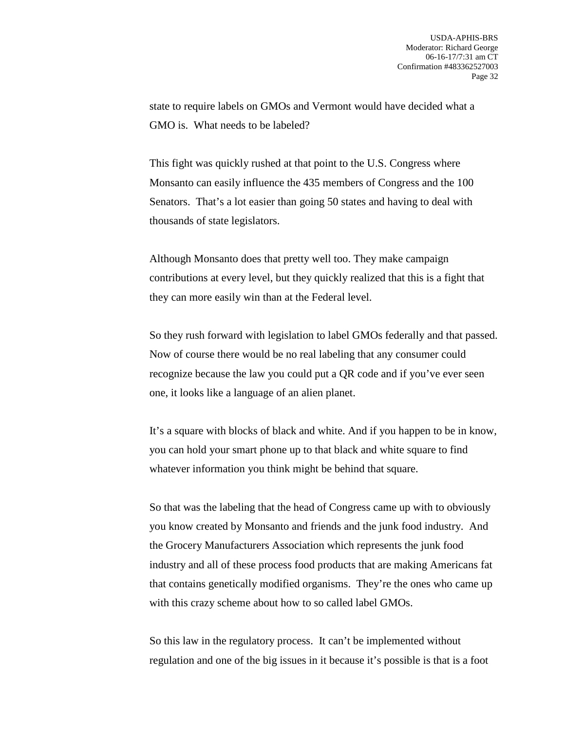state to require labels on GMOs and Vermont would have decided what a GMO is. What needs to be labeled?

This fight was quickly rushed at that point to the U.S. Congress where Monsanto can easily influence the 435 members of Congress and the 100 Senators. That's a lot easier than going 50 states and having to deal with thousands of state legislators.

Although Monsanto does that pretty well too. They make campaign contributions at every level, but they quickly realized that this is a fight that they can more easily win than at the Federal level.

So they rush forward with legislation to label GMOs federally and that passed. Now of course there would be no real labeling that any consumer could recognize because the law you could put a QR code and if you've ever seen one, it looks like a language of an alien planet.

It's a square with blocks of black and white. And if you happen to be in know, you can hold your smart phone up to that black and white square to find whatever information you think might be behind that square.

So that was the labeling that the head of Congress came up with to obviously you know created by Monsanto and friends and the junk food industry. And the Grocery Manufacturers Association which represents the junk food industry and all of these process food products that are making Americans fat that contains genetically modified organisms. They're the ones who came up with this crazy scheme about how to so called label GMOs.

So this law in the regulatory process. It can't be implemented without regulation and one of the big issues in it because it's possible is that is a foot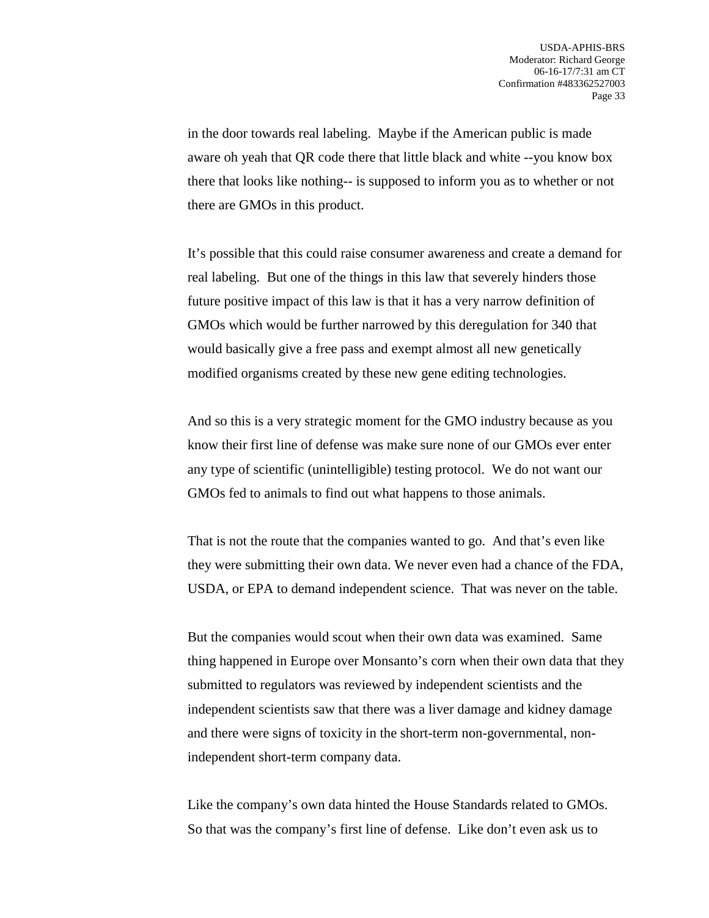in the door towards real labeling. Maybe if the American public is made aware oh yeah that QR code there that little black and white --you know box there that looks like nothing-- is supposed to inform you as to whether or not there are GMOs in this product.

It's possible that this could raise consumer awareness and create a demand for real labeling. But one of the things in this law that severely hinders those future positive impact of this law is that it has a very narrow definition of GMOs which would be further narrowed by this deregulation for 340 that would basically give a free pass and exempt almost all new genetically modified organisms created by these new gene editing technologies.

And so this is a very strategic moment for the GMO industry because as you know their first line of defense was make sure none of our GMOs ever enter any type of scientific (unintelligible) testing protocol. We do not want our GMOs fed to animals to find out what happens to those animals.

That is not the route that the companies wanted to go. And that's even like they were submitting their own data. We never even had a chance of the FDA, USDA, or EPA to demand independent science. That was never on the table.

But the companies would scout when their own data was examined. Same thing happened in Europe over Monsanto's corn when their own data that they submitted to regulators was reviewed by independent scientists and the independent scientists saw that there was a liver damage and kidney damage and there were signs of toxicity in the short-term non-governmental, non-independent short-term company data.

Like the company's own data hinted the House Standards related to GMOs. So that was the company's first line of defense. Like don't even ask us to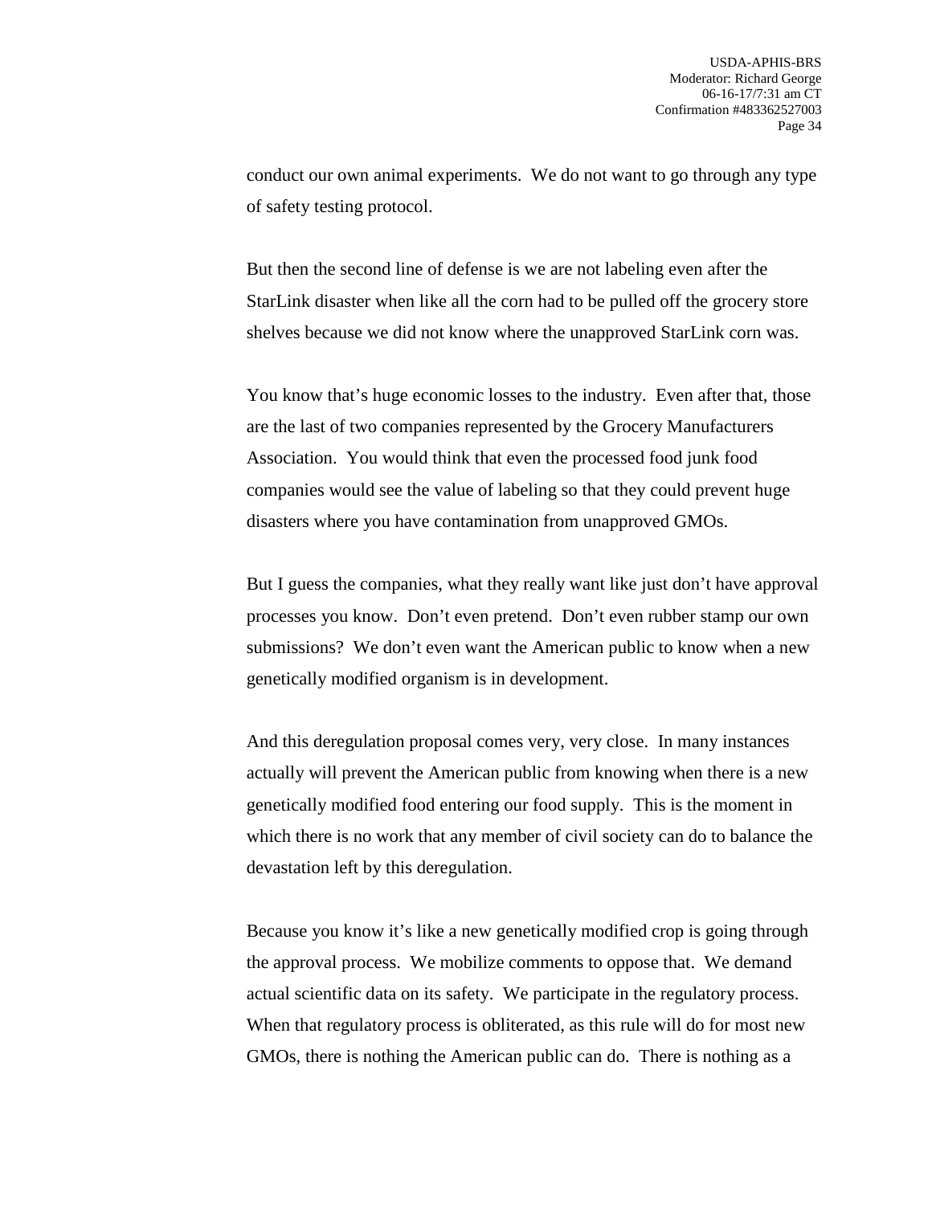conduct our own animal experiments. We do not want to go through any type of safety testing protocol.

But then the second line of defense is we are not labeling even after the StarLink disaster when like all the corn had to be pulled off the grocery store shelves because we did not know where the unapproved StarLink corn was.

You know that's huge economic losses to the industry. Even after that, those are the last of two companies represented by the Grocery Manufacturers Association. You would think that even the processed food junk food companies would see the value of labeling so that they could prevent huge disasters where you have contamination from unapproved GMOs.

But I guess the companies, what they really want like just don't have approval processes you know. Don't even pretend. Don't even rubber stamp our own submissions? We don't even want the American public to know when a new genetically modified organism is in development.

And this deregulation proposal comes very, very close. In many instances actually will prevent the American public from knowing when there is a new genetically modified food entering our food supply. This is the moment in which there is no work that any member of civil society can do to balance the devastation left by this deregulation.

Because you know it's like a new genetically modified crop is going through the approval process. We mobilize comments to oppose that. We demand actual scientific data on its safety. We participate in the regulatory process. When that regulatory process is obliterated, as this rule will do for most new GMOs, there is nothing the American public can do. There is nothing as a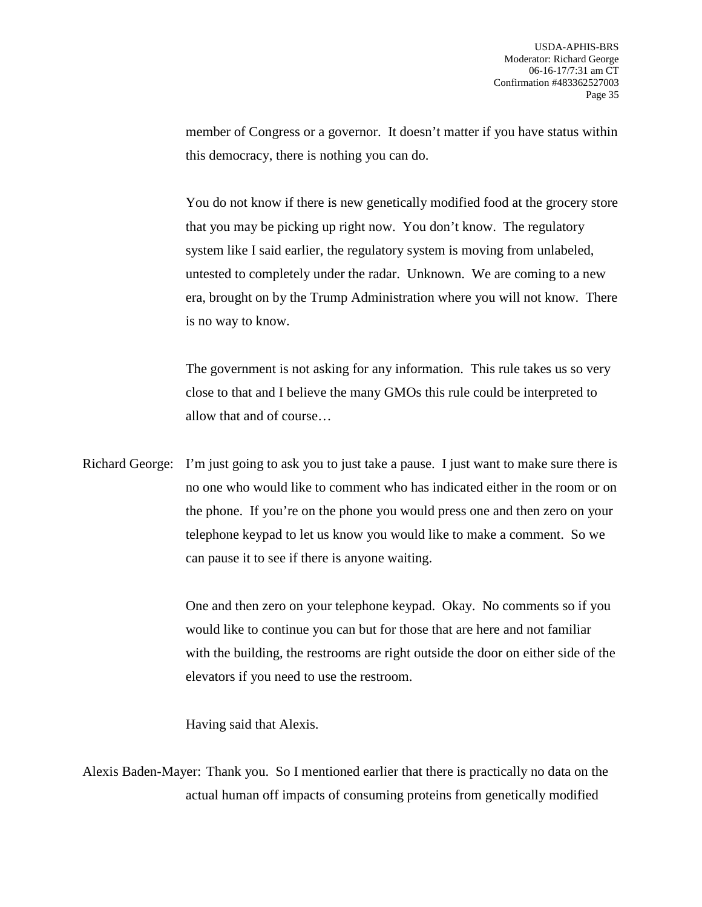member of Congress or a governor. It doesn't matter if you have status within this democracy, there is nothing you can do.

You do not know if there is new genetically modified food at the grocery store that you may be picking up right now. You don't know. The regulatory system like I said earlier, the regulatory system is moving from unlabeled, untested to completely under the radar. Unknown. We are coming to a new era, brought on by the Trump Administration where you will not know. There is no way to know.

The government is not asking for any information. This rule takes us so very close to that and I believe the many GMOs this rule could be interpreted to allow that and of course…

Richard George: I'm just going to ask you to just take a pause. I just want to make sure there is no one who would like to comment who has indicated either in the room or on the phone. If you're on the phone you would press one and then zero on your telephone keypad to let us know you would like to make a comment. So we can pause it to see if there is anyone waiting.

One and then zero on your telephone keypad. Okay. No comments so if you would like to continue you can but for those that are here and not familiar with the building, the restrooms are right outside the door on either side of the elevators if you need to use the restroom.

Having said that Alexis.

Alexis Baden-Mayer: Thank you. So I mentioned earlier that there is practically no data on the actual human off impacts of consuming proteins from genetically modified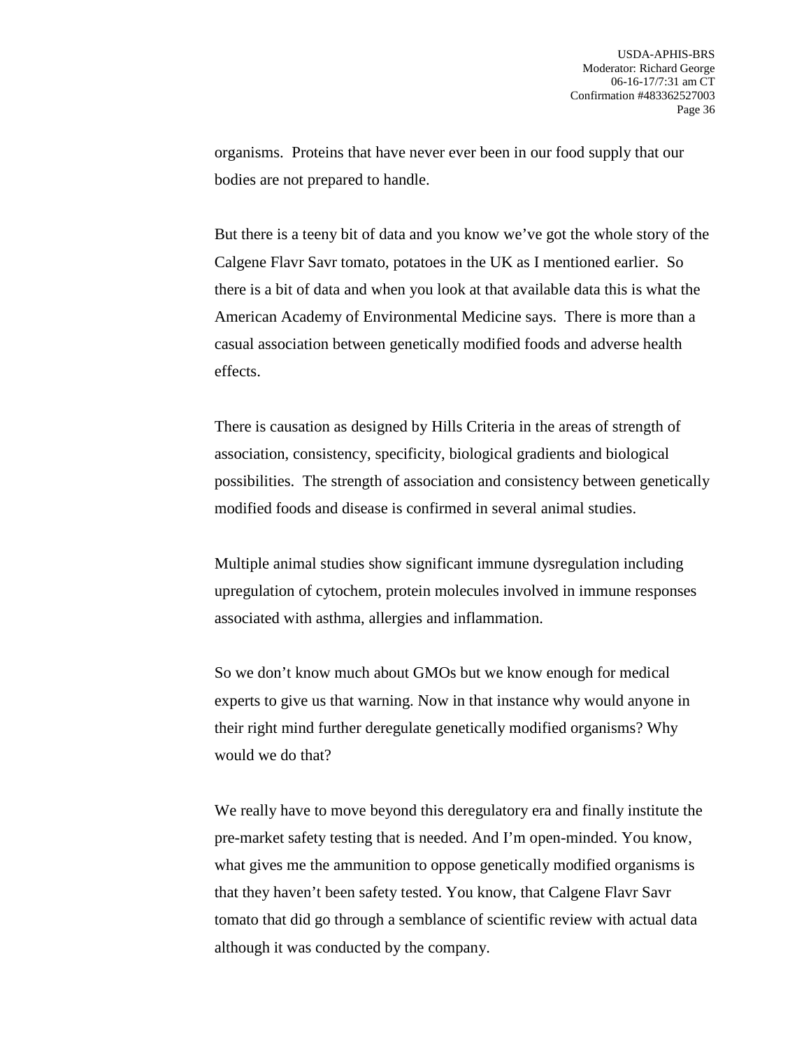organisms. Proteins that have never ever been in our food supply that our bodies are not prepared to handle.

But there is a teeny bit of data and you know we've got the whole story of the Calgene Flavr Savr tomato, potatoes in the UK as I mentioned earlier. So there is a bit of data and when you look at that available data this is what the American Academy of Environmental Medicine says. There is more than a casual association between genetically modified foods and adverse health effects.

There is causation as designed by Hills Criteria in the areas of strength of association, consistency, specificity, biological gradients and biological possibilities. The strength of association and consistency between genetically modified foods and disease is confirmed in several animal studies.

Multiple animal studies show significant immune dysregulation including upregulation of cytochem, protein molecules involved in immune responses associated with asthma, allergies and inflammation.

So we don't know much about GMOs but we know enough for medical experts to give us that warning. Now in that instance why would anyone in their right mind further deregulate genetically modified organisms? Why would we do that?

We really have to move beyond this deregulatory era and finally institute the pre-market safety testing that is needed. And I'm open-minded. You know, what gives me the ammunition to oppose genetically modified organisms is that they haven't been safety tested. You know, that Calgene Flavr Savr tomato that did go through a semblance of scientific review with actual data although it was conducted by the company.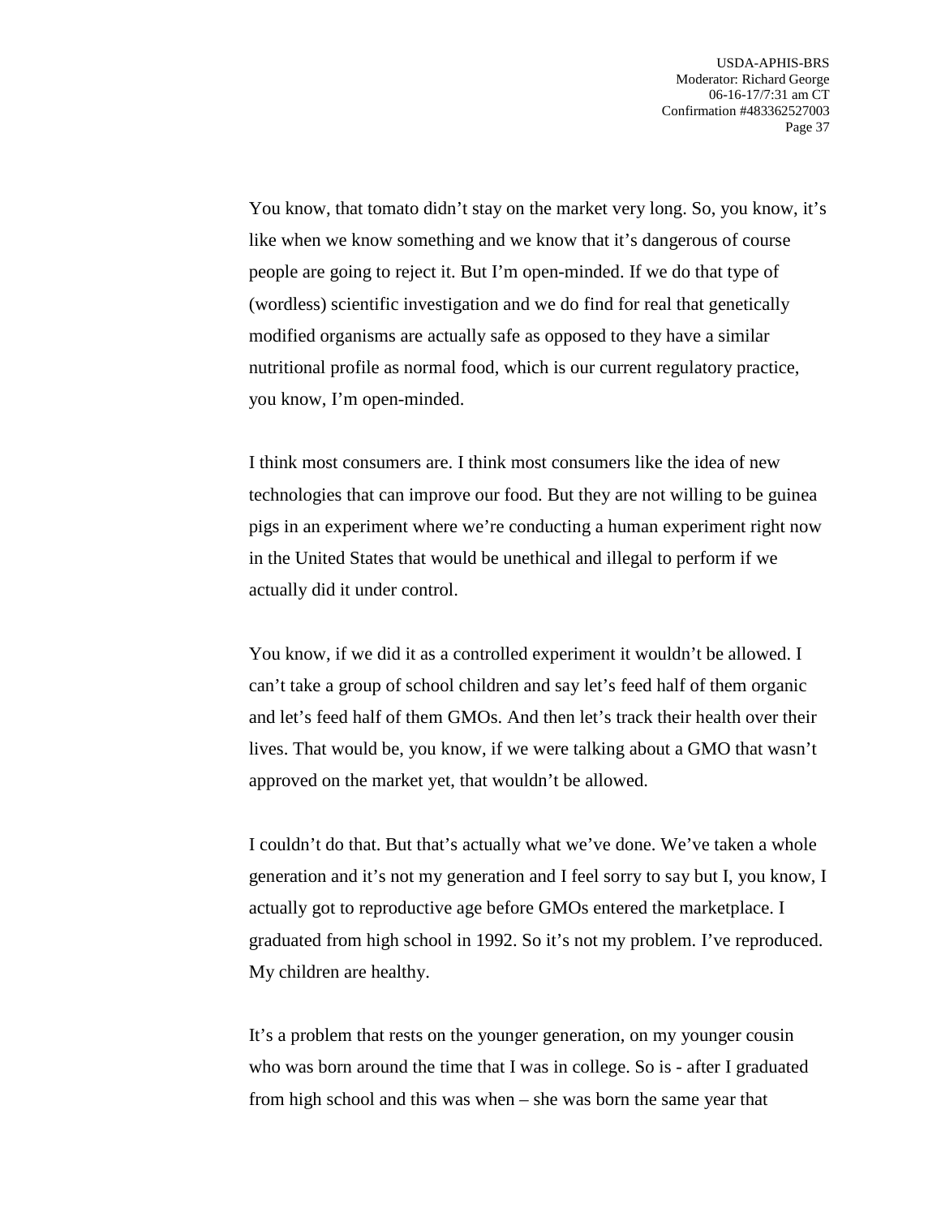You know, that tomato didn't stay on the market very long. So, you know, it's like when we know something and we know that it's dangerous of course people are going to reject it. But I'm open-minded. If we do that type of (wordless) scientific investigation and we do find for real that genetically modified organisms are actually safe as opposed to they have a similar nutritional profile as normal food, which is our current regulatory practice, you know, I'm open-minded.

I think most consumers are. I think most consumers like the idea of new technologies that can improve our food. But they are not willing to be guinea pigs in an experiment where we're conducting a human experiment right now in the United States that would be unethical and illegal to perform if we actually did it under control.

You know, if we did it as a controlled experiment it wouldn't be allowed. I can't take a group of school children and say let's feed half of them organic and let's feed half of them GMOs. And then let's track their health over their lives. That would be, you know, if we were talking about a GMO that wasn't approved on the market yet, that wouldn't be allowed.

I couldn't do that. But that's actually what we've done. We've taken a whole generation and it's not my generation and I feel sorry to say but I, you know, I actually got to reproductive age before GMOs entered the marketplace. I graduated from high school in 1992. So it's not my problem. I've reproduced. My children are healthy.

It's a problem that rests on the younger generation, on my younger cousin who was born around the time that I was in college. So is - after I graduated from high school and this was when – she was born the same year that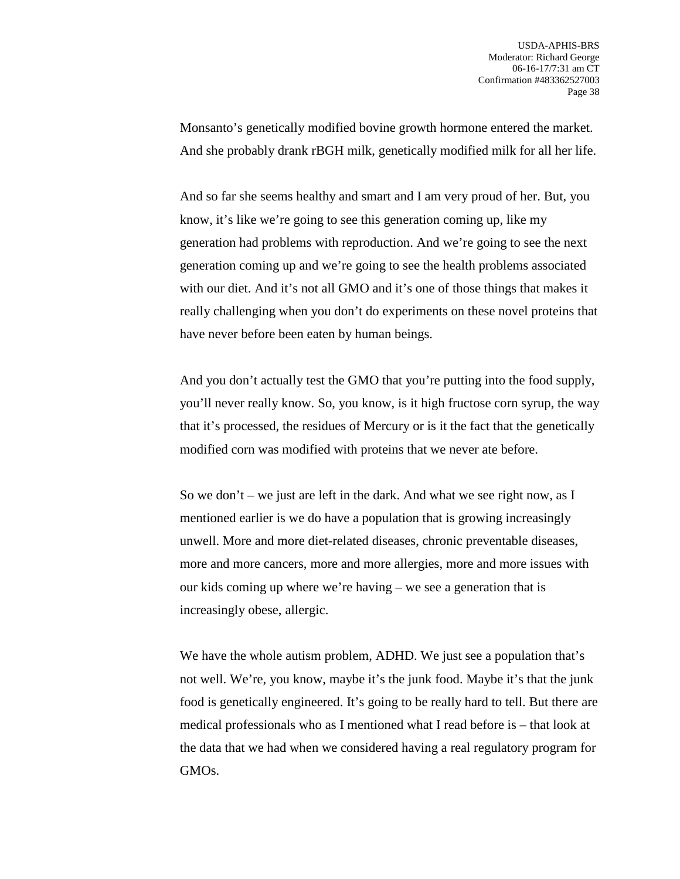Monsanto's genetically modified bovine growth hormone entered the market. And she probably drank rBGH milk, genetically modified milk for all her life.

And so far she seems healthy and smart and I am very proud of her. But, you know, it's like we're going to see this generation coming up, like my generation had problems with reproduction. And we're going to see the next generation coming up and we're going to see the health problems associated with our diet. And it's not all GMO and it's one of those things that makes it really challenging when you don't do experiments on these novel proteins that have never before been eaten by human beings.

And you don't actually test the GMO that you're putting into the food supply, you'll never really know. So, you know, is it high fructose corn syrup, the way that it's processed, the residues of Mercury or is it the fact that the genetically modified corn was modified with proteins that we never ate before.

So we don't – we just are left in the dark. And what we see right now, as I mentioned earlier is we do have a population that is growing increasingly unwell. More and more diet-related diseases, chronic preventable diseases, more and more cancers, more and more allergies, more and more issues with our kids coming up where we're having – we see a generation that is increasingly obese, allergic.

We have the whole autism problem, ADHD. We just see a population that's not well. We're, you know, maybe it's the junk food. Maybe it's that the junk food is genetically engineered. It's going to be really hard to tell. But there are medical professionals who as I mentioned what I read before is – that look at the data that we had when we considered having a real regulatory program for GMOs.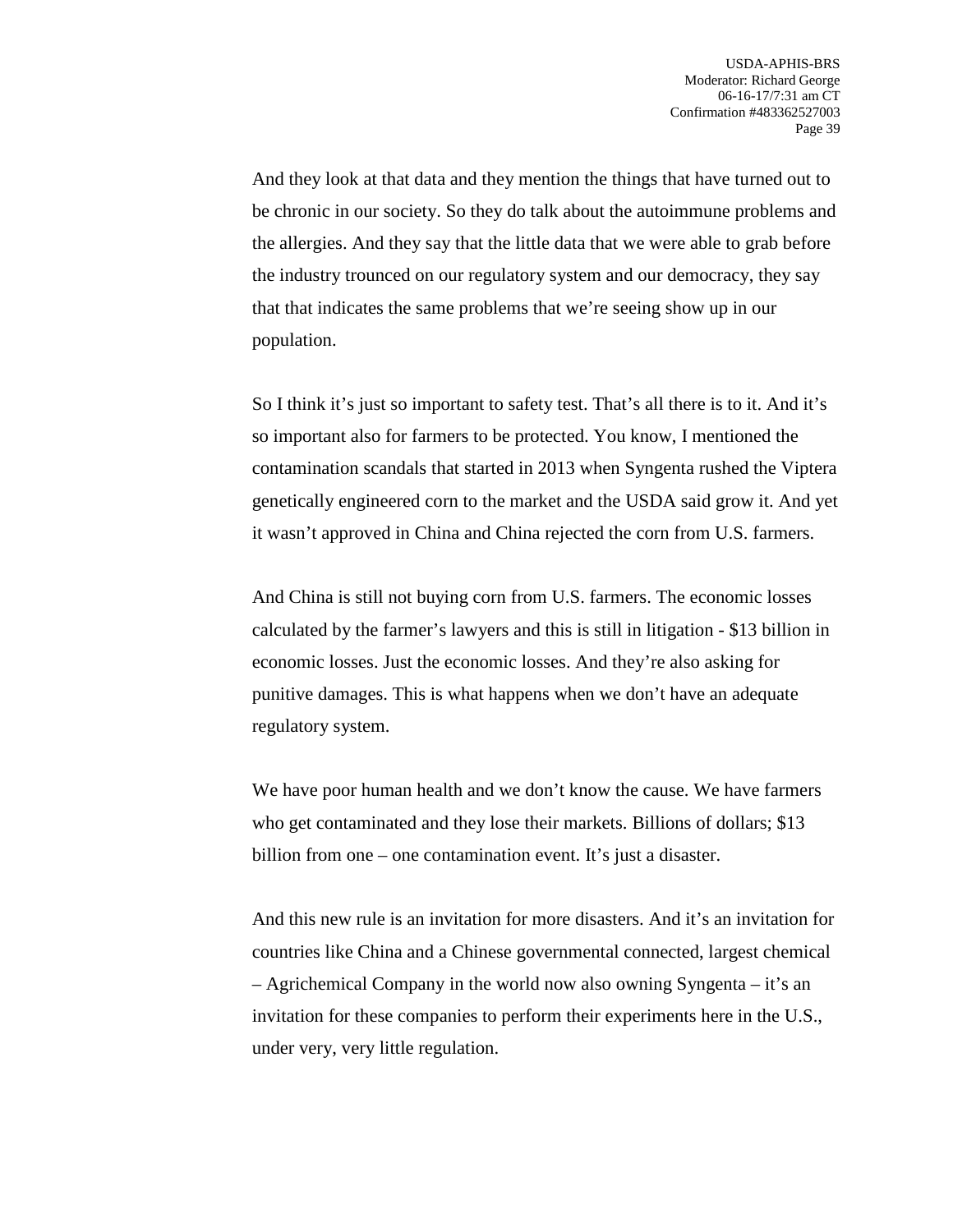And they look at that data and they mention the things that have turned out to be chronic in our society. So they do talk about the autoimmune problems and the allergies. And they say that the little data that we were able to grab before the industry trounced on our regulatory system and our democracy, they say that that indicates the same problems that we're seeing show up in our population.

So I think it's just so important to safety test. That's all there is to it. And it's so important also for farmers to be protected. You know, I mentioned the contamination scandals that started in 2013 when Syngenta rushed the Viptera genetically engineered corn to the market and the USDA said grow it. And yet it wasn't approved in China and China rejected the corn from U.S. farmers.

And China is still not buying corn from U.S. farmers. The economic losses calculated by the farmer's lawyers and this is still in litigation - $13 billion in economic losses. Just the economic losses. And they're also asking for punitive damages. This is what happens when we don't have an adequate regulatory system.

We have poor human health and we don't know the cause. We have farmers who get contaminated and they lose their markets. Billions of dollars; $13 billion from one – one contamination event. It's just a disaster.

And this new rule is an invitation for more disasters. And it's an invitation for countries like China and a Chinese governmental connected, largest chemical – Agrichemical Company in the world now also owning Syngenta – it's an invitation for these companies to perform their experiments here in the U.S., under very, very little regulation.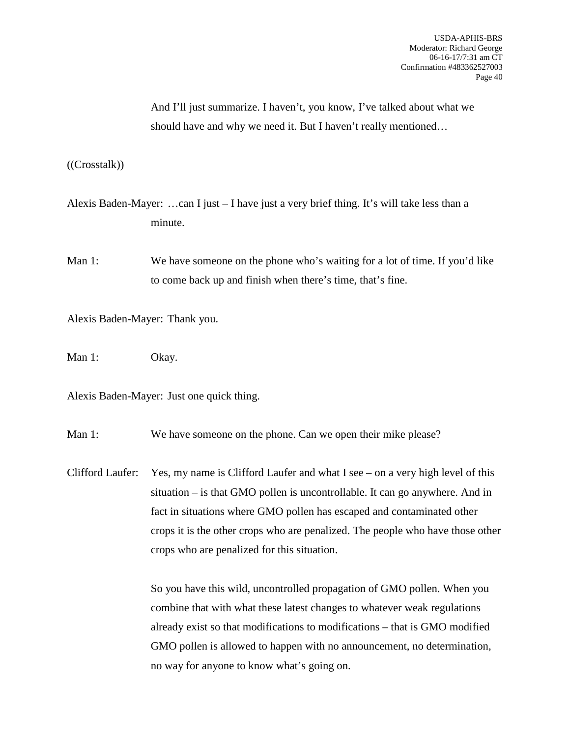And I'll just summarize. I haven't, you know, I've talked about what we should have and why we need it. But I haven't really mentioned…

((Crosstalk))

Alexis Baden-Mayer: …can I just – I have just a very brief thing. It's will take less than a minute.

Man 1: We have someone on the phone who's waiting for a lot of time. If you'd like to come back up and finish when there's time, that's fine.

Alexis Baden-Mayer: Thank you.

Man 1: Okay.

Alexis Baden-Mayer: Just one quick thing.

Man 1: We have someone on the phone. Can we open their mike please?

Clifford Laufer: Yes, my name is Clifford Laufer and what I see – on a very high level of this situation – is that GMO pollen is uncontrollable. It can go anywhere. And in fact in situations where GMO pollen has escaped and contaminated other crops it is the other crops who are penalized. The people who have those other crops who are penalized for this situation.

So you have this wild, uncontrolled propagation of GMO pollen. When you combine that with what these latest changes to whatever weak regulations already exist so that modifications to modifications – that is GMO modified GMO pollen is allowed to happen with no announcement, no determination, no way for anyone to know what's going on.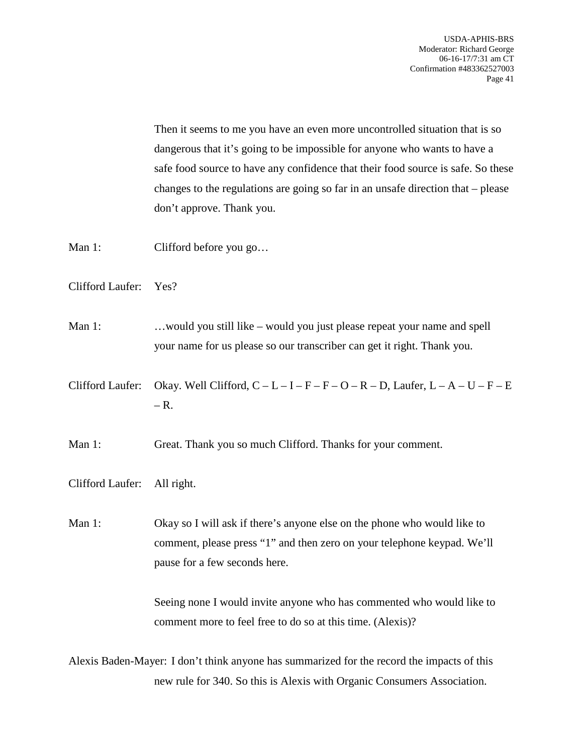Then it seems to me you have an even more uncontrolled situation that is so dangerous that it's going to be impossible for anyone who wants to have a safe food source to have any confidence that their food source is safe. So these changes to the regulations are going so far in an unsafe direction that – please don't approve. Thank you.

Man 1: Clifford before you go…

Clifford Laufer: Yes?

Man 1: …would you still like – would you just please repeat your name and spell your name for us please so our transcriber can get it right. Thank you.

Clifford Laufer: Okay. Well Clifford, C – L – I – F – F – O – R – D, Laufer, L – A – U – F – E – R.

Man 1: Great. Thank you so much Clifford. Thanks for your comment.

Clifford Laufer: All right.

Man 1: Okay so I will ask if there's anyone else on the phone who would like to comment, please press "1" and then zero on your telephone keypad. We'll pause for a few seconds here.

Seeing none I would invite anyone who has commented who would like to comment more to feel free to do so at this time. (Alexis)?

Alexis Baden-Mayer: I don't think anyone has summarized for the record the impacts of this new rule for 340. So this is Alexis with Organic Consumers Association.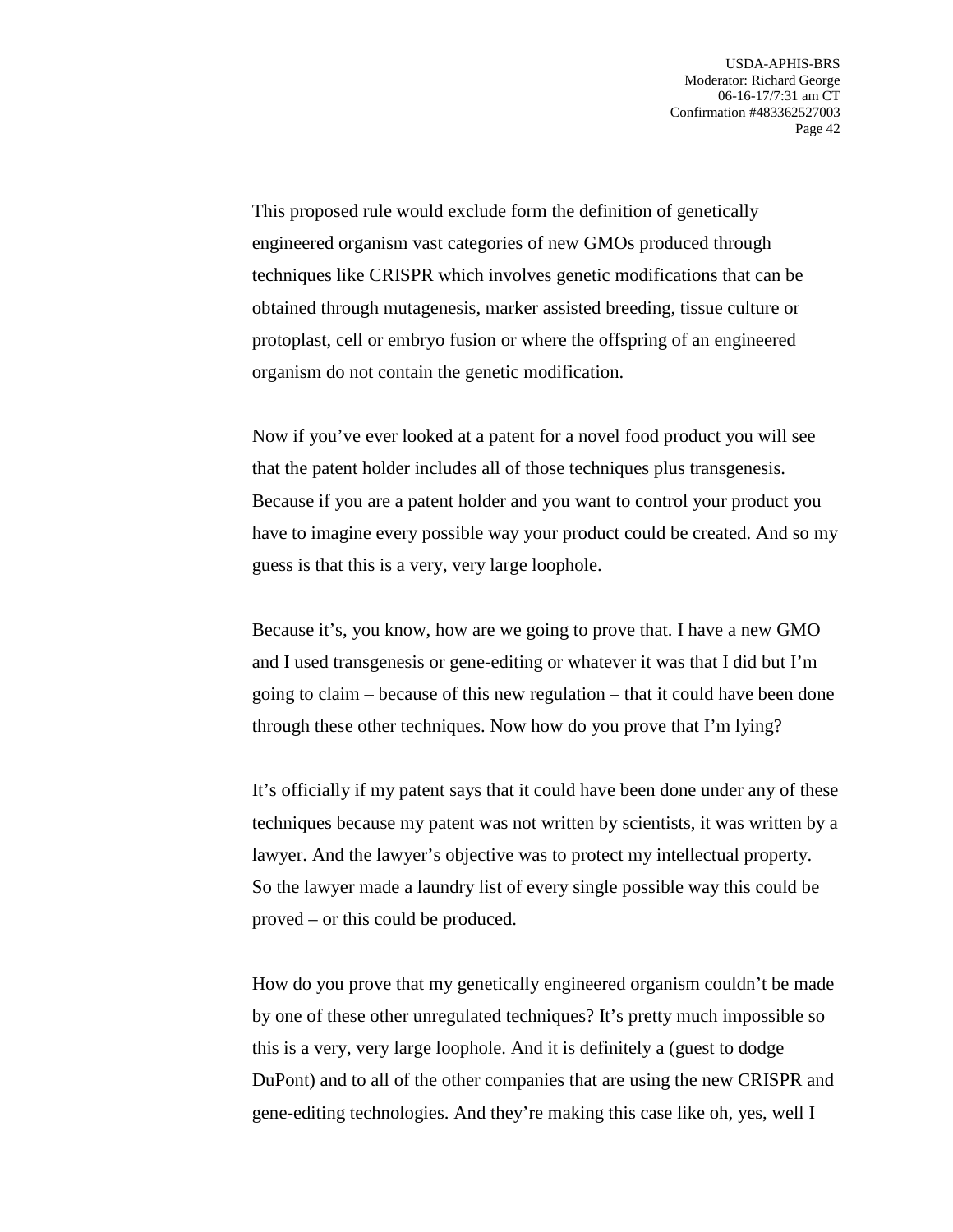This proposed rule would exclude form the definition of genetically engineered organism vast categories of new GMOs produced through techniques like CRISPR which involves genetic modifications that can be obtained through mutagenesis, marker assisted breeding, tissue culture or protoplast, cell or embryo fusion or where the offspring of an engineered organism do not contain the genetic modification.

Now if you've ever looked at a patent for a novel food product you will see that the patent holder includes all of those techniques plus transgenesis. Because if you are a patent holder and you want to control your product you have to imagine every possible way your product could be created. And so my guess is that this is a very, very large loophole.

Because it's, you know, how are we going to prove that. I have a new GMO and I used transgenesis or gene-editing or whatever it was that I did but I'm going to claim – because of this new regulation – that it could have been done through these other techniques. Now how do you prove that I'm lying?

It's officially if my patent says that it could have been done under any of these techniques because my patent was not written by scientists, it was written by a lawyer. And the lawyer's objective was to protect my intellectual property. So the lawyer made a laundry list of every single possible way this could be proved – or this could be produced.

How do you prove that my genetically engineered organism couldn't be made by one of these other unregulated techniques? It's pretty much impossible so this is a very, very large loophole. And it is definitely a (guest to dodge DuPont) and to all of the other companies that are using the new CRISPR and gene-editing technologies. And they're making this case like oh, yes, well I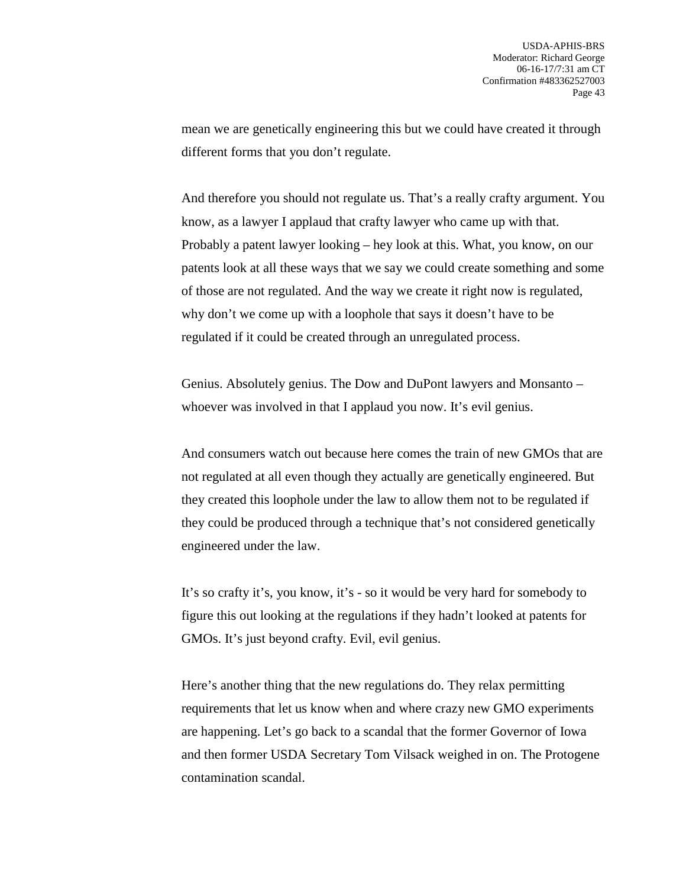mean we are genetically engineering this but we could have created it through different forms that you don't regulate.

And therefore you should not regulate us. That's a really crafty argument. You know, as a lawyer I applaud that crafty lawyer who came up with that. Probably a patent lawyer looking – hey look at this. What, you know, on our patents look at all these ways that we say we could create something and some of those are not regulated. And the way we create it right now is regulated, why don't we come up with a loophole that says it doesn't have to be regulated if it could be created through an unregulated process.

Genius. Absolutely genius. The Dow and DuPont lawyers and Monsanto – whoever was involved in that I applaud you now. It's evil genius.

And consumers watch out because here comes the train of new GMOs that are not regulated at all even though they actually are genetically engineered. But they created this loophole under the law to allow them not to be regulated if they could be produced through a technique that's not considered genetically engineered under the law.

It's so crafty it's, you know, it's - so it would be very hard for somebody to figure this out looking at the regulations if they hadn't looked at patents for GMOs. It's just beyond crafty. Evil, evil genius.

Here's another thing that the new regulations do. They relax permitting requirements that let us know when and where crazy new GMO experiments are happening. Let's go back to a scandal that the former Governor of Iowa and then former USDA Secretary Tom Vilsack weighed in on. The Protogene contamination scandal.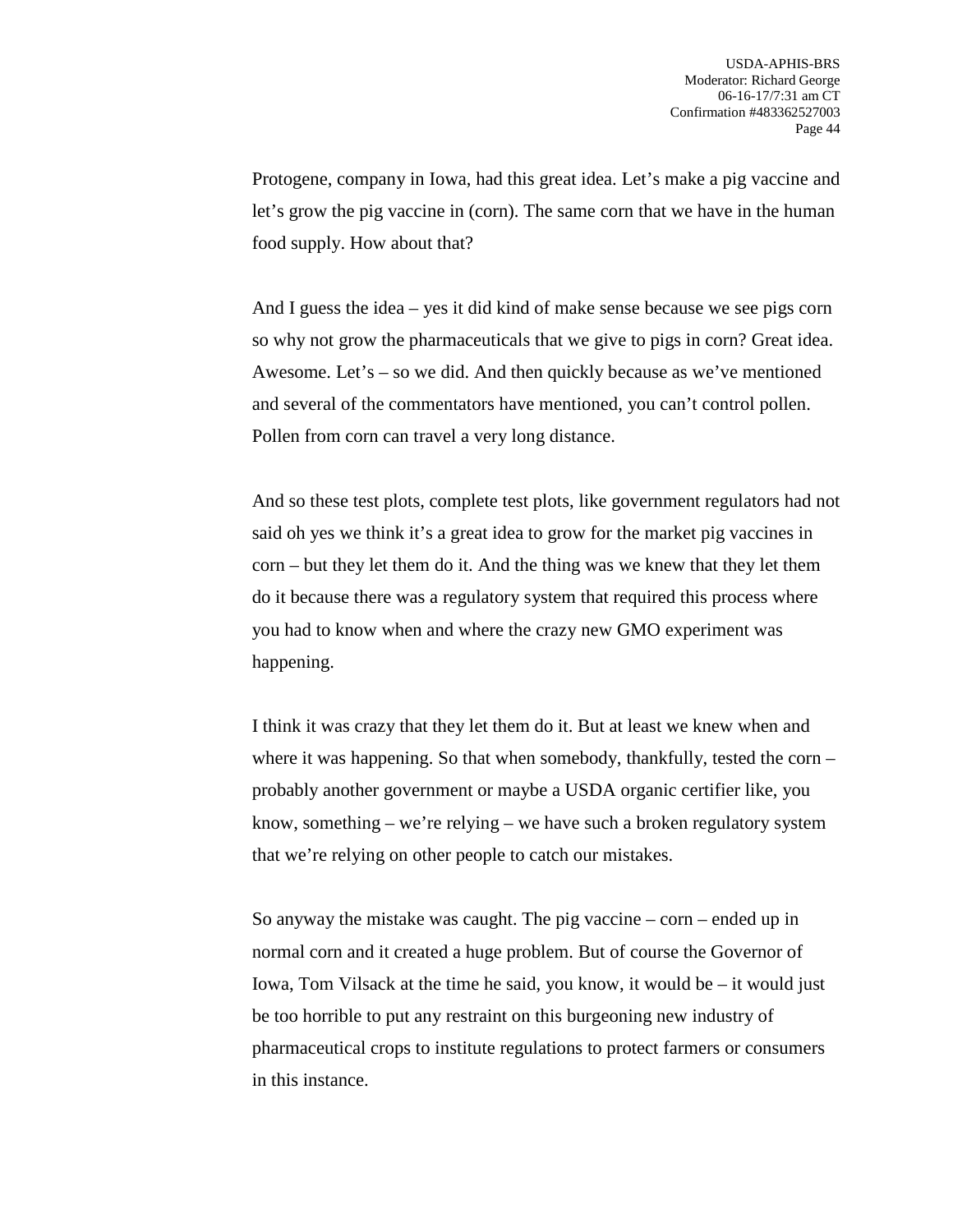Protogene, company in Iowa, had this great idea. Let's make a pig vaccine and let's grow the pig vaccine in (corn). The same corn that we have in the human food supply. How about that?

And I guess the idea – yes it did kind of make sense because we see pigs corn so why not grow the pharmaceuticals that we give to pigs in corn? Great idea. Awesome. Let's – so we did. And then quickly because as we've mentioned and several of the commentators have mentioned, you can't control pollen. Pollen from corn can travel a very long distance.

And so these test plots, complete test plots, like government regulators had not said oh yes we think it's a great idea to grow for the market pig vaccines in corn – but they let them do it. And the thing was we knew that they let them do it because there was a regulatory system that required this process where you had to know when and where the crazy new GMO experiment was happening.

I think it was crazy that they let them do it. But at least we knew when and where it was happening. So that when somebody, thankfully, tested the corn – probably another government or maybe a USDA organic certifier like, you know, something – we're relying – we have such a broken regulatory system that we're relying on other people to catch our mistakes.

So anyway the mistake was caught. The pig vaccine – corn – ended up in normal corn and it created a huge problem. But of course the Governor of Iowa, Tom Vilsack at the time he said, you know, it would be – it would just be too horrible to put any restraint on this burgeoning new industry of pharmaceutical crops to institute regulations to protect farmers or consumers in this instance.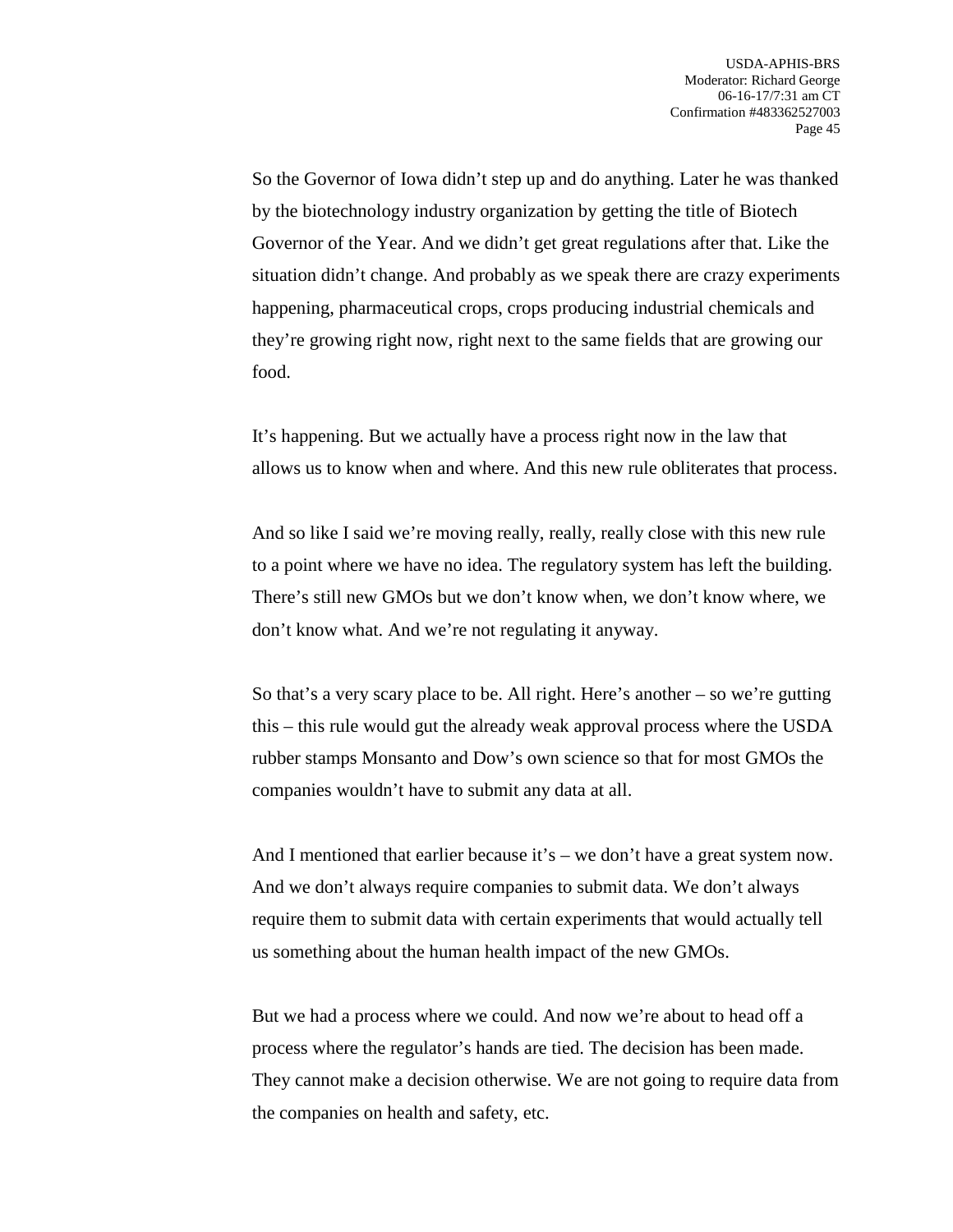So the Governor of Iowa didn't step up and do anything. Later he was thanked by the biotechnology industry organization by getting the title of Biotech Governor of the Year. And we didn't get great regulations after that. Like the situation didn't change. And probably as we speak there are crazy experiments happening, pharmaceutical crops, crops producing industrial chemicals and they're growing right now, right next to the same fields that are growing our food.

It's happening. But we actually have a process right now in the law that allows us to know when and where. And this new rule obliterates that process.

And so like I said we're moving really, really, really close with this new rule to a point where we have no idea. The regulatory system has left the building. There's still new GMOs but we don't know when, we don't know where, we don't know what. And we're not regulating it anyway.

So that's a very scary place to be. All right. Here's another – so we're gutting this – this rule would gut the already weak approval process where the USDA rubber stamps Monsanto and Dow's own science so that for most GMOs the companies wouldn't have to submit any data at all.

And I mentioned that earlier because it's – we don't have a great system now. And we don't always require companies to submit data. We don't always require them to submit data with certain experiments that would actually tell us something about the human health impact of the new GMOs.

But we had a process where we could. And now we're about to head off a process where the regulator's hands are tied. The decision has been made. They cannot make a decision otherwise. We are not going to require data from the companies on health and safety, etc.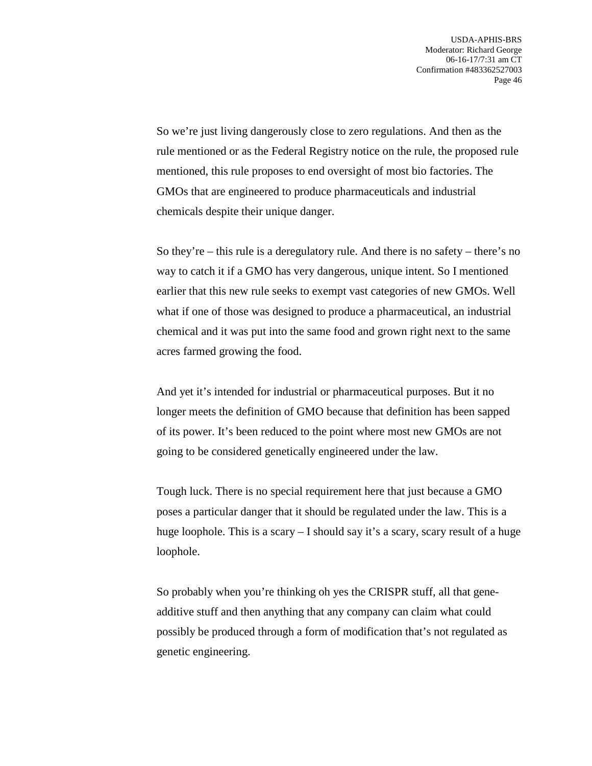So we're just living dangerously close to zero regulations. And then as the rule mentioned or as the Federal Registry notice on the rule, the proposed rule mentioned, this rule proposes to end oversight of most bio factories. The GMOs that are engineered to produce pharmaceuticals and industrial chemicals despite their unique danger.

So they're – this rule is a deregulatory rule. And there is no safety – there's no way to catch it if a GMO has very dangerous, unique intent. So I mentioned earlier that this new rule seeks to exempt vast categories of new GMOs. Well what if one of those was designed to produce a pharmaceutical, an industrial chemical and it was put into the same food and grown right next to the same acres farmed growing the food.

And yet it's intended for industrial or pharmaceutical purposes. But it no longer meets the definition of GMO because that definition has been sapped of its power. It's been reduced to the point where most new GMOs are not going to be considered genetically engineered under the law.

Tough luck. There is no special requirement here that just because a GMO poses a particular danger that it should be regulated under the law. This is a huge loophole. This is a scary – I should say it's a scary, scary result of a huge loophole.

So probably when you're thinking oh yes the CRISPR stuff, all that gene-additive stuff and then anything that any company can claim what could possibly be produced through a form of modification that's not regulated as genetic engineering.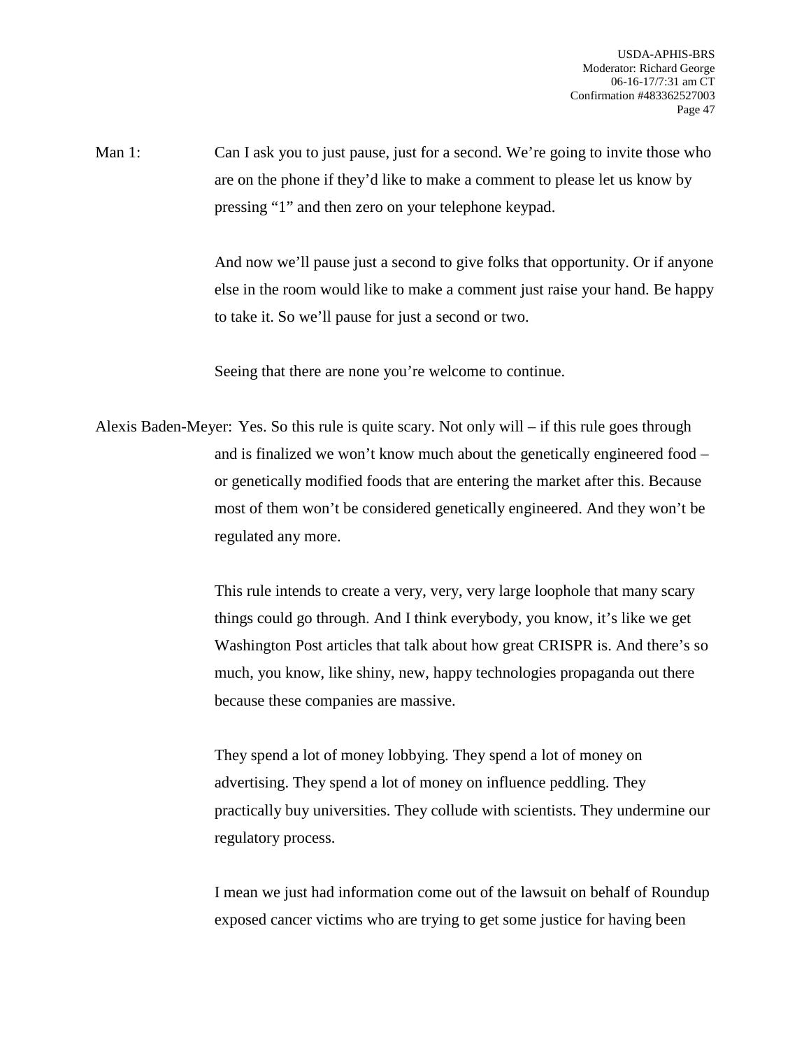Man 1: Can I ask you to just pause, just for a second. We're going to invite those who are on the phone if they'd like to make a comment to please let us know by pressing "1" and then zero on your telephone keypad.

And now we'll pause just a second to give folks that opportunity. Or if anyone else in the room would like to make a comment just raise your hand. Be happy to take it. So we'll pause for just a second or two.

Seeing that there are none you're welcome to continue.

Alexis Baden-Meyer: Yes. So this rule is quite scary. Not only will – if this rule goes through and is finalized we won't know much about the genetically engineered food – or genetically modified foods that are entering the market after this. Because most of them won't be considered genetically engineered. And they won't be regulated any more.

This rule intends to create a very, very, very large loophole that many scary things could go through. And I think everybody, you know, it's like we get Washington Post articles that talk about how great CRISPR is. And there's so much, you know, like shiny, new, happy technologies propaganda out there because these companies are massive.

They spend a lot of money lobbying. They spend a lot of money on advertising. They spend a lot of money on influence peddling. They practically buy universities. They collude with scientists. They undermine our regulatory process.

I mean we just had information come out of the lawsuit on behalf of Roundup exposed cancer victims who are trying to get some justice for having been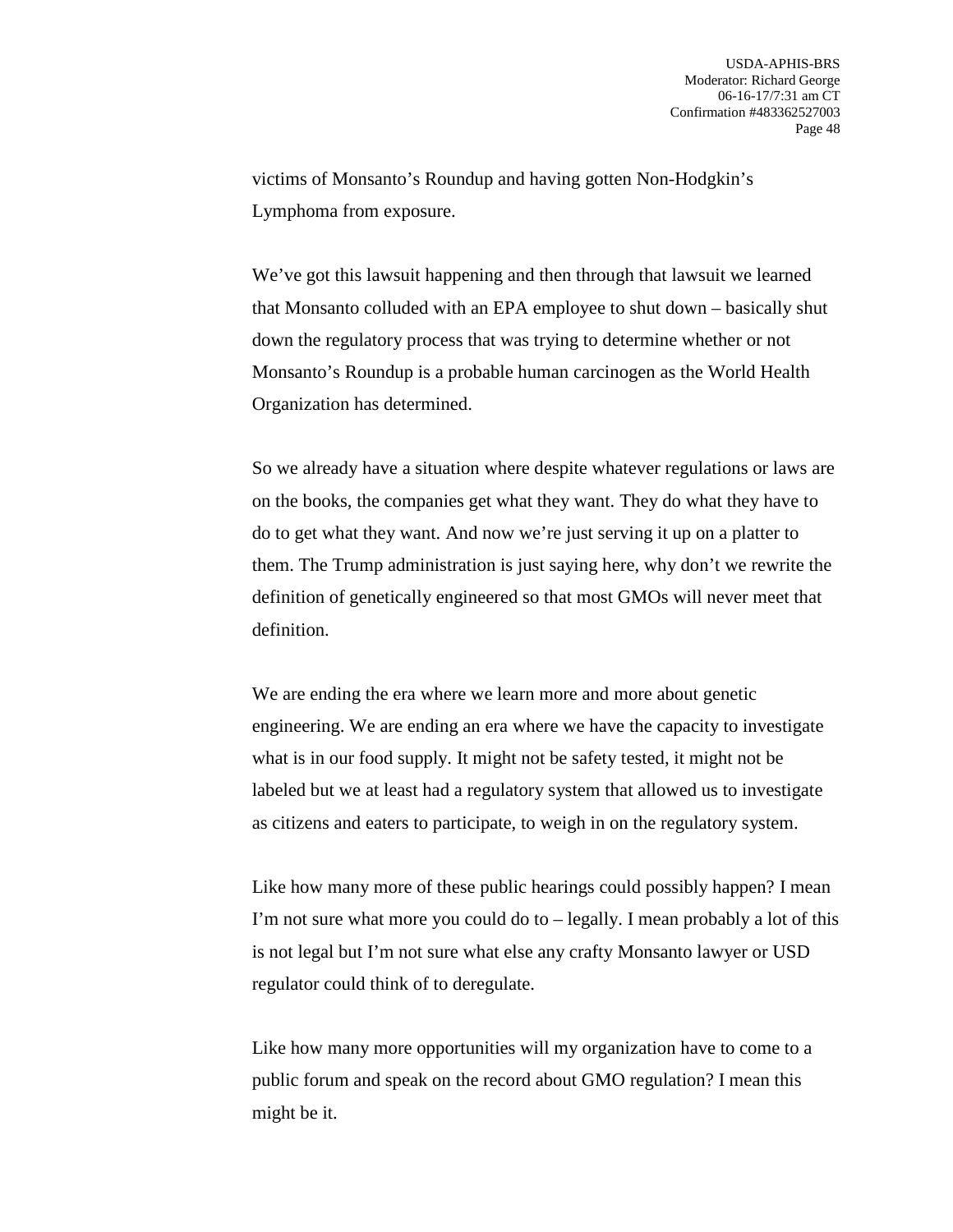victims of Monsanto's Roundup and having gotten Non-Hodgkin's Lymphoma from exposure.

We've got this lawsuit happening and then through that lawsuit we learned that Monsanto colluded with an EPA employee to shut down – basically shut down the regulatory process that was trying to determine whether or not Monsanto's Roundup is a probable human carcinogen as the World Health Organization has determined.

So we already have a situation where despite whatever regulations or laws are on the books, the companies get what they want. They do what they have to do to get what they want. And now we're just serving it up on a platter to them. The Trump administration is just saying here, why don't we rewrite the definition of genetically engineered so that most GMOs will never meet that definition.

We are ending the era where we learn more and more about genetic engineering. We are ending an era where we have the capacity to investigate what is in our food supply. It might not be safety tested, it might not be labeled but we at least had a regulatory system that allowed us to investigate as citizens and eaters to participate, to weigh in on the regulatory system.

Like how many more of these public hearings could possibly happen? I mean I'm not sure what more you could do – legally. I mean probably a lot of this is not legal but I'm not sure what else any crafty Monsanto lawyer or USD regulator could think of to deregulate.

Like how many more opportunities will my organization have to come to a public forum and speak on the record about GMO regulation? I mean this might be it.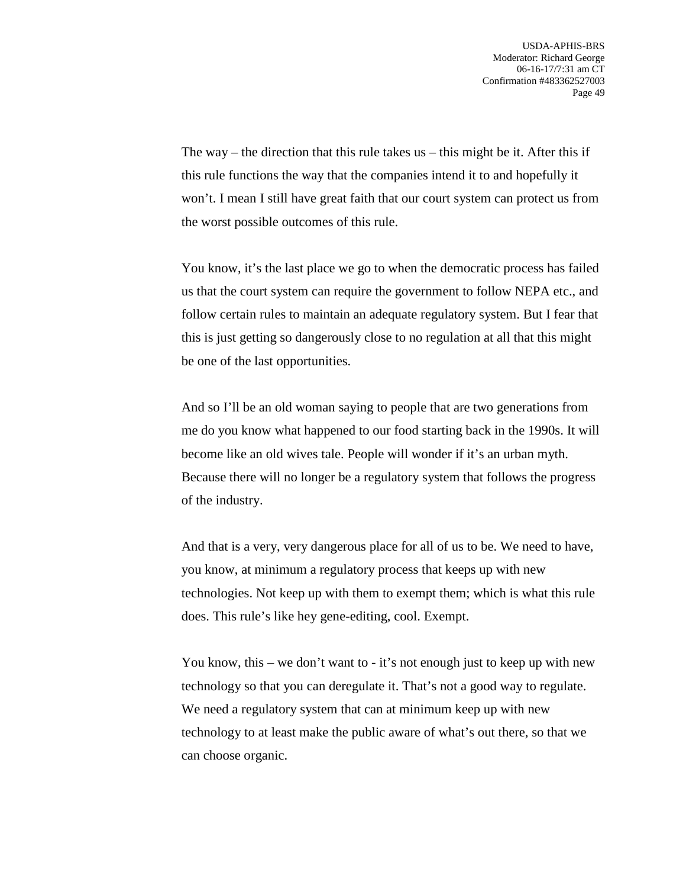The way – the direction that this rule takes us – this might be it. After this if this rule functions the way that the companies intend it to and hopefully it won't. I mean I still have great faith that our court system can protect us from the worst possible outcomes of this rule.

You know, it's the last place we go to when the democratic process has failed us that the court system can require the government to follow NEPA etc., and follow certain rules to maintain an adequate regulatory system. But I fear that this is just getting so dangerously close to no regulation at all that this might be one of the last opportunities.

And so I'll be an old woman saying to people that are two generations from me do you know what happened to our food starting back in the 1990s. It will become like an old wives tale. People will wonder if it's an urban myth. Because there will no longer be a regulatory system that follows the progress of the industry.

And that is a very, very dangerous place for all of us to be. We need to have, you know, at minimum a regulatory process that keeps up with new technologies. Not keep up with them to exempt them; which is what this rule does. This rule's like hey gene-editing, cool. Exempt.

You know, this – we don't want to - it's not enough just to keep up with new technology so that you can deregulate it. That's not a good way to regulate. We need a regulatory system that can at minimum keep up with new technology to at least make the public aware of what's out there, so that we can choose organic.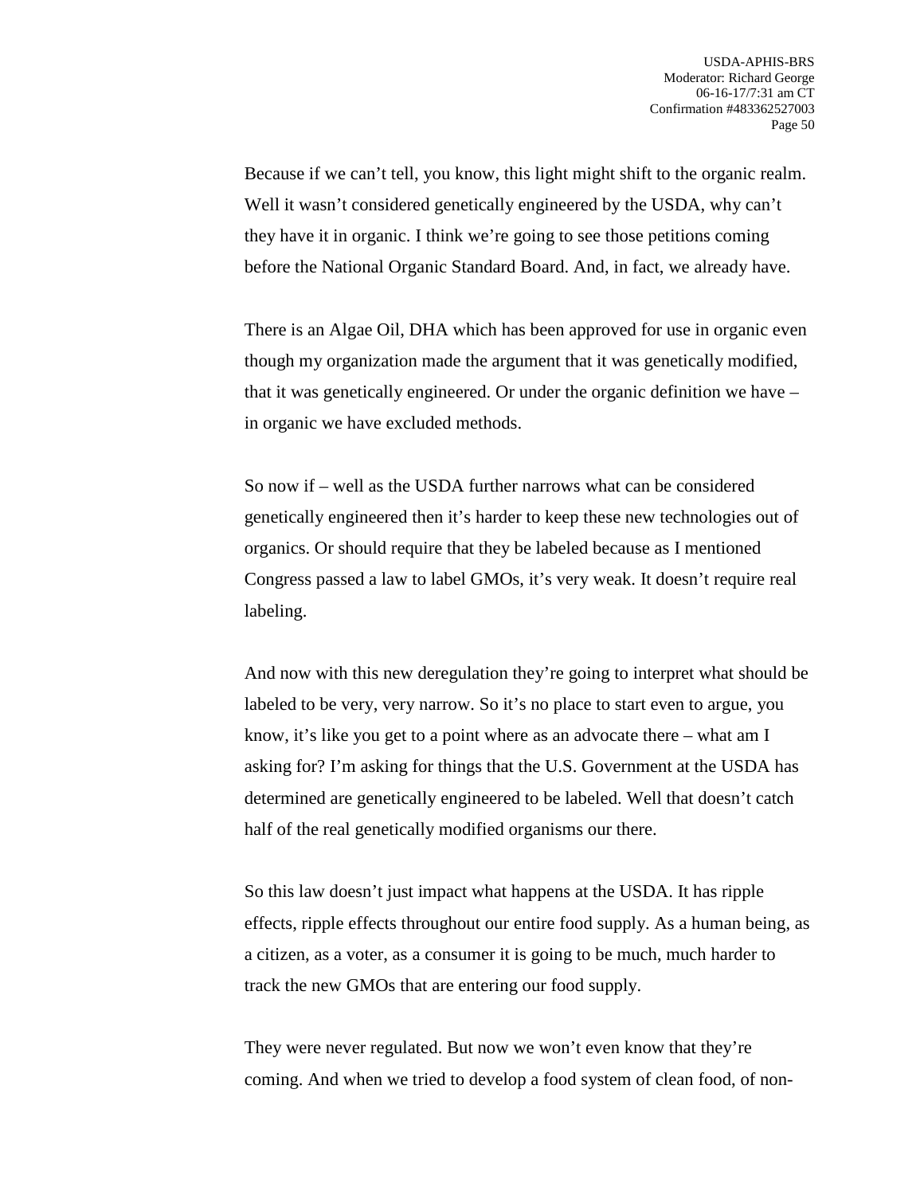Because if we can't tell, you know, this light might shift to the organic realm. Well it wasn't considered genetically engineered by the USDA, why can't they have it in organic. I think we're going to see those petitions coming before the National Organic Standard Board. And, in fact, we already have.

There is an Algae Oil, DHA which has been approved for use in organic even though my organization made the argument that it was genetically modified, that it was genetically engineered. Or under the organic definition we have – in organic we have excluded methods.

So now if – well as the USDA further narrows what can be considered genetically engineered then it's harder to keep these new technologies out of organics. Or should require that they be labeled because as I mentioned Congress passed a law to label GMOs, it's very weak. It doesn't require real labeling.

And now with this new deregulation they're going to interpret what should be labeled to be very, very narrow. So it's no place to start even to argue, you know, it's like you get to a point where as an advocate there – what am I asking for? I'm asking for things that the U.S. Government at the USDA has determined are genetically engineered to be labeled. Well that doesn't catch half of the real genetically modified organisms our there.

So this law doesn't just impact what happens at the USDA. It has ripple effects, ripple effects throughout our entire food supply. As a human being, as a citizen, as a voter, as a consumer it is going to be much, much harder to track the new GMOs that are entering our food supply.

They were never regulated. But now we won't even know that they're coming. And when we tried to develop a food system of clean food, of non-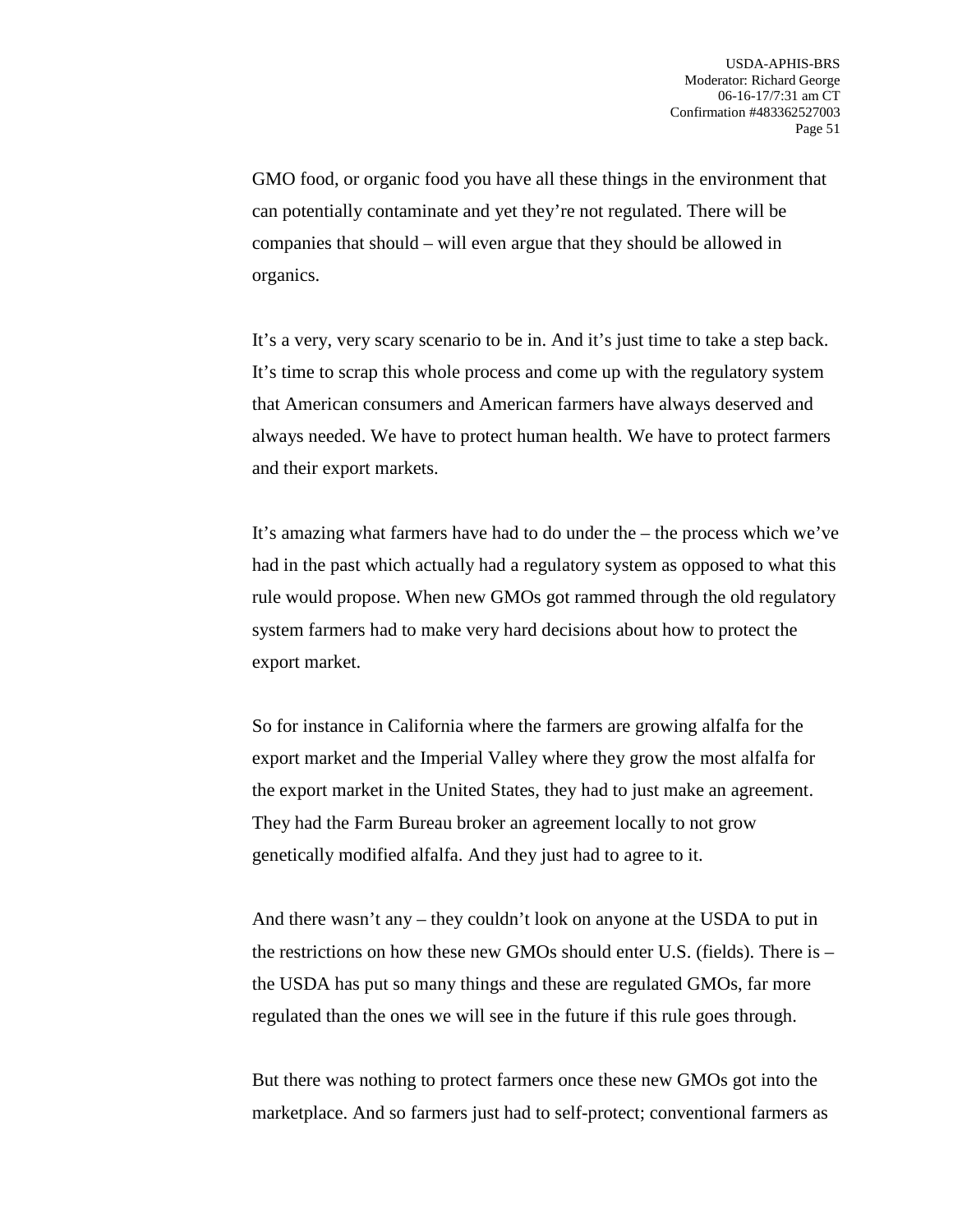GMO food, or organic food you have all these things in the environment that can potentially contaminate and yet they're not regulated. There will be companies that should – will even argue that they should be allowed in organics.

It's a very, very scary scenario to be in. And it's just time to take a step back. It's time to scrap this whole process and come up with the regulatory system that American consumers and American farmers have always deserved and always needed. We have to protect human health. We have to protect farmers and their export markets.

It's amazing what farmers have had to do under the – the process which we've had in the past which actually had a regulatory system as opposed to what this rule would propose. When new GMOs got rammed through the old regulatory system farmers had to make very hard decisions about how to protect the export market.

So for instance in California where the farmers are growing alfalfa for the export market and the Imperial Valley where they grow the most alfalfa for the export market in the United States, they had to just make an agreement. They had the Farm Bureau broker an agreement locally to not grow genetically modified alfalfa. And they just had to agree to it.

And there wasn't any – they couldn't look on anyone at the USDA to put in the restrictions on how these new GMOs should enter U.S. (fields). There is – the USDA has put so many things and these are regulated GMOs, far more regulated than the ones we will see in the future if this rule goes through.

But there was nothing to protect farmers once these new GMOs got into the marketplace. And so farmers just had to self-protect; conventional farmers as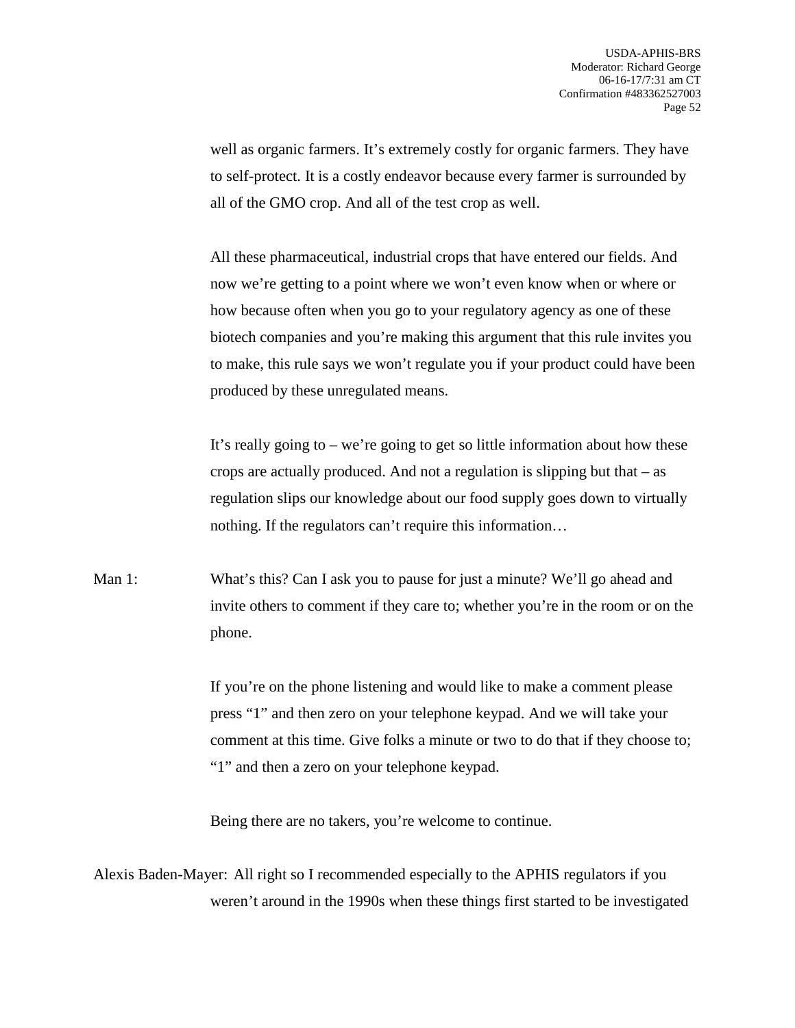well as organic farmers. It's extremely costly for organic farmers. They have to self-protect. It is a costly endeavor because every farmer is surrounded by all of the GMO crop. And all of the test crop as well.

All these pharmaceutical, industrial crops that have entered our fields. And now we're getting to a point where we won't even know when or where or how because often when you go to your regulatory agency as one of these biotech companies and you're making this argument that this rule invites you to make, this rule says we won't regulate you if your product could have been produced by these unregulated means.

It's really going to – we're going to get so little information about how these crops are actually produced. And not a regulation is slipping but that – as regulation slips our knowledge about our food supply goes down to virtually nothing. If the regulators can't require this information…

Man 1: What's this? Can I ask you to pause for just a minute? We'll go ahead and invite others to comment if they care to; whether you're in the room or on the phone.

If you're on the phone listening and would like to make a comment please press "1" and then zero on your telephone keypad. And we will take your comment at this time. Give folks a minute or two to do that if they choose to; "1" and then a zero on your telephone keypad.

Being there are no takers, you're welcome to continue.

Alexis Baden-Mayer: All right so I recommended especially to the APHIS regulators if you weren't around in the 1990s when these things first started to be investigated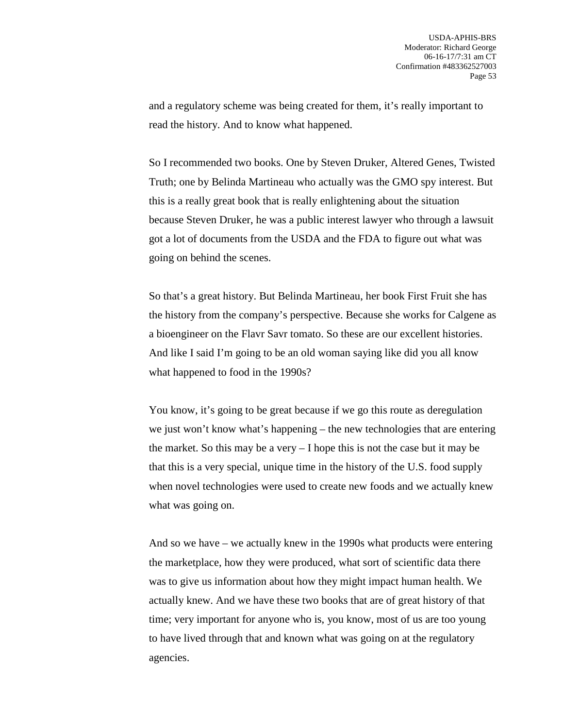and a regulatory scheme was being created for them, it's really important to read the history. And to know what happened.

So I recommended two books. One by Steven Druker, Altered Genes, Twisted Truth; one by Belinda Martineau who actually was the GMO spy interest. But this is a really great book that is really enlightening about the situation because Steven Druker, he was a public interest lawyer who through a lawsuit got a lot of documents from the USDA and the FDA to figure out what was going on behind the scenes.

So that's a great history. But Belinda Martineau, her book First Fruit she has the history from the company's perspective. Because she works for Calgene as a bioengineer on the Flavr Savr tomato. So these are our excellent histories. And like I said I'm going to be an old woman saying like did you all know what happened to food in the 1990s?

You know, it's going to be great because if we go this route as deregulation we just won't know what's happening – the new technologies that are entering the market. So this may be a very – I hope this is not the case but it may be that this is a very special, unique time in the history of the U.S. food supply when novel technologies were used to create new foods and we actually knew what was going on.

And so we have – we actually knew in the 1990s what products were entering the marketplace, how they were produced, what sort of scientific data there was to give us information about how they might impact human health. We actually knew. And we have these two books that are of great history of that time; very important for anyone who is, you know, most of us are too young to have lived through that and known what was going on at the regulatory agencies.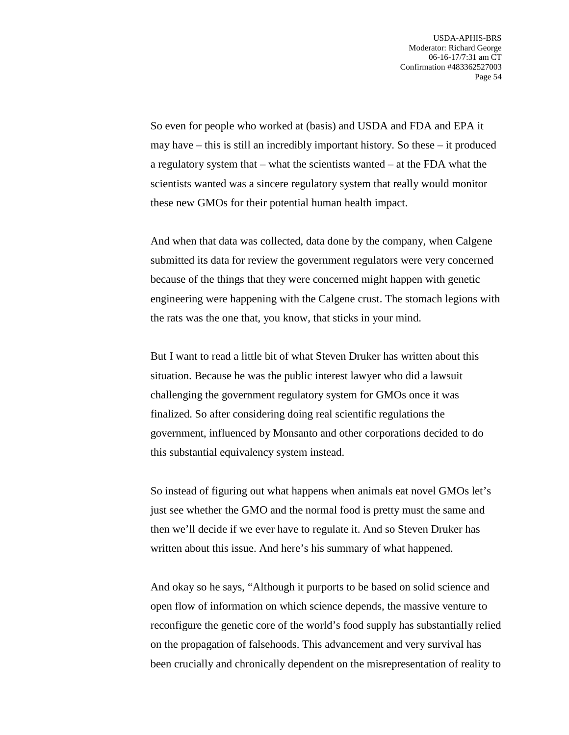So even for people who worked at (basis) and USDA and FDA and EPA it may have – this is still an incredibly important history. So these – it produced a regulatory system that – what the scientists wanted – at the FDA what the scientists wanted was a sincere regulatory system that really would monitor these new GMOs for their potential human health impact.

And when that data was collected, data done by the company, when Calgene submitted its data for review the government regulators were very concerned because of the things that they were concerned might happen with genetic engineering were happening with the Calgene crust. The stomach legions with the rats was the one that, you know, that sticks in your mind.

But I want to read a little bit of what Steven Druker has written about this situation. Because he was the public interest lawyer who did a lawsuit challenging the government regulatory system for GMOs once it was finalized. So after considering doing real scientific regulations the government, influenced by Monsanto and other corporations decided to do this substantial equivalency system instead.

So instead of figuring out what happens when animals eat novel GMOs let's just see whether the GMO and the normal food is pretty must the same and then we'll decide if we ever have to regulate it. And so Steven Druker has written about this issue. And here's his summary of what happened.

And okay so he says, "Although it purports to be based on solid science and open flow of information on which science depends, the massive venture to reconfigure the genetic core of the world's food supply has substantially relied on the propagation of falsehoods. This advancement and very survival has been crucially and chronically dependent on the misrepresentation of reality to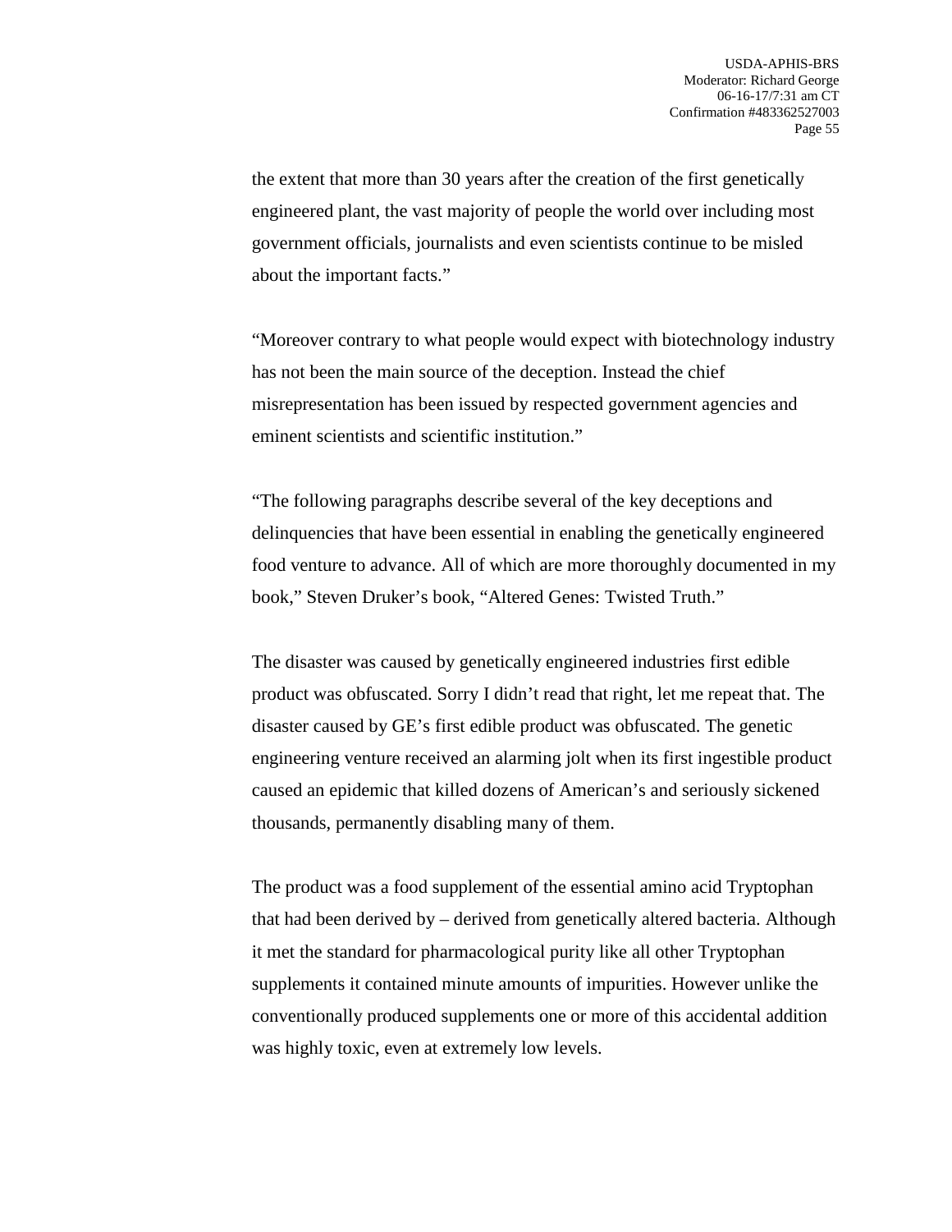the extent that more than 30 years after the creation of the first genetically engineered plant, the vast majority of people the world over including most government officials, journalists and even scientists continue to be misled about the important facts."

"Moreover contrary to what people would expect with biotechnology industry has not been the main source of the deception. Instead the chief misrepresentation has been issued by respected government agencies and eminent scientists and scientific institution."

"The following paragraphs describe several of the key deceptions and delinquencies that have been essential in enabling the genetically engineered food venture to advance. All of which are more thoroughly documented in my book," Steven Druker's book, "Altered Genes: Twisted Truth."

The disaster was caused by genetically engineered industries first edible product was obfuscated. Sorry I didn't read that right, let me repeat that. The disaster caused by GE's first edible product was obfuscated. The genetic engineering venture received an alarming jolt when its first ingestible product caused an epidemic that killed dozens of American's and seriously sickened thousands, permanently disabling many of them.

The product was a food supplement of the essential amino acid Tryptophan that had been derived by – derived from genetically altered bacteria. Although it met the standard for pharmacological purity like all other Tryptophan supplements it contained minute amounts of impurities. However unlike the conventionally produced supplements one or more of this accidental addition was highly toxic, even at extremely low levels.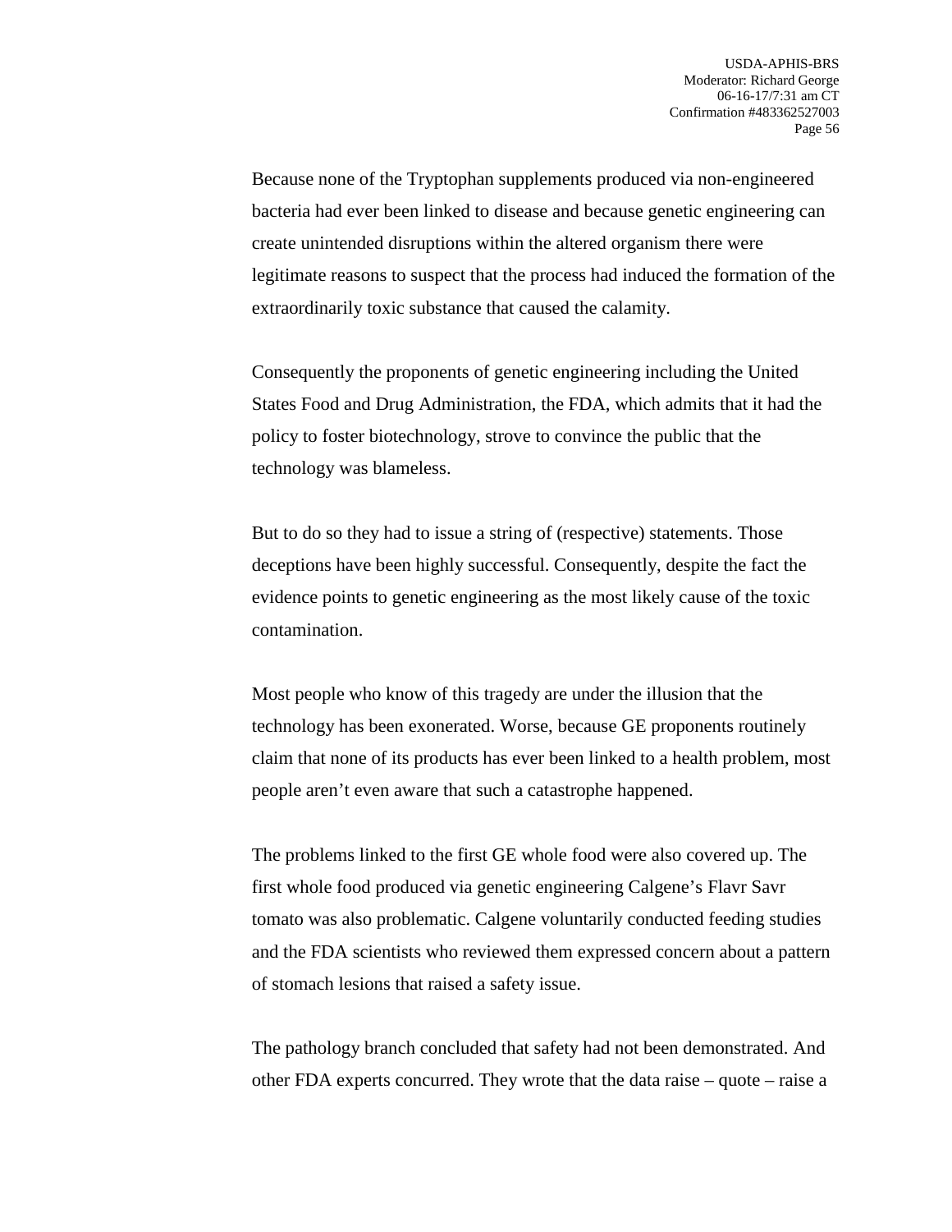Because none of the Tryptophan supplements produced via non-engineered bacteria had ever been linked to disease and because genetic engineering can create unintended disruptions within the altered organism there were legitimate reasons to suspect that the process had induced the formation of the extraordinarily toxic substance that caused the calamity.

Consequently the proponents of genetic engineering including the United States Food and Drug Administration, the FDA, which admits that it had the policy to foster biotechnology, strove to convince the public that the technology was blameless.

But to do so they had to issue a string of (respective) statements. Those deceptions have been highly successful. Consequently, despite the fact the evidence points to genetic engineering as the most likely cause of the toxic contamination.

Most people who know of this tragedy are under the illusion that the technology has been exonerated. Worse, because GE proponents routinely claim that none of its products has ever been linked to a health problem, most people aren't even aware that such a catastrophe happened.

The problems linked to the first GE whole food were also covered up. The first whole food produced via genetic engineering Calgene's Flavr Savr tomato was also problematic. Calgene voluntarily conducted feeding studies and the FDA scientists who reviewed them expressed concern about a pattern of stomach lesions that raised a safety issue.

The pathology branch concluded that safety had not been demonstrated. And other FDA experts concurred. They wrote that the data raise – quote – raise a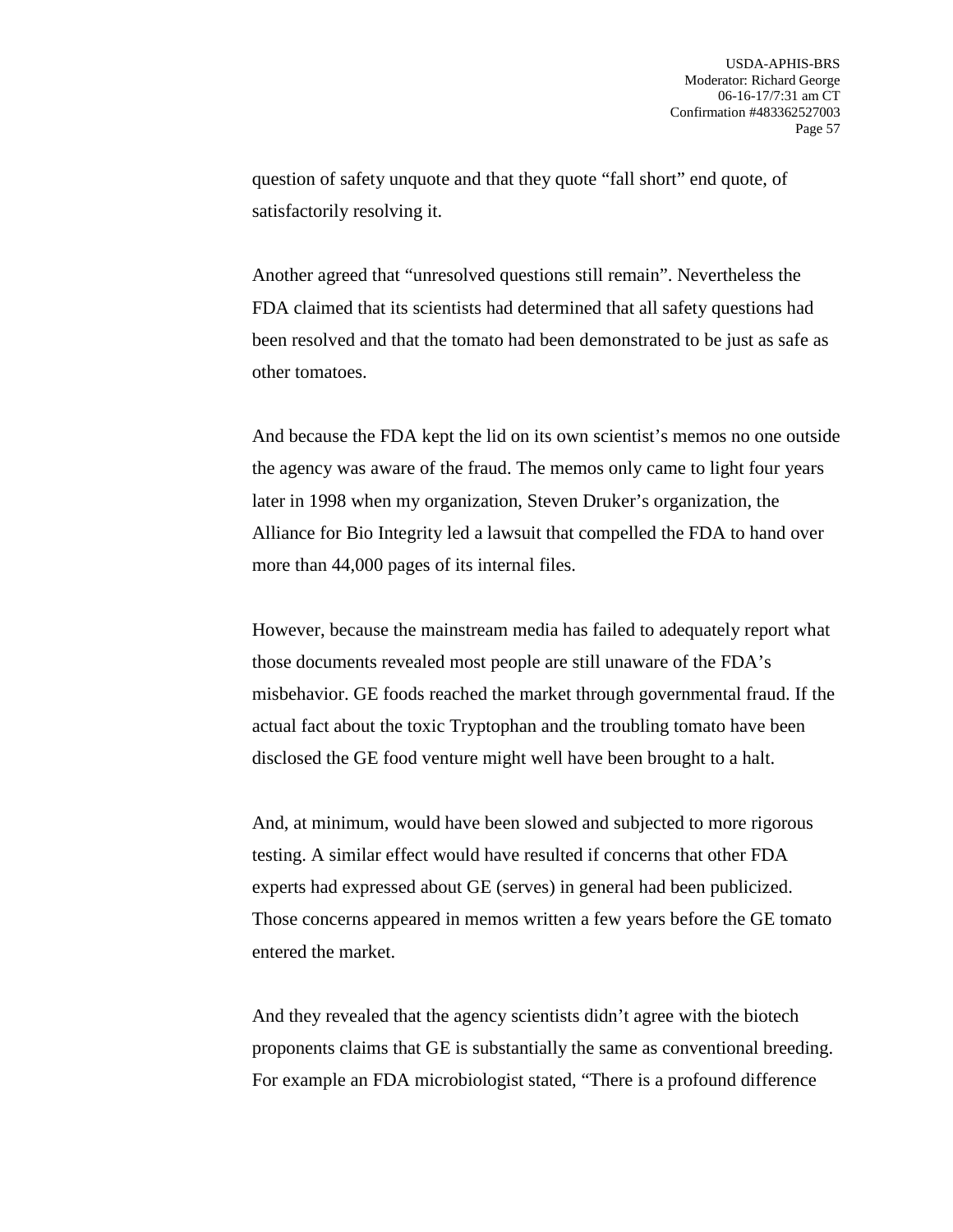question of safety unquote and that they quote “fall short” end quote, of satisfactorily resolving it.

Another agreed that “unresolved questions still remain”. Nevertheless the FDA claimed that its scientists had determined that all safety questions had been resolved and that the tomato had been demonstrated to be just as safe as other tomatoes.

And because the FDA kept the lid on its own scientist’s memos no one outside the agency was aware of the fraud. The memos only came to light four years later in 1998 when my organization, Steven Druker’s organization, the Alliance for Bio Integrity led a lawsuit that compelled the FDA to hand over more than 44,000 pages of its internal files.

However, because the mainstream media has failed to adequately report what those documents revealed most people are still unaware of the FDA’s misbehavior. GE foods reached the market through governmental fraud. If the actual fact about the toxic Tryptophan and the troubling tomato have been disclosed the GE food venture might well have been brought to a halt.

And, at minimum, would have been slowed and subjected to more rigorous testing. A similar effect would have resulted if concerns that other FDA experts had expressed about GE (serves) in general had been publicized. Those concerns appeared in memos written a few years before the GE tomato entered the market.

And they revealed that the agency scientists didn’t agree with the biotech proponents claims that GE is substantially the same as conventional breeding. For example an FDA microbiologist stated, “There is a profound difference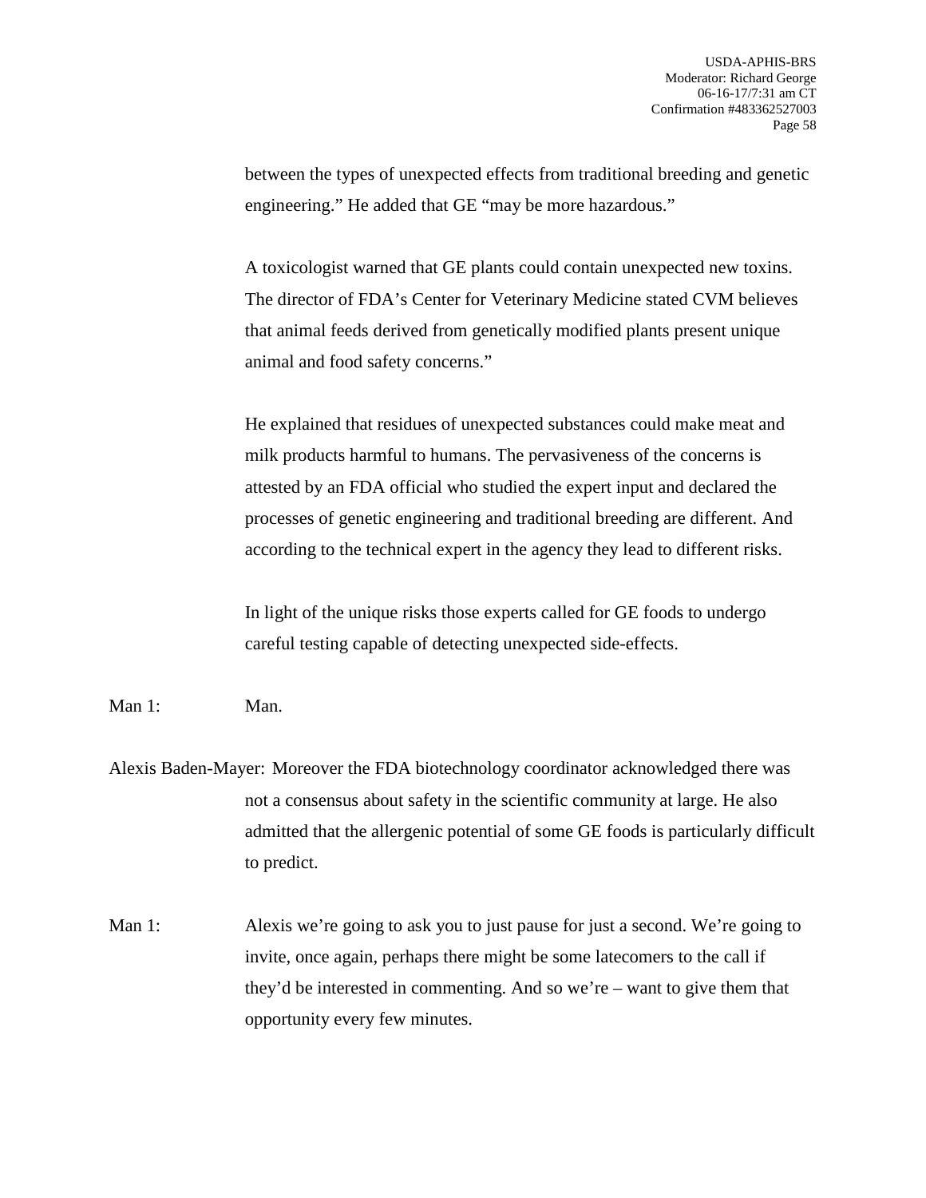between the types of unexpected effects from traditional breeding and genetic engineering." He added that GE "may be more hazardous."

A toxicologist warned that GE plants could contain unexpected new toxins. The director of FDA's Center for Veterinary Medicine stated CVM believes that animal feeds derived from genetically modified plants present unique animal and food safety concerns."

He explained that residues of unexpected substances could make meat and milk products harmful to humans. The pervasiveness of the concerns is attested by an FDA official who studied the expert input and declared the processes of genetic engineering and traditional breeding are different. And according to the technical expert in the agency they lead to different risks.

In light of the unique risks those experts called for GE foods to undergo careful testing capable of detecting unexpected side-effects.

Man 1: Man.

Alexis Baden-Mayer: Moreover the FDA biotechnology coordinator acknowledged there was not a consensus about safety in the scientific community at large. He also admitted that the allergenic potential of some GE foods is particularly difficult to predict.

Man 1: Alexis we're going to ask you to just pause for just a second. We're going to invite, once again, perhaps there might be some latecomers to the call if they'd be interested in commenting. And so we're – want to give them that opportunity every few minutes.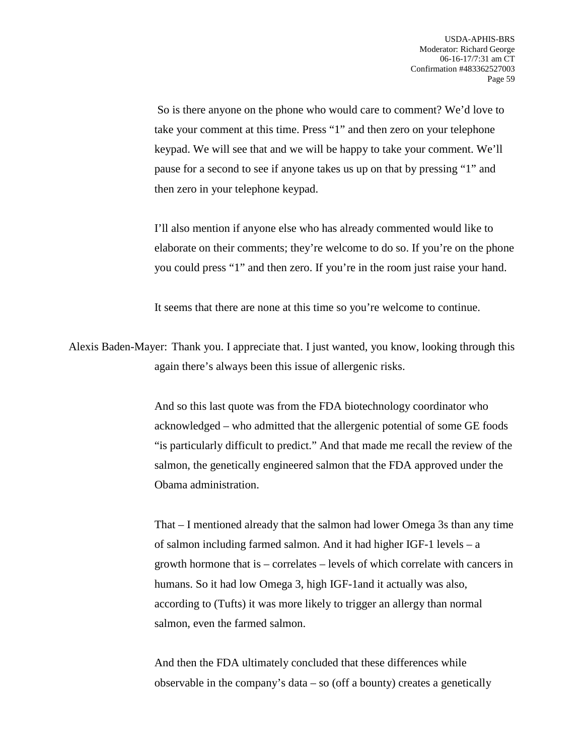So is there anyone on the phone who would care to comment? We'd love to take your comment at this time. Press "1" and then zero on your telephone keypad. We will see that and we will be happy to take your comment. We'll pause for a second to see if anyone takes us up on that by pressing "1" and then zero in your telephone keypad.

I'll also mention if anyone else who has already commented would like to elaborate on their comments; they're welcome to do so. If you're on the phone you could press "1" and then zero. If you're in the room just raise your hand.

It seems that there are none at this time so you're welcome to continue.

Alexis Baden-Mayer: Thank you. I appreciate that. I just wanted, you know, looking through this again there's always been this issue of allergenic risks.

And so this last quote was from the FDA biotechnology coordinator who acknowledged – who admitted that the allergenic potential of some GE foods "is particularly difficult to predict." And that made me recall the review of the salmon, the genetically engineered salmon that the FDA approved under the Obama administration.

That – I mentioned already that the salmon had lower Omega 3s than any time of salmon including farmed salmon. And it had higher IGF-1 levels – a growth hormone that is – correlates – levels of which correlate with cancers in humans. So it had low Omega 3, high IGF-1and it actually was also, according to (Tufts) it was more likely to trigger an allergy than normal salmon, even the farmed salmon.

And then the FDA ultimately concluded that these differences while observable in the company's data – so (off a bounty) creates a genetically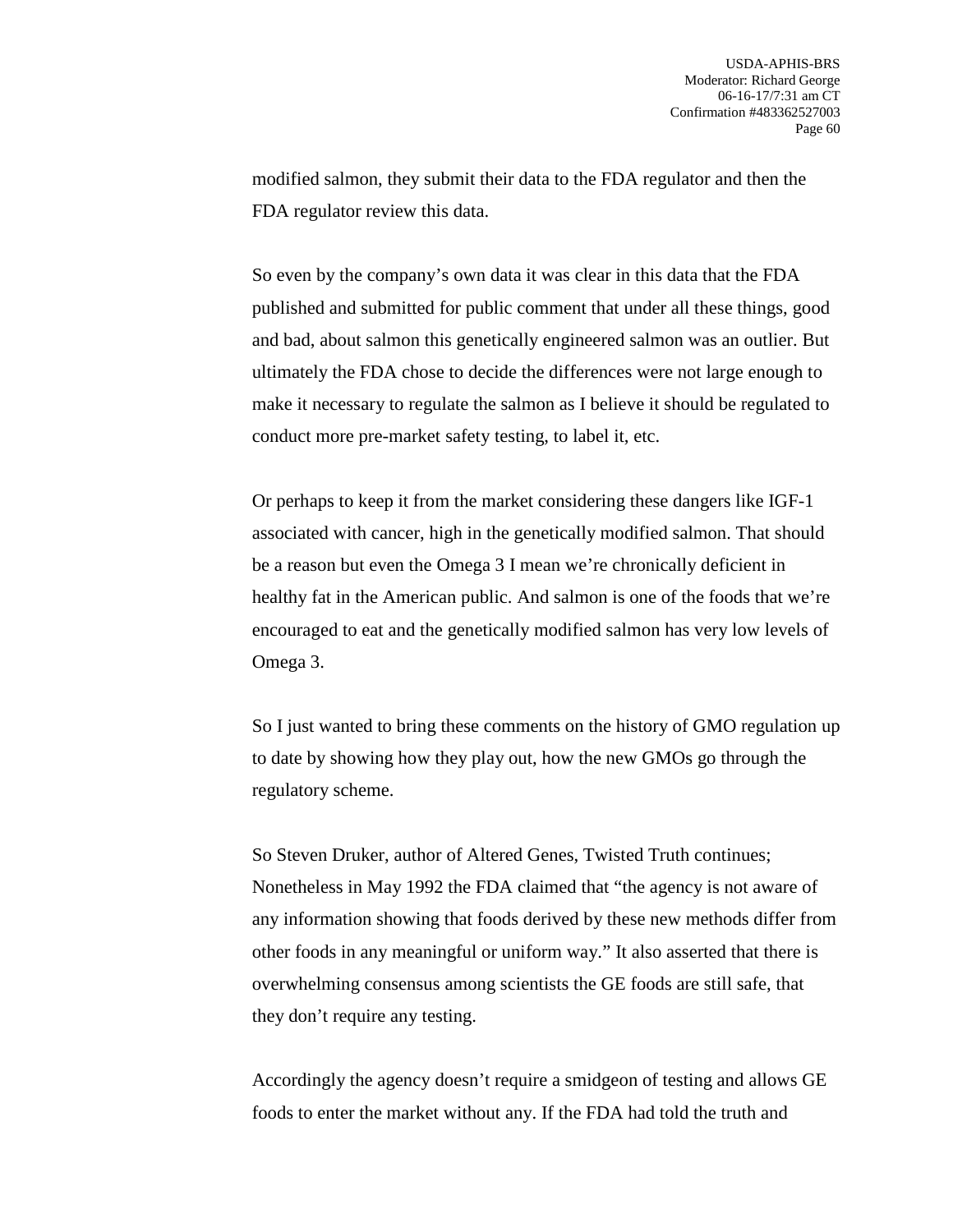modified salmon, they submit their data to the FDA regulator and then the FDA regulator review this data.

So even by the company's own data it was clear in this data that the FDA published and submitted for public comment that under all these things, good and bad, about salmon this genetically engineered salmon was an outlier. But ultimately the FDA chose to decide the differences were not large enough to make it necessary to regulate the salmon as I believe it should be regulated to conduct more pre-market safety testing, to label it, etc.

Or perhaps to keep it from the market considering these dangers like IGF-1 associated with cancer, high in the genetically modified salmon. That should be a reason but even the Omega 3 I mean we're chronically deficient in healthy fat in the American public. And salmon is one of the foods that we're encouraged to eat and the genetically modified salmon has very low levels of Omega 3.

So I just wanted to bring these comments on the history of GMO regulation up to date by showing how they play out, how the new GMOs go through the regulatory scheme.

So Steven Druker, author of Altered Genes, Twisted Truth continues; Nonetheless in May 1992 the FDA claimed that "the agency is not aware of any information showing that foods derived by these new methods differ from other foods in any meaningful or uniform way." It also asserted that there is overwhelming consensus among scientists the GE foods are still safe, that they don't require any testing.

Accordingly the agency doesn't require a smidgeon of testing and allows GE foods to enter the market without any. If the FDA had told the truth and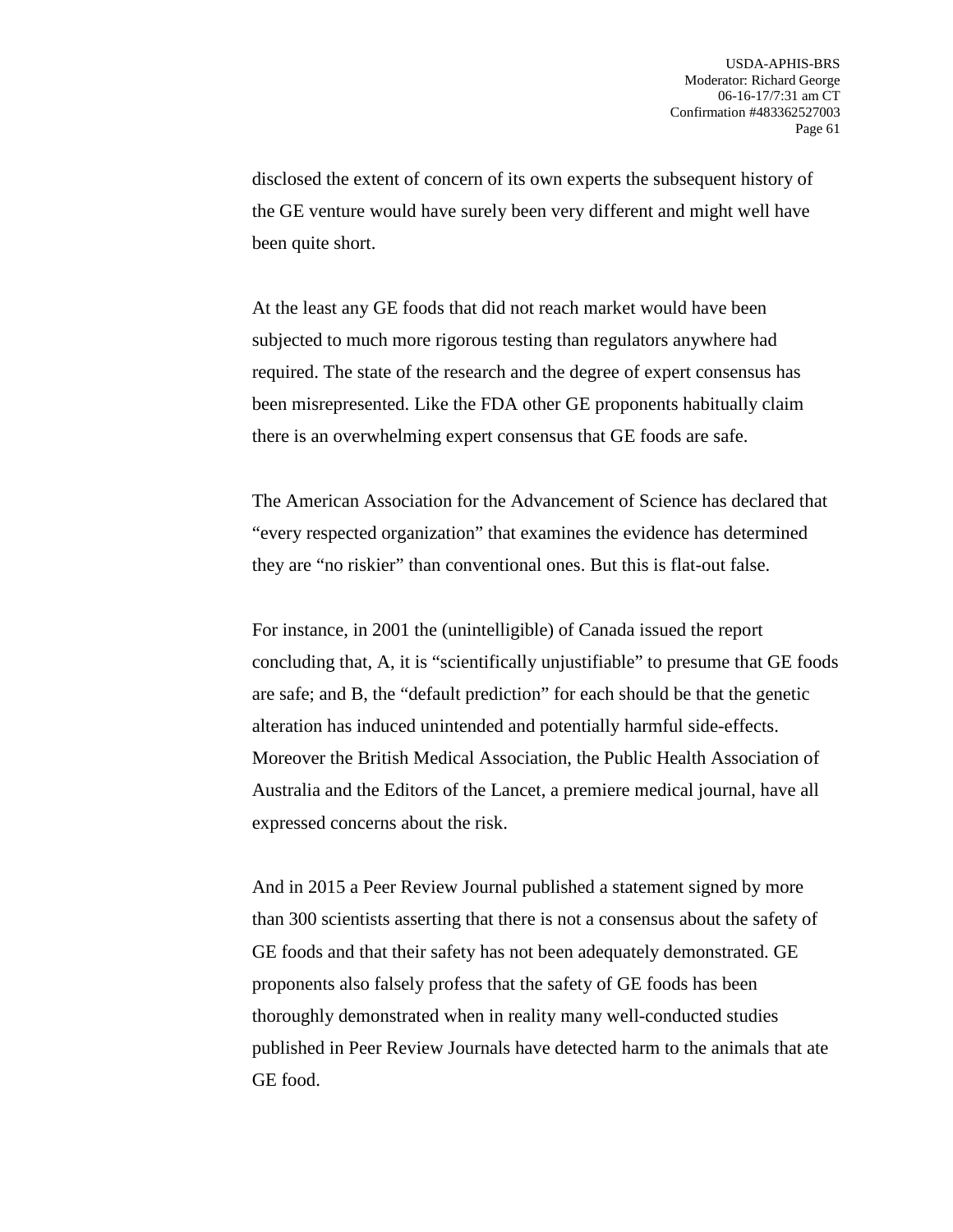disclosed the extent of concern of its own experts the subsequent history of the GE venture would have surely been very different and might well have been quite short.

At the least any GE foods that did not reach market would have been subjected to much more rigorous testing than regulators anywhere had required. The state of the research and the degree of expert consensus has been misrepresented. Like the FDA other GE proponents habitually claim there is an overwhelming expert consensus that GE foods are safe.

The American Association for the Advancement of Science has declared that "every respected organization" that examines the evidence has determined they are "no riskier" than conventional ones. But this is flat-out false.

For instance, in 2001 the (unintelligible) of Canada issued the report concluding that, A, it is "scientifically unjustifiable" to presume that GE foods are safe; and B, the "default prediction" for each should be that the genetic alteration has induced unintended and potentially harmful side-effects. Moreover the British Medical Association, the Public Health Association of Australia and the Editors of the Lancet, a premiere medical journal, have all expressed concerns about the risk.

And in 2015 a Peer Review Journal published a statement signed by more than 300 scientists asserting that there is not a consensus about the safety of GE foods and that their safety has not been adequately demonstrated. GE proponents also falsely profess that the safety of GE foods has been thoroughly demonstrated when in reality many well-conducted studies published in Peer Review Journals have detected harm to the animals that ate GE food.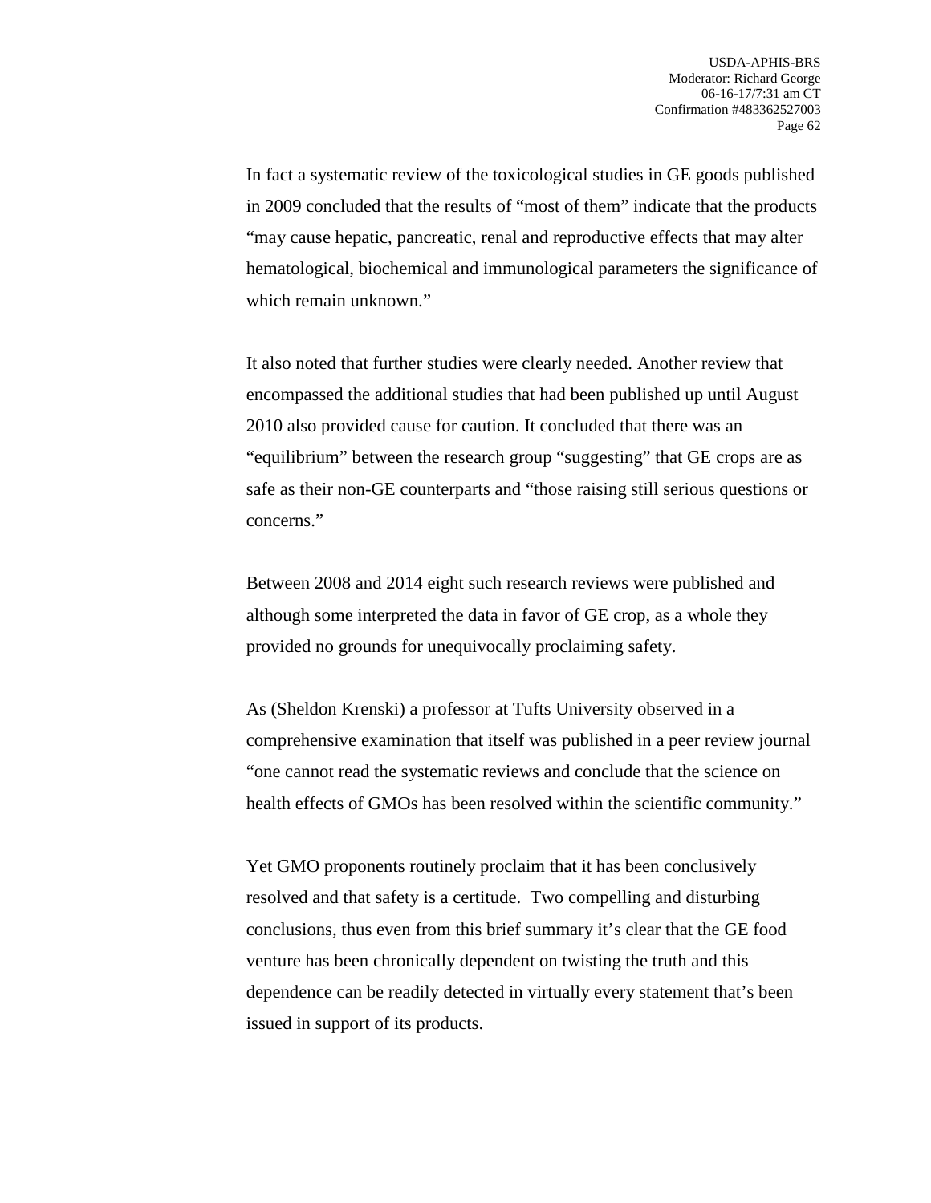In fact a systematic review of the toxicological studies in GE goods published in 2009 concluded that the results of "most of them" indicate that the products "may cause hepatic, pancreatic, renal and reproductive effects that may alter hematological, biochemical and immunological parameters the significance of which remain unknown."

It also noted that further studies were clearly needed. Another review that encompassed the additional studies that had been published up until August 2010 also provided cause for caution. It concluded that there was an "equilibrium" between the research group "suggesting" that GE crops are as safe as their non-GE counterparts and "those raising still serious questions or concerns."

Between 2008 and 2014 eight such research reviews were published and although some interpreted the data in favor of GE crop, as a whole they provided no grounds for unequivocally proclaiming safety.

As (Sheldon Krenski) a professor at Tufts University observed in a comprehensive examination that itself was published in a peer review journal "one cannot read the systematic reviews and conclude that the science on health effects of GMOs has been resolved within the scientific community."

Yet GMO proponents routinely proclaim that it has been conclusively resolved and that safety is a certitude. Two compelling and disturbing conclusions, thus even from this brief summary it's clear that the GE food venture has been chronically dependent on twisting the truth and this dependence can be readily detected in virtually every statement that's been issued in support of its products.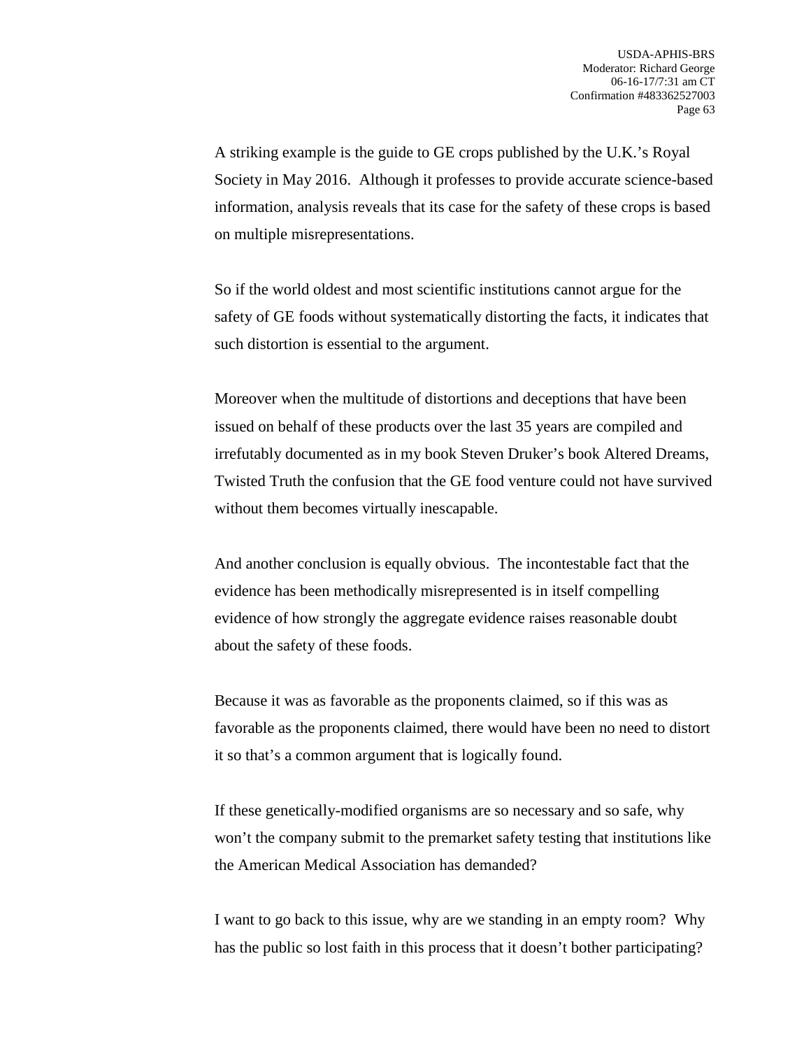A striking example is the guide to GE crops published by the U.K.'s Royal Society in May 2016. Although it professes to provide accurate science-based information, analysis reveals that its case for the safety of these crops is based on multiple misrepresentations.

So if the world oldest and most scientific institutions cannot argue for the safety of GE foods without systematically distorting the facts, it indicates that such distortion is essential to the argument.

Moreover when the multitude of distortions and deceptions that have been issued on behalf of these products over the last 35 years are compiled and irrefutably documented as in my book Steven Druker's book Altered Dreams, Twisted Truth the confusion that the GE food venture could not have survived without them becomes virtually inescapable.

And another conclusion is equally obvious. The incontestable fact that the evidence has been methodically misrepresented is in itself compelling evidence of how strongly the aggregate evidence raises reasonable doubt about the safety of these foods.

Because it was as favorable as the proponents claimed, so if this was as favorable as the proponents claimed, there would have been no need to distort it so that's a common argument that is logically found.

If these genetically-modified organisms are so necessary and so safe, why won't the company submit to the premarket safety testing that institutions like the American Medical Association has demanded?

I want to go back to this issue, why are we standing in an empty room? Why has the public so lost faith in this process that it doesn't bother participating?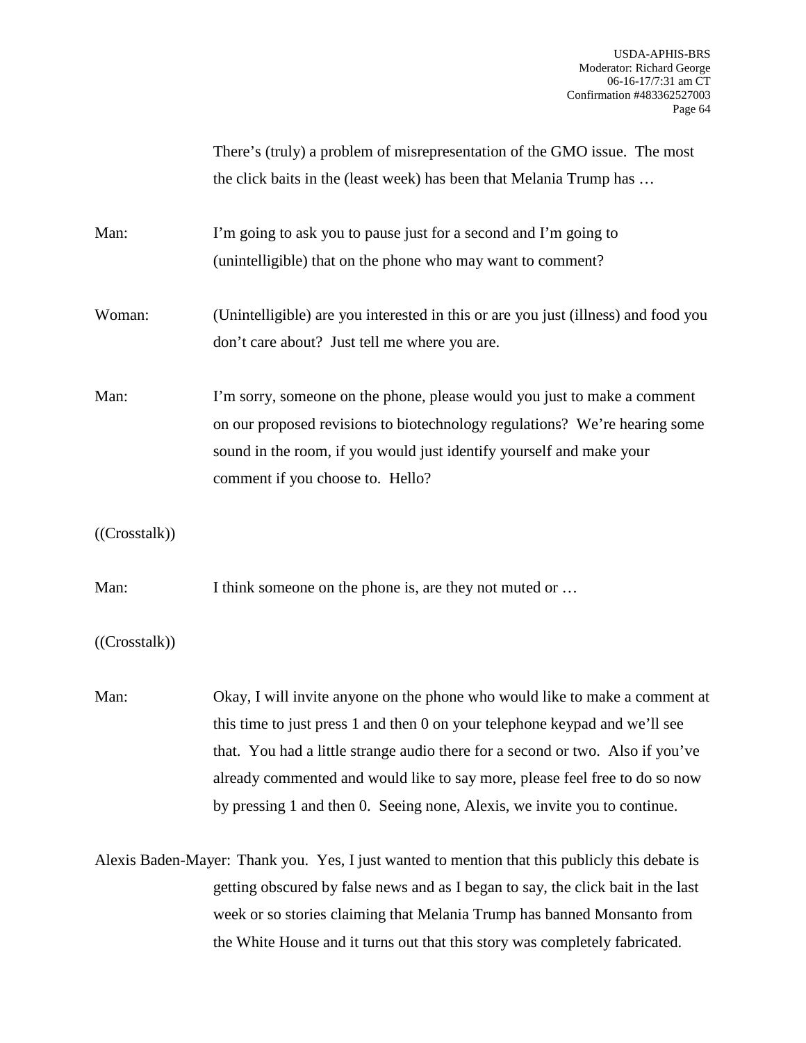There's (truly) a problem of misrepresentation of the GMO issue. The most the click baits in the (least week) has been that Melania Trump has …

Man: I'm going to ask you to pause just for a second and I'm going to (unintelligible) that on the phone who may want to comment?

Woman: (Unintelligible) are you interested in this or are you just (illness) and food you don't care about? Just tell me where you are.

Man: I'm sorry, someone on the phone, please would you just to make a comment on our proposed revisions to biotechnology regulations? We're hearing some sound in the room, if you would just identify yourself and make your comment if you choose to. Hello?

((Crosstalk))

Man: I think someone on the phone is, are they not muted or …

((Crosstalk))

Man: Okay, I will invite anyone on the phone who would like to make a comment at this time to just press 1 and then 0 on your telephone keypad and we'll see that. You had a little strange audio there for a second or two. Also if you've already commented and would like to say more, please feel free to do so now by pressing 1 and then 0. Seeing none, Alexis, we invite you to continue.

Alexis Baden-Mayer: Thank you. Yes, I just wanted to mention that this publicly this debate is getting obscured by false news and as I began to say, the click bait in the last week or so stories claiming that Melania Trump has banned Monsanto from the White House and it turns out that this story was completely fabricated.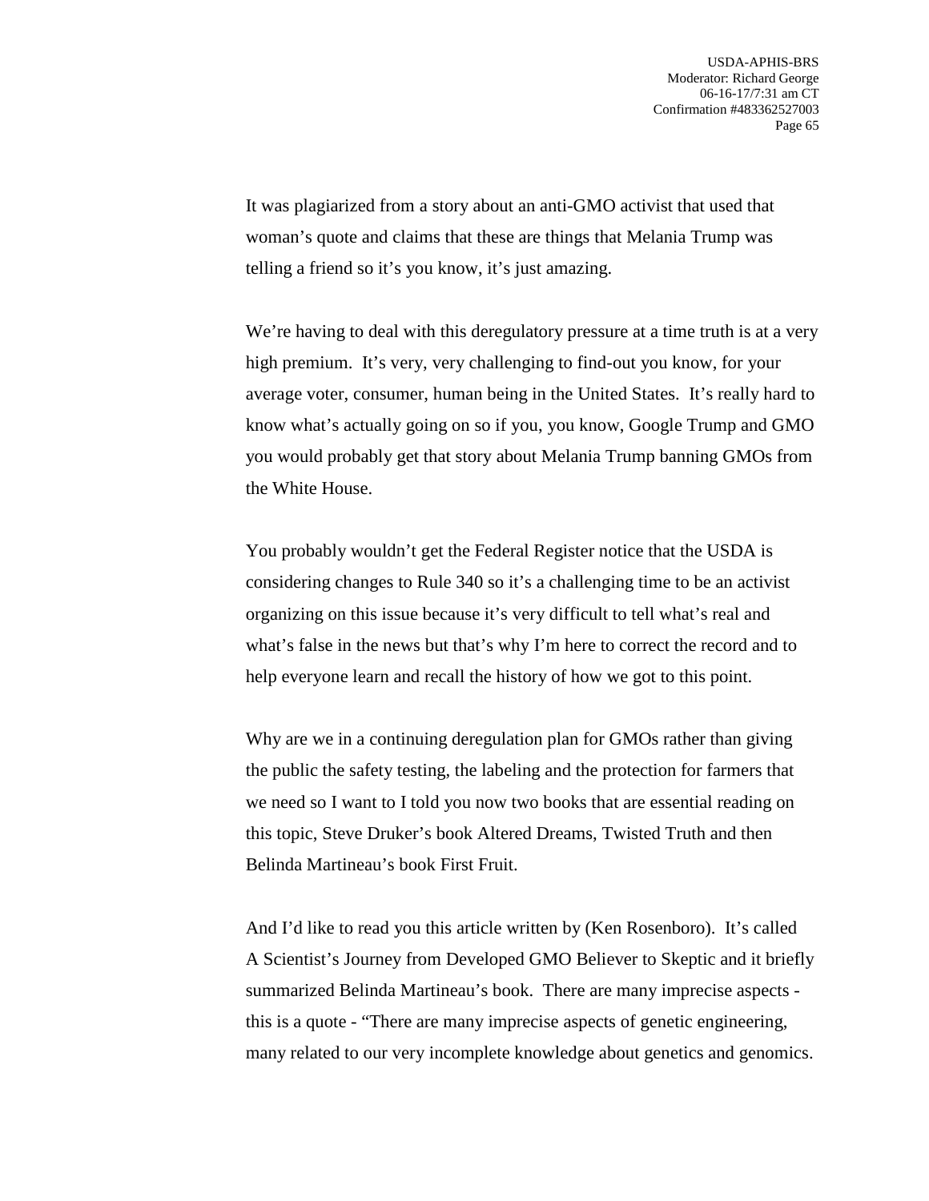It was plagiarized from a story about an anti-GMO activist that used that woman's quote and claims that these are things that Melania Trump was telling a friend so it's you know, it's just amazing.

We're having to deal with this deregulatory pressure at a time truth is at a very high premium. It's very, very challenging to find-out you know, for your average voter, consumer, human being in the United States. It's really hard to know what's actually going on so if you, you know, Google Trump and GMO you would probably get that story about Melania Trump banning GMOs from the White House.

You probably wouldn't get the Federal Register notice that the USDA is considering changes to Rule 340 so it's a challenging time to be an activist organizing on this issue because it's very difficult to tell what's real and what's false in the news but that's why I'm here to correct the record and to help everyone learn and recall the history of how we got to this point.

Why are we in a continuing deregulation plan for GMOs rather than giving the public the safety testing, the labeling and the protection for farmers that we need so I want to I told you now two books that are essential reading on this topic, Steve Druker's book Altered Dreams, Twisted Truth and then Belinda Martineau's book First Fruit.

And I'd like to read you this article written by (Ken Rosenboro). It's called A Scientist's Journey from Developed GMO Believer to Skeptic and it briefly summarized Belinda Martineau's book. There are many imprecise aspects - this is a quote - "There are many imprecise aspects of genetic engineering, many related to our very incomplete knowledge about genetics and genomics.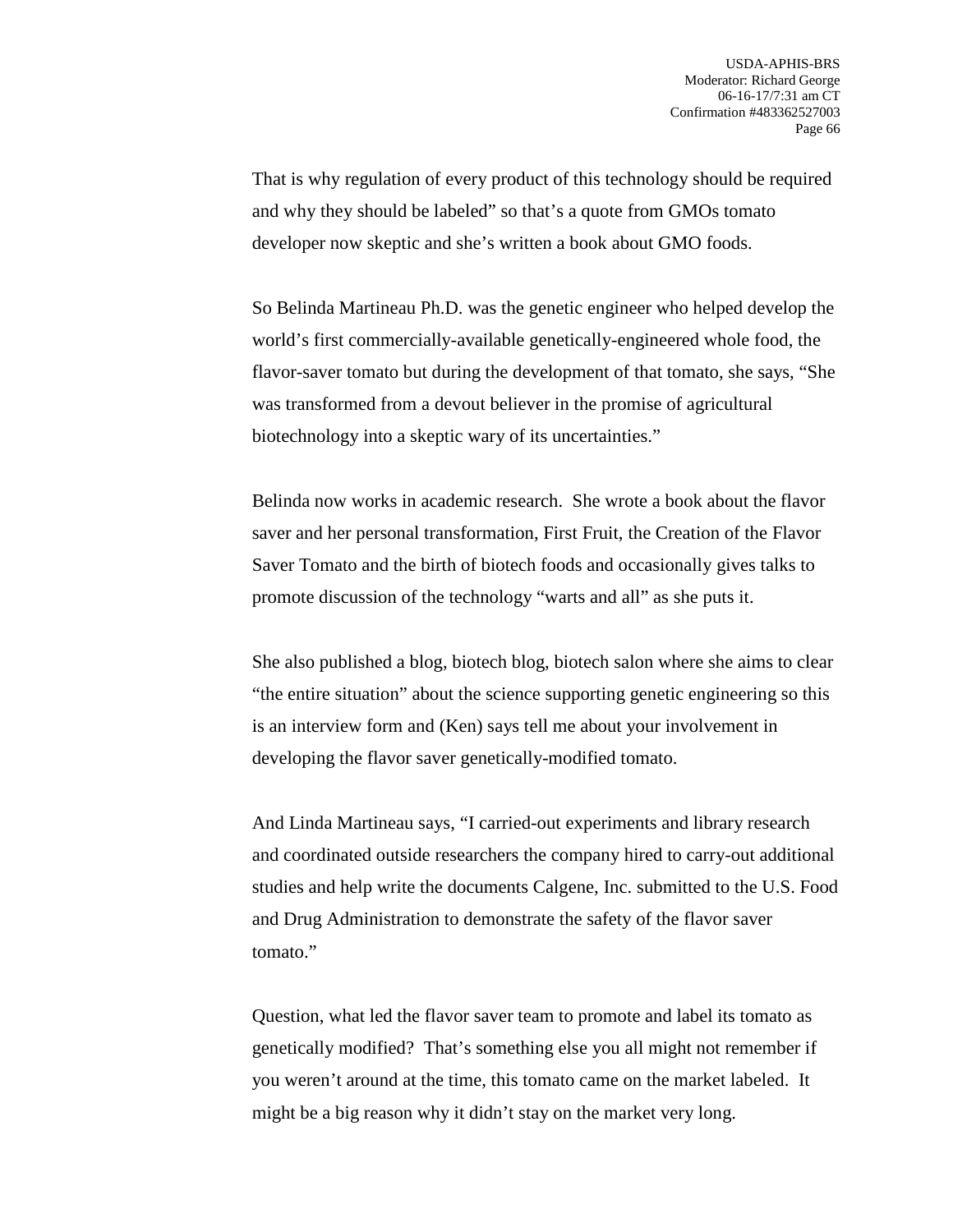That is why regulation of every product of this technology should be required and why they should be labeled" so that's a quote from GMOs tomato developer now skeptic and she's written a book about GMO foods.

So Belinda Martineau Ph.D. was the genetic engineer who helped develop the world's first commercially-available genetically-engineered whole food, the flavor-saver tomato but during the development of that tomato, she says, "She was transformed from a devout believer in the promise of agricultural biotechnology into a skeptic wary of its uncertainties."

Belinda now works in academic research. She wrote a book about the flavor saver and her personal transformation, First Fruit, the Creation of the Flavor Saver Tomato and the birth of biotech foods and occasionally gives talks to promote discussion of the technology "warts and all" as she puts it.

She also published a blog, biotech blog, biotech salon where she aims to clear "the entire situation" about the science supporting genetic engineering so this is an interview form and (Ken) says tell me about your involvement in developing the flavor saver genetically-modified tomato.

And Linda Martineau says, "I carried-out experiments and library research and coordinated outside researchers the company hired to carry-out additional studies and help write the documents Calgene, Inc. submitted to the U.S. Food and Drug Administration to demonstrate the safety of the flavor saver tomato."

Question, what led the flavor saver team to promote and label its tomato as genetically modified? That's something else you all might not remember if you weren't around at the time, this tomato came on the market labeled. It might be a big reason why it didn't stay on the market very long.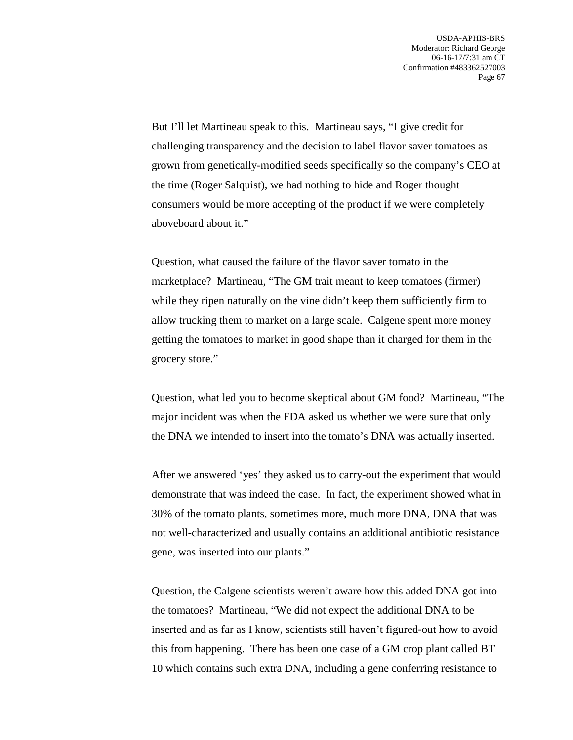But I'll let Martineau speak to this. Martineau says, "I give credit for challenging transparency and the decision to label flavor saver tomatoes as grown from genetically-modified seeds specifically so the company's CEO at the time (Roger Salquist), we had nothing to hide and Roger thought consumers would be more accepting of the product if we were completely aboveboard about it."

Question, what caused the failure of the flavor saver tomato in the marketplace? Martineau, "The GM trait meant to keep tomatoes (firmer) while they ripen naturally on the vine didn't keep them sufficiently firm to allow trucking them to market on a large scale. Calgene spent more money getting the tomatoes to market in good shape than it charged for them in the grocery store."

Question, what led you to become skeptical about GM food? Martineau, "The major incident was when the FDA asked us whether we were sure that only the DNA we intended to insert into the tomato's DNA was actually inserted.

After we answered 'yes' they asked us to carry-out the experiment that would demonstrate that was indeed the case. In fact, the experiment showed what in 30% of the tomato plants, sometimes more, much more DNA, DNA that was not well-characterized and usually contains an additional antibiotic resistance gene, was inserted into our plants."

Question, the Calgene scientists weren't aware how this added DNA got into the tomatoes? Martineau, "We did not expect the additional DNA to be inserted and as far as I know, scientists still haven't figured-out how to avoid this from happening. There has been one case of a GM crop plant called BT 10 which contains such extra DNA, including a gene conferring resistance to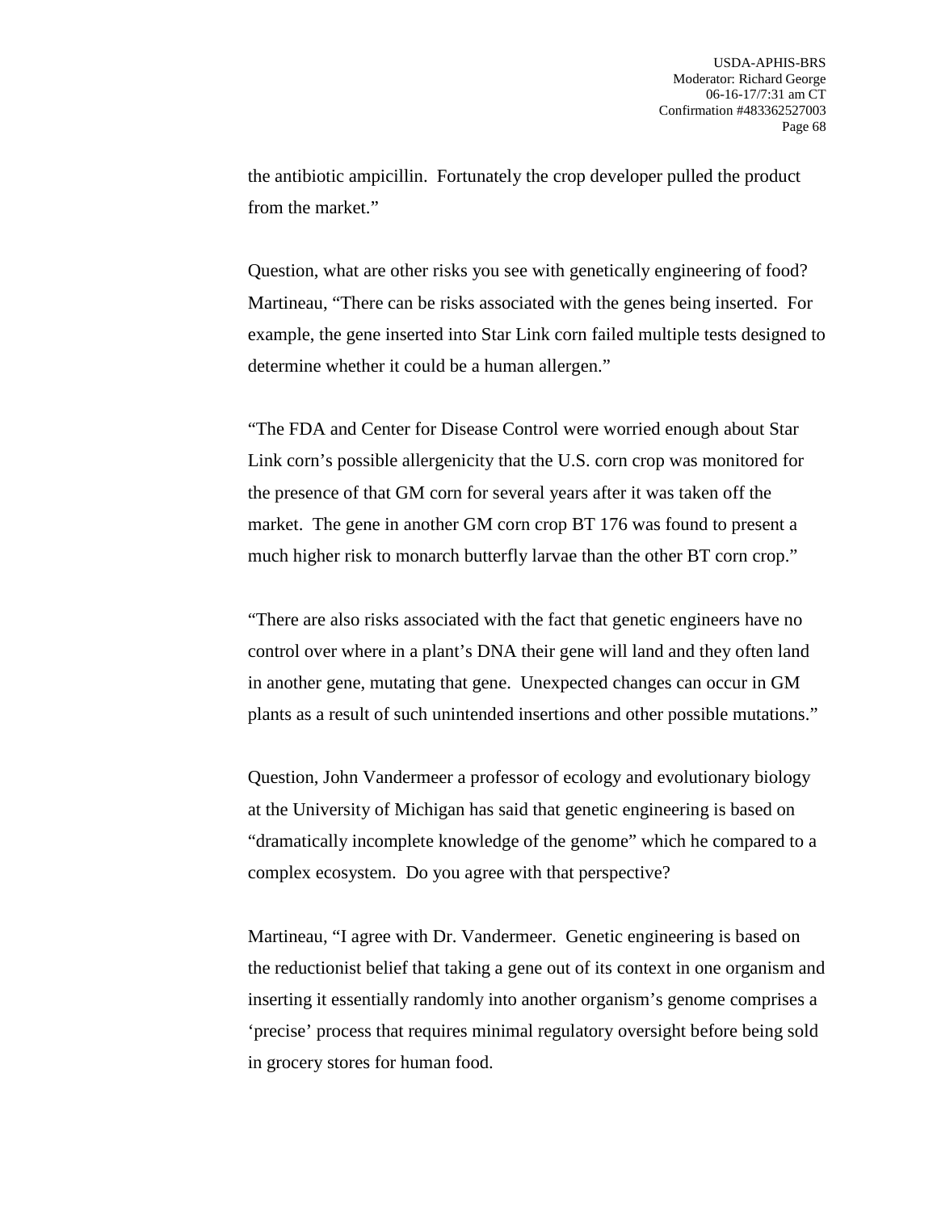the antibiotic ampicillin. Fortunately the crop developer pulled the product from the market."

Question, what are other risks you see with genetically engineering of food? Martineau, "There can be risks associated with the genes being inserted. For example, the gene inserted into Star Link corn failed multiple tests designed to determine whether it could be a human allergen."

"The FDA and Center for Disease Control were worried enough about Star Link corn's possible allergenicity that the U.S. corn crop was monitored for the presence of that GM corn for several years after it was taken off the market. The gene in another GM corn crop BT 176 was found to present a much higher risk to monarch butterfly larvae than the other BT corn crop."

"There are also risks associated with the fact that genetic engineers have no control over where in a plant's DNA their gene will land and they often land in another gene, mutating that gene. Unexpected changes can occur in GM plants as a result of such unintended insertions and other possible mutations."

Question, John Vandermeer a professor of ecology and evolutionary biology at the University of Michigan has said that genetic engineering is based on "dramatically incomplete knowledge of the genome" which he compared to a complex ecosystem. Do you agree with that perspective?

Martineau, "I agree with Dr. Vandermeer. Genetic engineering is based on the reductionist belief that taking a gene out of its context in one organism and inserting it essentially randomly into another organism's genome comprises a 'precise' process that requires minimal regulatory oversight before being sold in grocery stores for human food.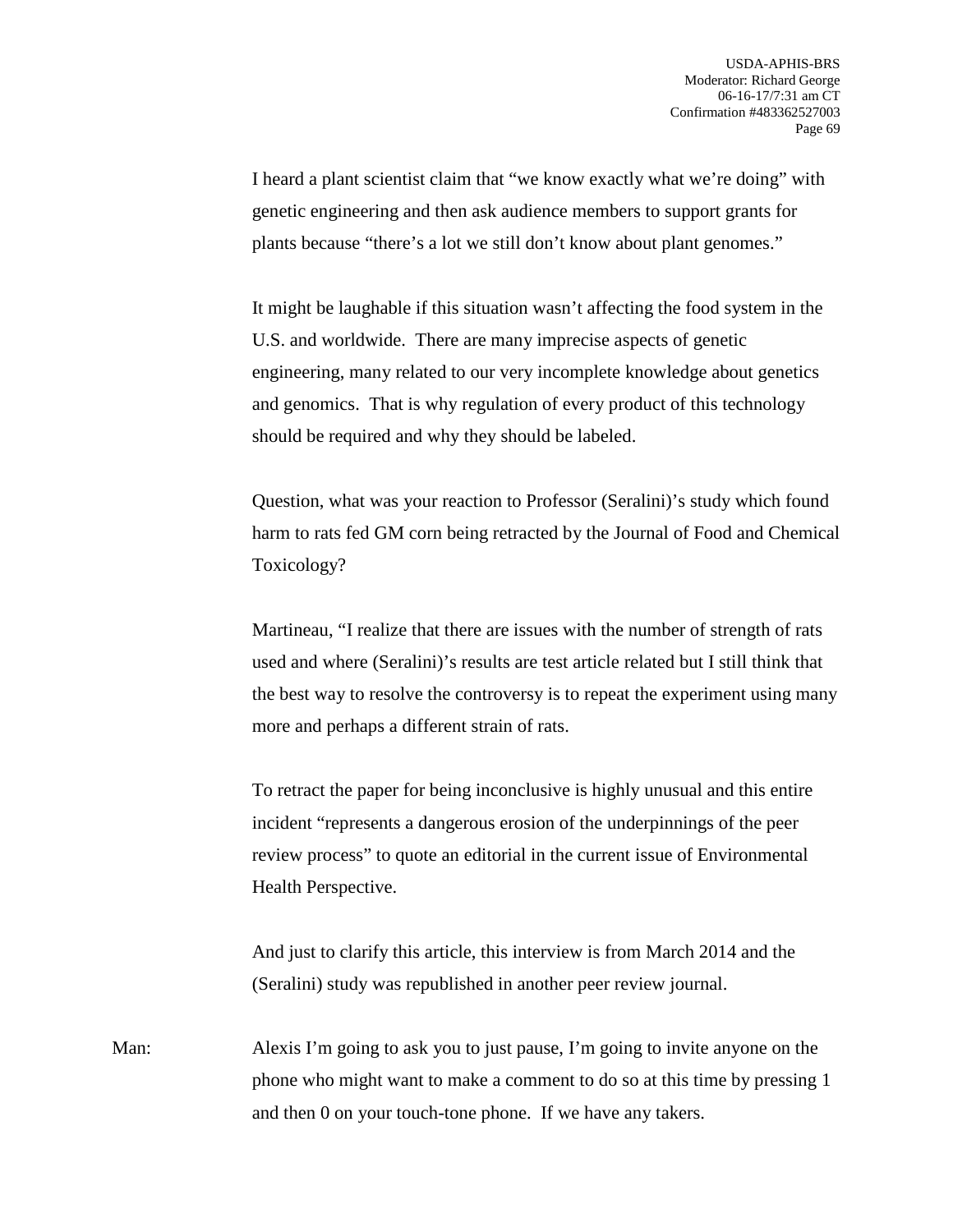I heard a plant scientist claim that "we know exactly what we're doing" with genetic engineering and then ask audience members to support grants for plants because "there's a lot we still don't know about plant genomes."

It might be laughable if this situation wasn't affecting the food system in the U.S. and worldwide. There are many imprecise aspects of genetic engineering, many related to our very incomplete knowledge about genetics and genomics. That is why regulation of every product of this technology should be required and why they should be labeled.

Question, what was your reaction to Professor (Seralini)'s study which found harm to rats fed GM corn being retracted by the Journal of Food and Chemical Toxicology?

Martineau, "I realize that there are issues with the number of strength of rats used and where (Seralini)'s results are test article related but I still think that the best way to resolve the controversy is to repeat the experiment using many more and perhaps a different strain of rats.

To retract the paper for being inconclusive is highly unusual and this entire incident "represents a dangerous erosion of the underpinnings of the peer review process" to quote an editorial in the current issue of Environmental Health Perspective.

And just to clarify this article, this interview is from March 2014 and the (Seralini) study was republished in another peer review journal.

Man: Alexis I'm going to ask you to just pause, I'm going to invite anyone on the phone who might want to make a comment to do so at this time by pressing 1 and then 0 on your touch-tone phone. If we have any takers.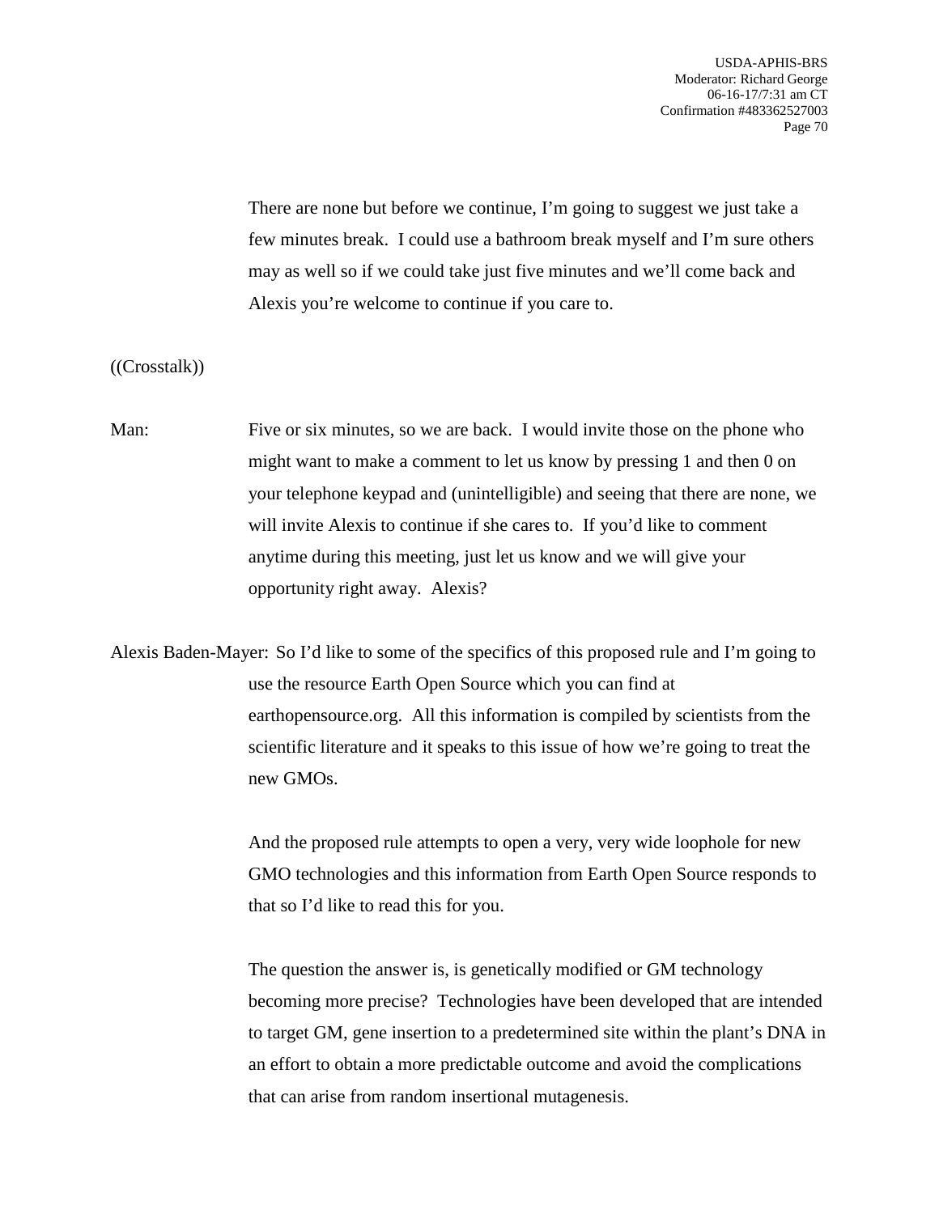There are none but before we continue, I'm going to suggest we just take a few minutes break. I could use a bathroom break myself and I'm sure others may as well so if we could take just five minutes and we'll come back and Alexis you're welcome to continue if you care to.

((Crosstalk))

Man: Five or six minutes, so we are back. I would invite those on the phone who might want to make a comment to let us know by pressing 1 and then 0 on your telephone keypad and (unintelligible) and seeing that there are none, we will invite Alexis to continue if she cares to. If you'd like to comment anytime during this meeting, just let us know and we will give your opportunity right away. Alexis?

Alexis Baden-Mayer: So I'd like to some of the specifics of this proposed rule and I'm going to use the resource Earth Open Source which you can find at earthopensource.org. All this information is compiled by scientists from the scientific literature and it speaks to this issue of how we're going to treat the new GMOs.

And the proposed rule attempts to open a very, very wide loophole for new GMO technologies and this information from Earth Open Source responds to that so I'd like to read this for you.

The question the answer is, is genetically modified or GM technology becoming more precise? Technologies have been developed that are intended to target GM, gene insertion to a predetermined site within the plant's DNA in an effort to obtain a more predictable outcome and avoid the complications that can arise from random insertional mutagenesis.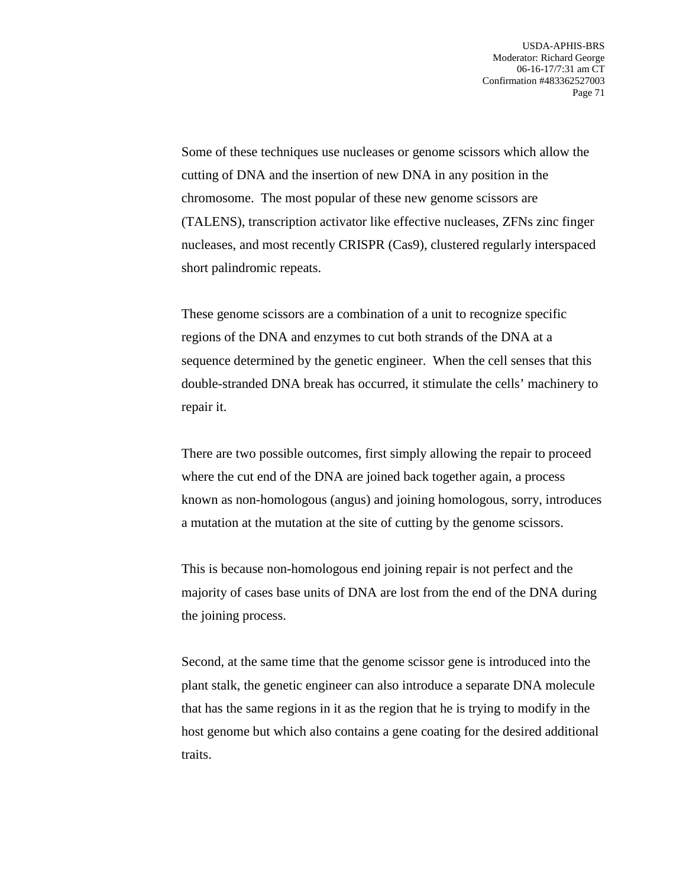Some of these techniques use nucleases or genome scissors which allow the cutting of DNA and the insertion of new DNA in any position in the chromosome. The most popular of these new genome scissors are (TALENS), transcription activator like effective nucleases, ZFNs zinc finger nucleases, and most recently CRISPR (Cas9), clustered regularly interspaced short palindromic repeats.

These genome scissors are a combination of a unit to recognize specific regions of the DNA and enzymes to cut both strands of the DNA at a sequence determined by the genetic engineer. When the cell senses that this double-stranded DNA break has occurred, it stimulate the cells' machinery to repair it.

There are two possible outcomes, first simply allowing the repair to proceed where the cut end of the DNA are joined back together again, a process known as non-homologous (angus) and joining homologous, sorry, introduces a mutation at the mutation at the site of cutting by the genome scissors.

This is because non-homologous end joining repair is not perfect and the majority of cases base units of DNA are lost from the end of the DNA during the joining process.

Second, at the same time that the genome scissor gene is introduced into the plant stalk, the genetic engineer can also introduce a separate DNA molecule that has the same regions in it as the region that he is trying to modify in the host genome but which also contains a gene coating for the desired additional traits.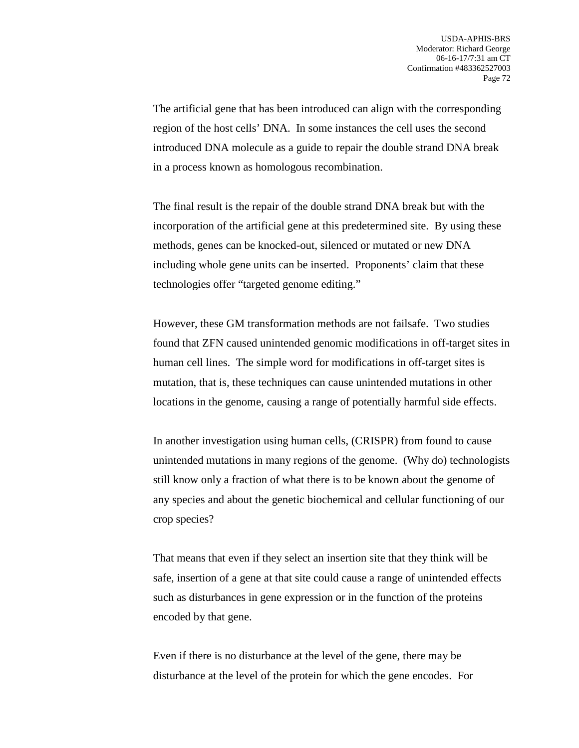The artificial gene that has been introduced can align with the corresponding region of the host cells' DNA. In some instances the cell uses the second introduced DNA molecule as a guide to repair the double strand DNA break in a process known as homologous recombination.

The final result is the repair of the double strand DNA break but with the incorporation of the artificial gene at this predetermined site. By using these methods, genes can be knocked-out, silenced or mutated or new DNA including whole gene units can be inserted. Proponents' claim that these technologies offer "targeted genome editing."

However, these GM transformation methods are not failsafe. Two studies found that ZFN caused unintended genomic modifications in off-target sites in human cell lines. The simple word for modifications in off-target sites is mutation, that is, these techniques can cause unintended mutations in other locations in the genome, causing a range of potentially harmful side effects.

In another investigation using human cells, (CRISPR) from found to cause unintended mutations in many regions of the genome. (Why do) technologists still know only a fraction of what there is to be known about the genome of any species and about the genetic biochemical and cellular functioning of our crop species?

That means that even if they select an insertion site that they think will be safe, insertion of a gene at that site could cause a range of unintended effects such as disturbances in gene expression or in the function of the proteins encoded by that gene.

Even if there is no disturbance at the level of the gene, there may be disturbance at the level of the protein for which the gene encodes. For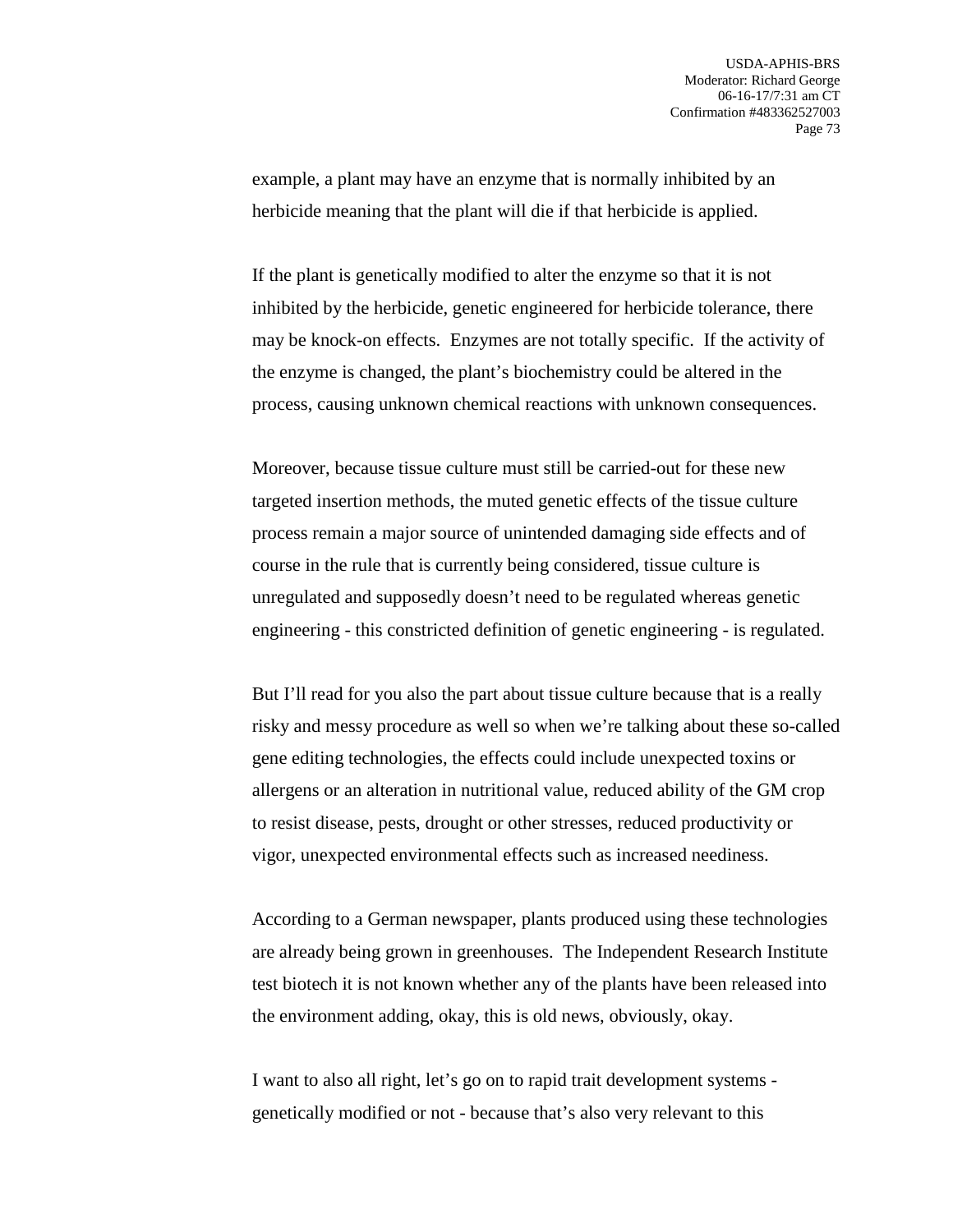example, a plant may have an enzyme that is normally inhibited by an herbicide meaning that the plant will die if that herbicide is applied.

If the plant is genetically modified to alter the enzyme so that it is not inhibited by the herbicide, genetic engineered for herbicide tolerance, there may be knock-on effects. Enzymes are not totally specific. If the activity of the enzyme is changed, the plant's biochemistry could be altered in the process, causing unknown chemical reactions with unknown consequences.

Moreover, because tissue culture must still be carried-out for these new targeted insertion methods, the muted genetic effects of the tissue culture process remain a major source of unintended damaging side effects and of course in the rule that is currently being considered, tissue culture is unregulated and supposedly doesn't need to be regulated whereas genetic engineering - this constricted definition of genetic engineering - is regulated.

But I'll read for you also the part about tissue culture because that is a really risky and messy procedure as well so when we're talking about these so-called gene editing technologies, the effects could include unexpected toxins or allergens or an alteration in nutritional value, reduced ability of the GM crop to resist disease, pests, drought or other stresses, reduced productivity or vigor, unexpected environmental effects such as increased neediness.

According to a German newspaper, plants produced using these technologies are already being grown in greenhouses. The Independent Research Institute test biotech it is not known whether any of the plants have been released into the environment adding, okay, this is old news, obviously, okay.

I want to also all right, let's go on to rapid trait development systems - genetically modified or not - because that's also very relevant to this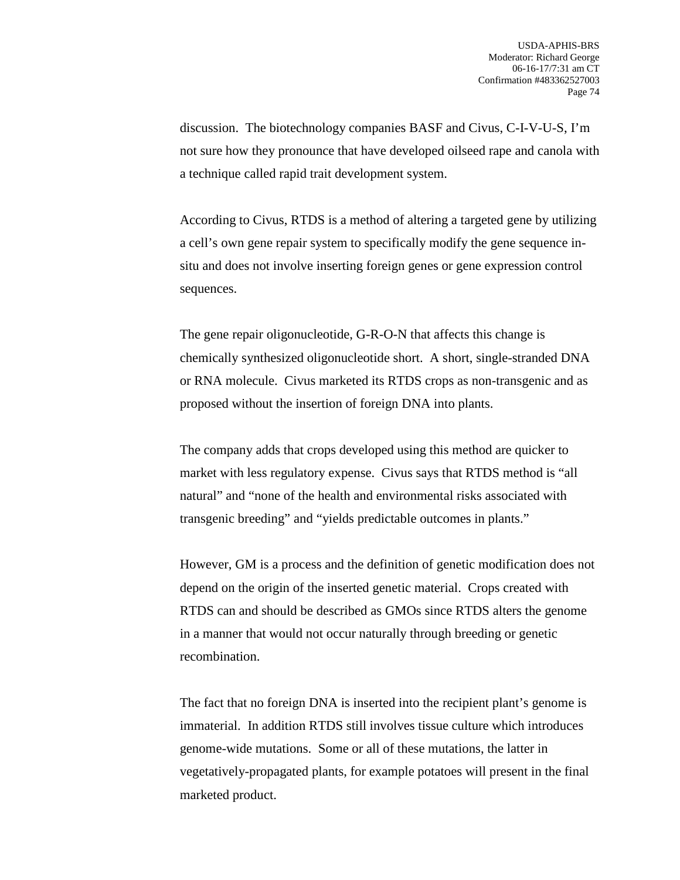discussion. The biotechnology companies BASF and Civus, C-I-V-U-S, I'm not sure how they pronounce that have developed oilseed rape and canola with a technique called rapid trait development system.

According to Civus, RTDS is a method of altering a targeted gene by utilizing a cell's own gene repair system to specifically modify the gene sequence in-situ and does not involve inserting foreign genes or gene expression control sequences.

The gene repair oligonucleotide, G-R-O-N that affects this change is chemically synthesized oligonucleotide short. A short, single-stranded DNA or RNA molecule. Civus marketed its RTDS crops as non-transgenic and as proposed without the insertion of foreign DNA into plants.

The company adds that crops developed using this method are quicker to market with less regulatory expense. Civus says that RTDS method is "all natural" and "none of the health and environmental risks associated with transgenic breeding" and "yields predictable outcomes in plants."

However, GM is a process and the definition of genetic modification does not depend on the origin of the inserted genetic material. Crops created with RTDS can and should be described as GMOs since RTDS alters the genome in a manner that would not occur naturally through breeding or genetic recombination.

The fact that no foreign DNA is inserted into the recipient plant's genome is immaterial. In addition RTDS still involves tissue culture which introduces genome-wide mutations. Some or all of these mutations, the latter in vegetatively-propagated plants, for example potatoes will present in the final marketed product.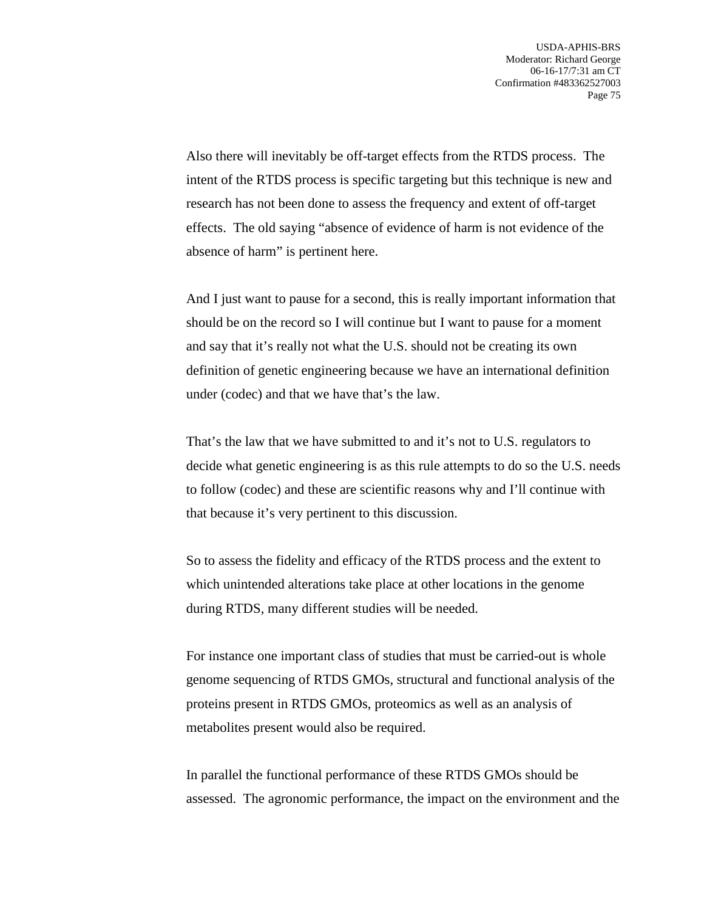Also there will inevitably be off-target effects from the RTDS process. The intent of the RTDS process is specific targeting but this technique is new and research has not been done to assess the frequency and extent of off-target effects. The old saying "absence of evidence of harm is not evidence of the absence of harm" is pertinent here.

And I just want to pause for a second, this is really important information that should be on the record so I will continue but I want to pause for a moment and say that it's really not what the U.S. should not be creating its own definition of genetic engineering because we have an international definition under (codec) and that we have that's the law.

That's the law that we have submitted to and it's not to U.S. regulators to decide what genetic engineering is as this rule attempts to do so the U.S. needs to follow (codec) and these are scientific reasons why and I'll continue with that because it's very pertinent to this discussion.

So to assess the fidelity and efficacy of the RTDS process and the extent to which unintended alterations take place at other locations in the genome during RTDS, many different studies will be needed.

For instance one important class of studies that must be carried-out is whole genome sequencing of RTDS GMOs, structural and functional analysis of the proteins present in RTDS GMOs, proteomics as well as an analysis of metabolites present would also be required.

In parallel the functional performance of these RTDS GMOs should be assessed. The agronomic performance, the impact on the environment and the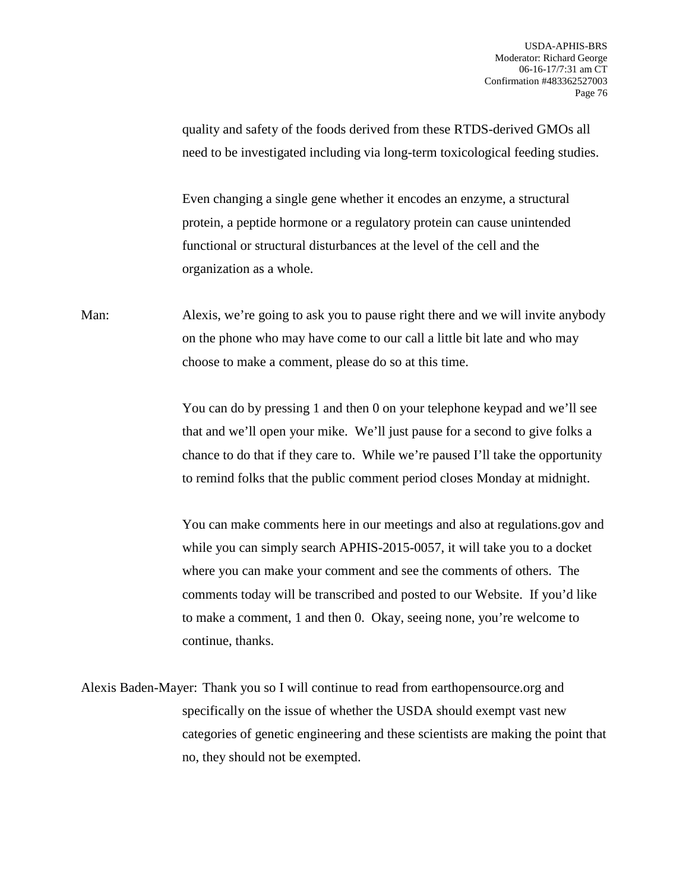quality and safety of the foods derived from these RTDS-derived GMOs all need to be investigated including via long-term toxicological feeding studies.

Even changing a single gene whether it encodes an enzyme, a structural protein, a peptide hormone or a regulatory protein can cause unintended functional or structural disturbances at the level of the cell and the organization as a whole.

Man: Alexis, we're going to ask you to pause right there and we will invite anybody on the phone who may have come to our call a little bit late and who may choose to make a comment, please do so at this time.

You can do by pressing 1 and then 0 on your telephone keypad and we'll see that and we'll open your mike. We'll just pause for a second to give folks a chance to do that if they care to. While we're paused I'll take the opportunity to remind folks that the public comment period closes Monday at midnight.

You can make comments here in our meetings and also at regulations.gov and while you can simply search APHIS-2015-0057, it will take you to a docket where you can make your comment and see the comments of others. The comments today will be transcribed and posted to our Website. If you'd like to make a comment, 1 and then 0. Okay, seeing none, you're welcome to continue, thanks.

Alexis Baden-Mayer: Thank you so I will continue to read from earthopensource.org and specifically on the issue of whether the USDA should exempt vast new categories of genetic engineering and these scientists are making the point that no, they should not be exempted.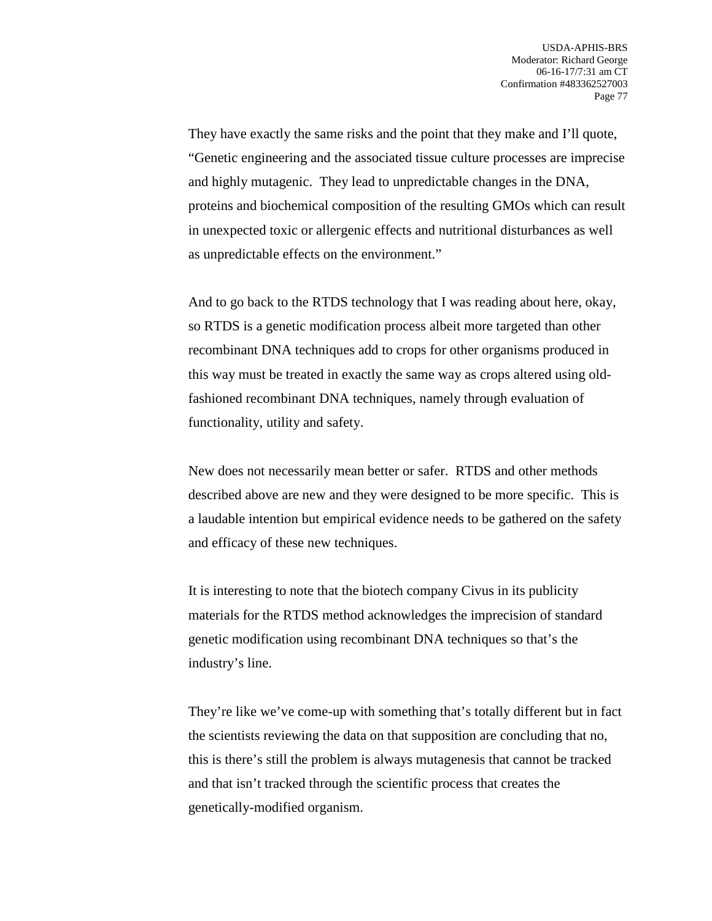They have exactly the same risks and the point that they make and I'll quote, "Genetic engineering and the associated tissue culture processes are imprecise and highly mutagenic. They lead to unpredictable changes in the DNA, proteins and biochemical composition of the resulting GMOs which can result in unexpected toxic or allergenic effects and nutritional disturbances as well as unpredictable effects on the environment."

And to go back to the RTDS technology that I was reading about here, okay, so RTDS is a genetic modification process albeit more targeted than other recombinant DNA techniques add to crops for other organisms produced in this way must be treated in exactly the same way as crops altered using old-fashioned recombinant DNA techniques, namely through evaluation of functionality, utility and safety.

New does not necessarily mean better or safer. RTDS and other methods described above are new and they were designed to be more specific. This is a laudable intention but empirical evidence needs to be gathered on the safety and efficacy of these new techniques.

It is interesting to note that the biotech company Civus in its publicity materials for the RTDS method acknowledges the imprecision of standard genetic modification using recombinant DNA techniques so that's the industry's line.

They're like we've come-up with something that's totally different but in fact the scientists reviewing the data on that supposition are concluding that no, this is there's still the problem is always mutagenesis that cannot be tracked and that isn't tracked through the scientific process that creates the genetically-modified organism.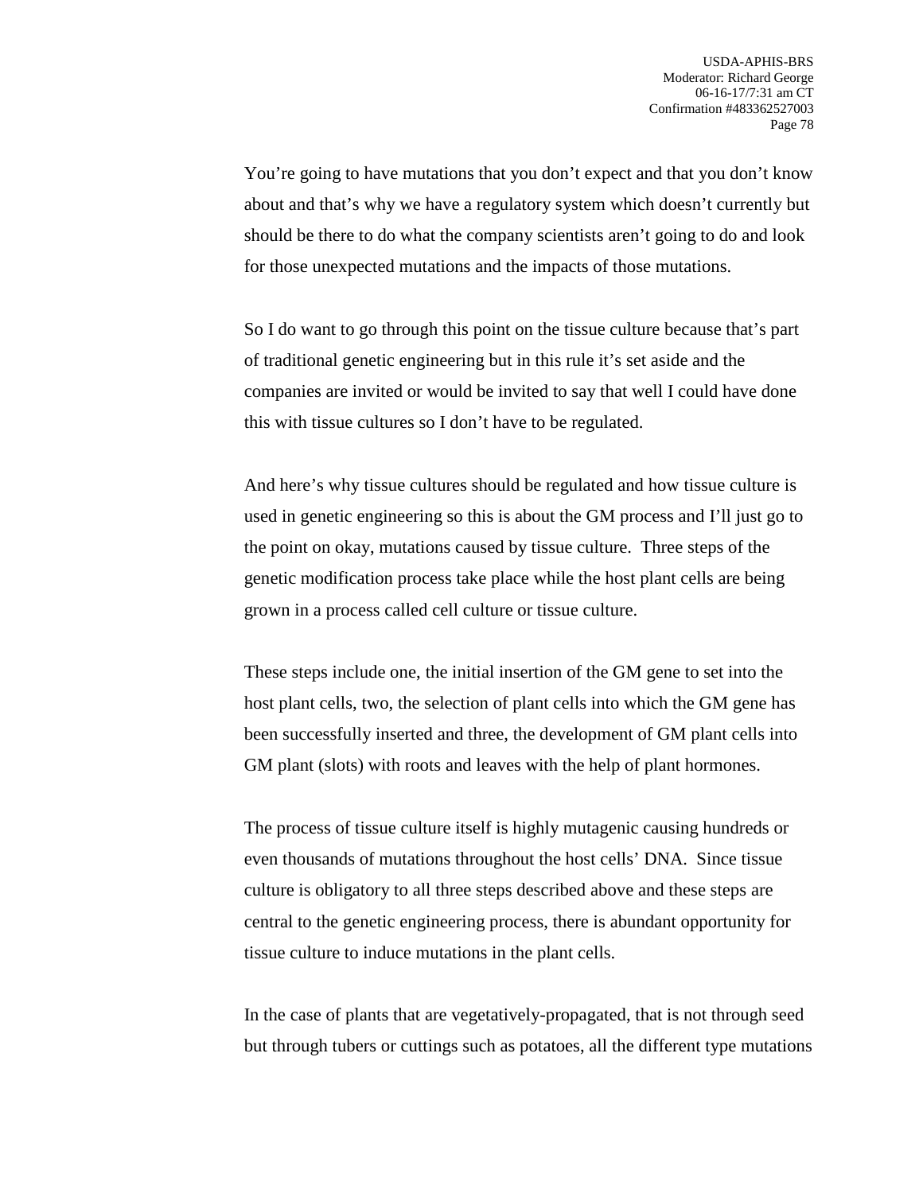You're going to have mutations that you don't expect and that you don't know about and that's why we have a regulatory system which doesn't currently but should be there to do what the company scientists aren't going to do and look for those unexpected mutations and the impacts of those mutations.

So I do want to go through this point on the tissue culture because that's part of traditional genetic engineering but in this rule it's set aside and the companies are invited or would be invited to say that well I could have done this with tissue cultures so I don't have to be regulated.

And here's why tissue cultures should be regulated and how tissue culture is used in genetic engineering so this is about the GM process and I'll just go to the point on okay, mutations caused by tissue culture. Three steps of the genetic modification process take place while the host plant cells are being grown in a process called cell culture or tissue culture.

These steps include one, the initial insertion of the GM gene to set into the host plant cells, two, the selection of plant cells into which the GM gene has been successfully inserted and three, the development of GM plant cells into GM plant (slots) with roots and leaves with the help of plant hormones.

The process of tissue culture itself is highly mutagenic causing hundreds or even thousands of mutations throughout the host cells' DNA. Since tissue culture is obligatory to all three steps described above and these steps are central to the genetic engineering process, there is abundant opportunity for tissue culture to induce mutations in the plant cells.

In the case of plants that are vegetatively-propagated, that is not through seed but through tubers or cuttings such as potatoes, all the different type mutations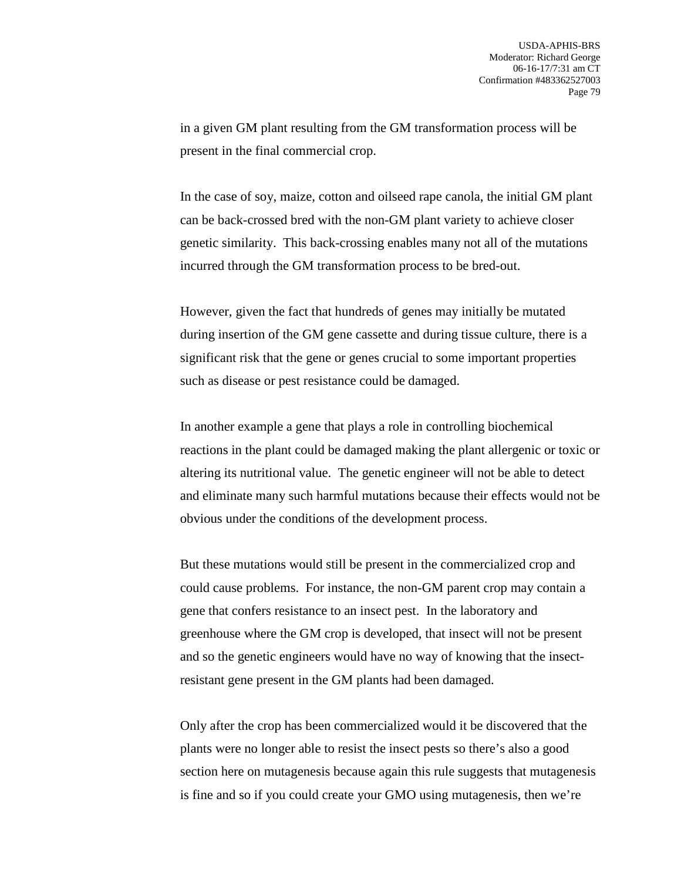in a given GM plant resulting from the GM transformation process will be present in the final commercial crop.

In the case of soy, maize, cotton and oilseed rape canola, the initial GM plant can be back-crossed bred with the non-GM plant variety to achieve closer genetic similarity.  This back-crossing enables many not all of the mutations incurred through the GM transformation process to be bred-out.

However, given the fact that hundreds of genes may initially be mutated during insertion of the GM gene cassette and during tissue culture, there is a significant risk that the gene or genes crucial to some important properties such as disease or pest resistance could be damaged.

In another example a gene that plays a role in controlling biochemical reactions in the plant could be damaged making the plant allergenic or toxic or altering its nutritional value.  The genetic engineer will not be able to detect and eliminate many such harmful mutations because their effects would not be obvious under the conditions of the development process.

But these mutations would still be present in the commercialized crop and could cause problems.  For instance, the non-GM parent crop may contain a gene that confers resistance to an insect pest.  In the laboratory and greenhouse where the GM crop is developed, that insect will not be present and so the genetic engineers would have no way of knowing that the insect-resistant gene present in the GM plants had been damaged.

Only after the crop has been commercialized would it be discovered that the plants were no longer able to resist the insect pests so there's also a good section here on mutagenesis because again this rule suggests that mutagenesis is fine and so if you could create your GMO using mutagenesis, then we're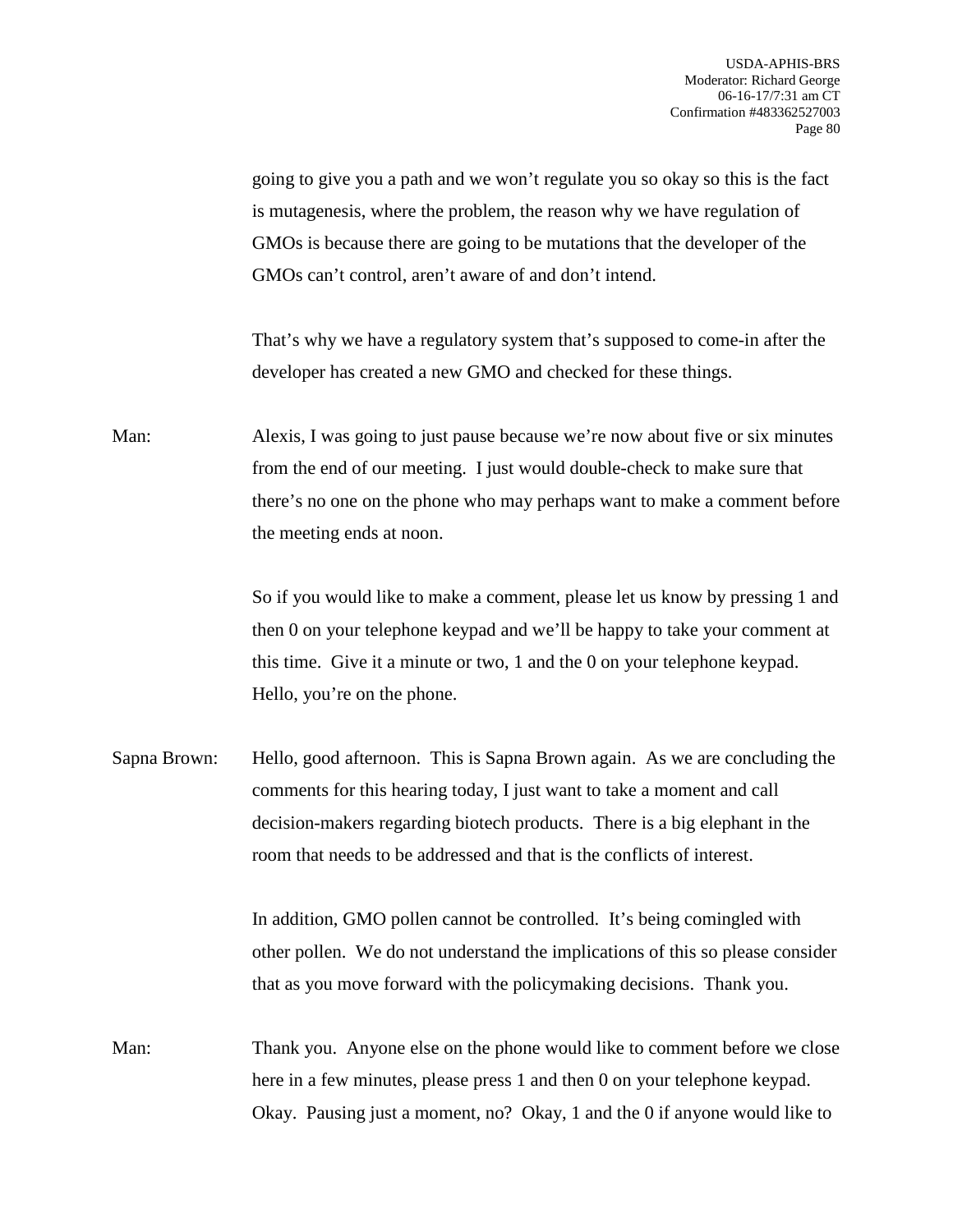going to give you a path and we won't regulate you so okay so this is the fact is mutagenesis, where the problem, the reason why we have regulation of GMOs is because there are going to be mutations that the developer of the GMOs can't control, aren't aware of and don't intend.

That's why we have a regulatory system that's supposed to come-in after the developer has created a new GMO and checked for these things.

Man: Alexis, I was going to just pause because we're now about five or six minutes from the end of our meeting. I just would double-check to make sure that there's no one on the phone who may perhaps want to make a comment before the meeting ends at noon.

So if you would like to make a comment, please let us know by pressing 1 and then 0 on your telephone keypad and we'll be happy to take your comment at this time. Give it a minute or two, 1 and the 0 on your telephone keypad. Hello, you're on the phone.

Sapna Brown: Hello, good afternoon. This is Sapna Brown again. As we are concluding the comments for this hearing today, I just want to take a moment and call decision-makers regarding biotech products. There is a big elephant in the room that needs to be addressed and that is the conflicts of interest.

In addition, GMO pollen cannot be controlled. It's being comingled with other pollen. We do not understand the implications of this so please consider that as you move forward with the policymaking decisions. Thank you.

Man: Thank you. Anyone else on the phone would like to comment before we close here in a few minutes, please press 1 and then 0 on your telephone keypad. Okay. Pausing just a moment, no? Okay, 1 and the 0 if anyone would like to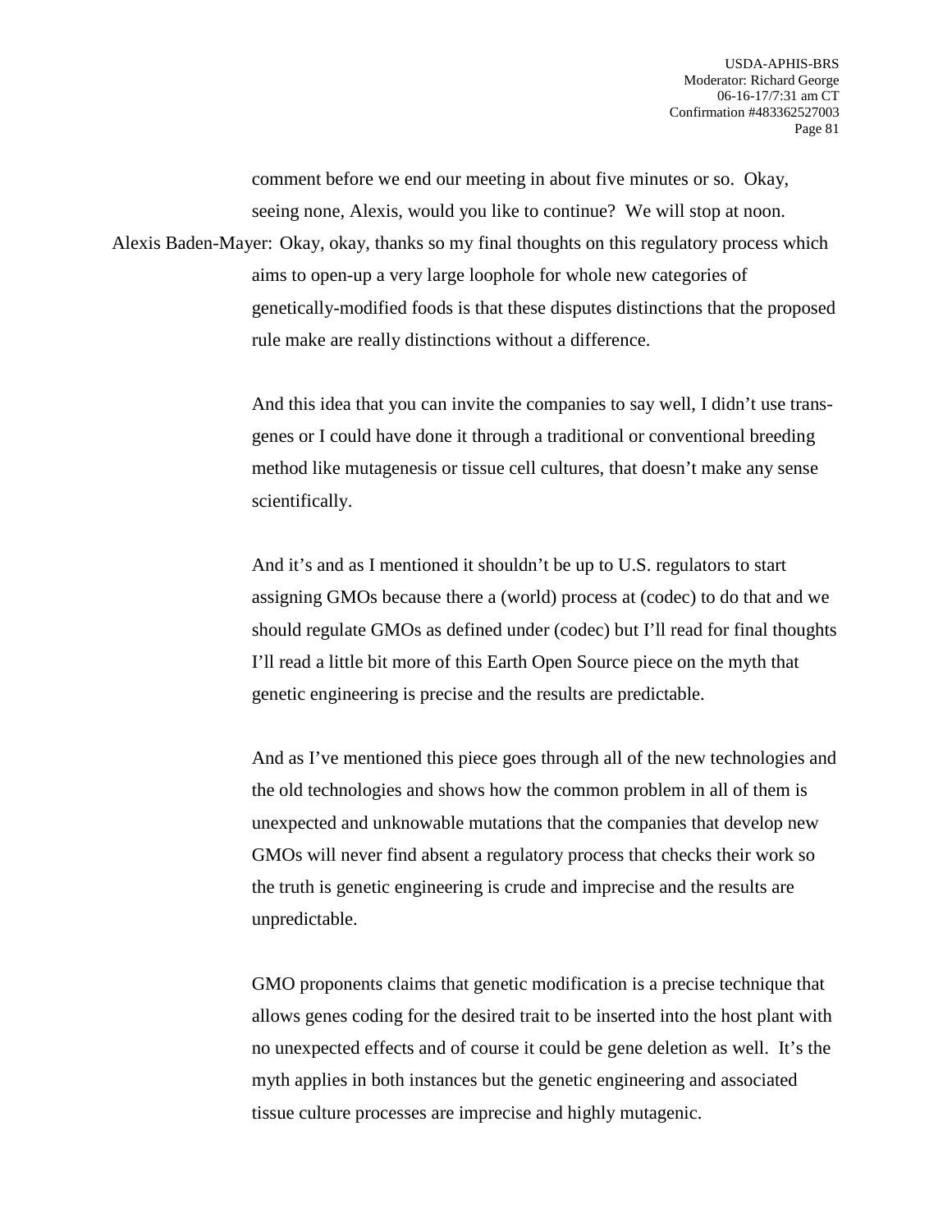comment before we end our meeting in about five minutes or so. Okay, seeing none, Alexis, would you like to continue? We will stop at noon.

Alexis Baden-Mayer: Okay, okay, thanks so my final thoughts on this regulatory process which aims to open-up a very large loophole for whole new categories of genetically-modified foods is that these disputes distinctions that the proposed rule make are really distinctions without a difference.

And this idea that you can invite the companies to say well, I didn't use trans-genes or I could have done it through a traditional or conventional breeding method like mutagenesis or tissue cell cultures, that doesn't make any sense scientifically.

And it's and as I mentioned it shouldn't be up to U.S. regulators to start assigning GMOs because there a (world) process at (codec) to do that and we should regulate GMOs as defined under (codec) but I'll read for final thoughts I'll read a little bit more of this Earth Open Source piece on the myth that genetic engineering is precise and the results are predictable.

And as I've mentioned this piece goes through all of the new technologies and the old technologies and shows how the common problem in all of them is unexpected and unknowable mutations that the companies that develop new GMOs will never find absent a regulatory process that checks their work so the truth is genetic engineering is crude and imprecise and the results are unpredictable.

GMO proponents claims that genetic modification is a precise technique that allows genes coding for the desired trait to be inserted into the host plant with no unexpected effects and of course it could be gene deletion as well. It's the myth applies in both instances but the genetic engineering and associated tissue culture processes are imprecise and highly mutagenic.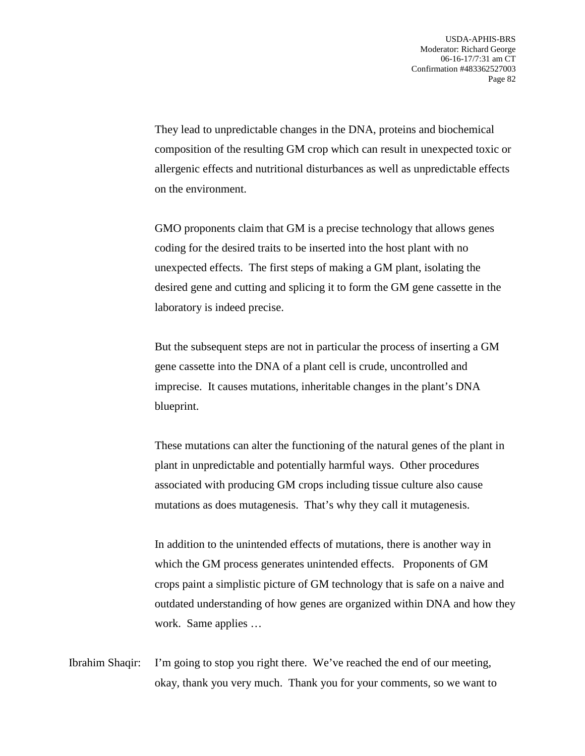They lead to unpredictable changes in the DNA, proteins and biochemical composition of the resulting GM crop which can result in unexpected toxic or allergenic effects and nutritional disturbances as well as unpredictable effects on the environment.

GMO proponents claim that GM is a precise technology that allows genes coding for the desired traits to be inserted into the host plant with no unexpected effects. The first steps of making a GM plant, isolating the desired gene and cutting and splicing it to form the GM gene cassette in the laboratory is indeed precise.

But the subsequent steps are not in particular the process of inserting a GM gene cassette into the DNA of a plant cell is crude, uncontrolled and imprecise. It causes mutations, inheritable changes in the plant's DNA blueprint.

These mutations can alter the functioning of the natural genes of the plant in plant in unpredictable and potentially harmful ways. Other procedures associated with producing GM crops including tissue culture also cause mutations as does mutagenesis. That's why they call it mutagenesis.

In addition to the unintended effects of mutations, there is another way in which the GM process generates unintended effects. Proponents of GM crops paint a simplistic picture of GM technology that is safe on a naive and outdated understanding of how genes are organized within DNA and how they work. Same applies …

Ibrahim Shaqir: I'm going to stop you right there. We've reached the end of our meeting, okay, thank you very much. Thank you for your comments, so we want to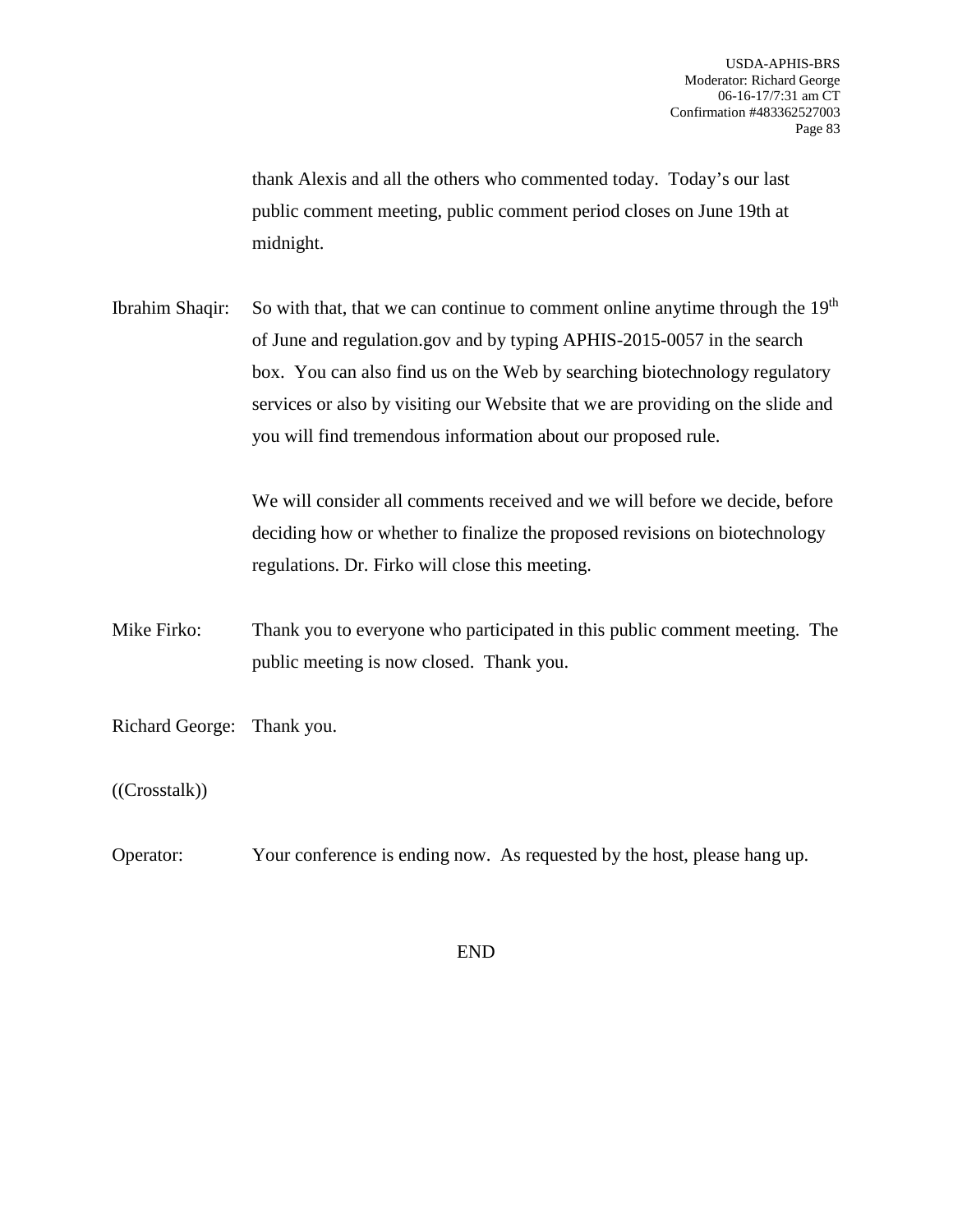thank Alexis and all the others who commented today. Today's our last public comment meeting, public comment period closes on June 19th at midnight.

Ibrahim Shaqir: So with that, that we can continue to comment online anytime through the 19th of June and regulation.gov and by typing APHIS-2015-0057 in the search box. You can also find us on the Web by searching biotechnology regulatory services or also by visiting our Website that we are providing on the slide and you will find tremendous information about our proposed rule.

We will consider all comments received and we will before we decide, before deciding how or whether to finalize the proposed revisions on biotechnology regulations. Dr. Firko will close this meeting.

Mike Firko: Thank you to everyone who participated in this public comment meeting. The public meeting is now closed. Thank you.

Richard George: Thank you.

((Crosstalk))

Operator: Your conference is ending now. As requested by the host, please hang up.

END